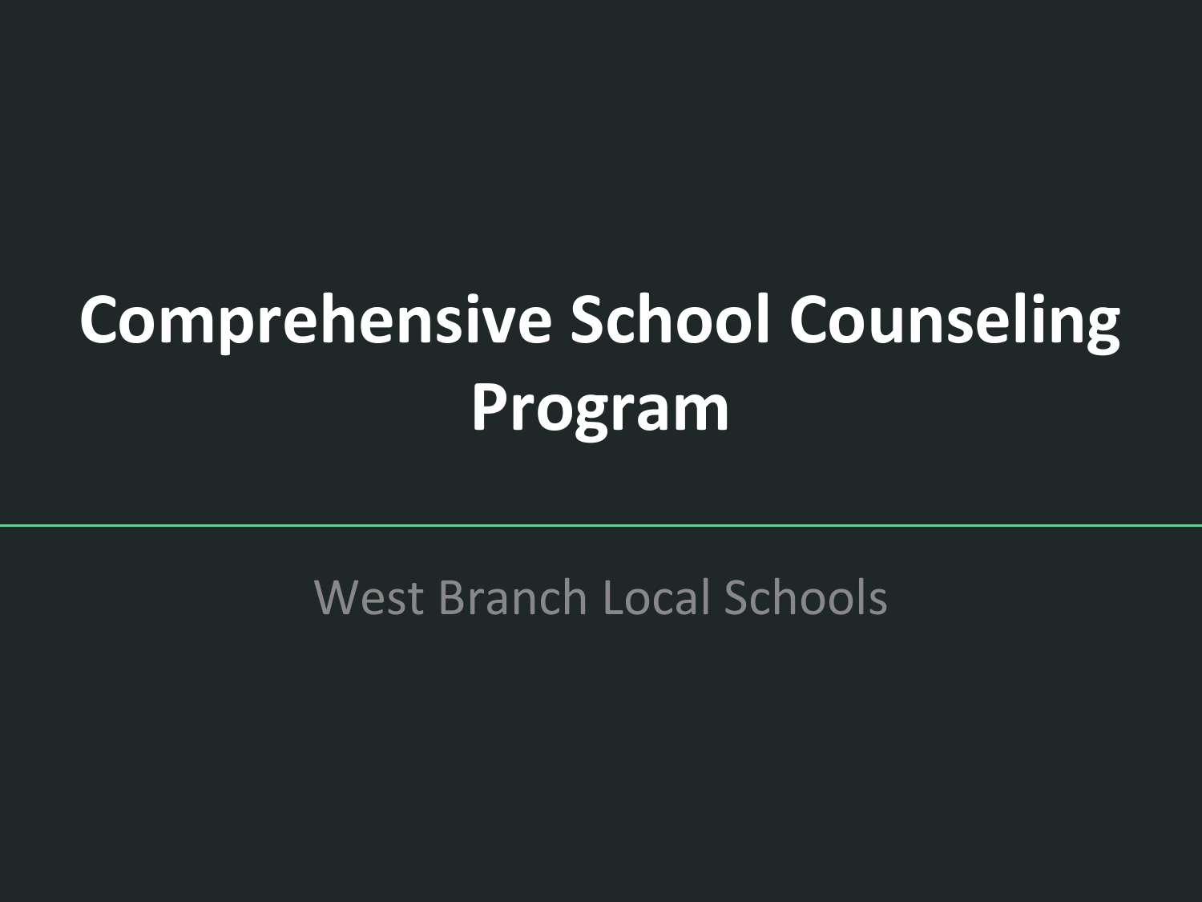# Comprehensive School Counseling Program

West Branch Local Schools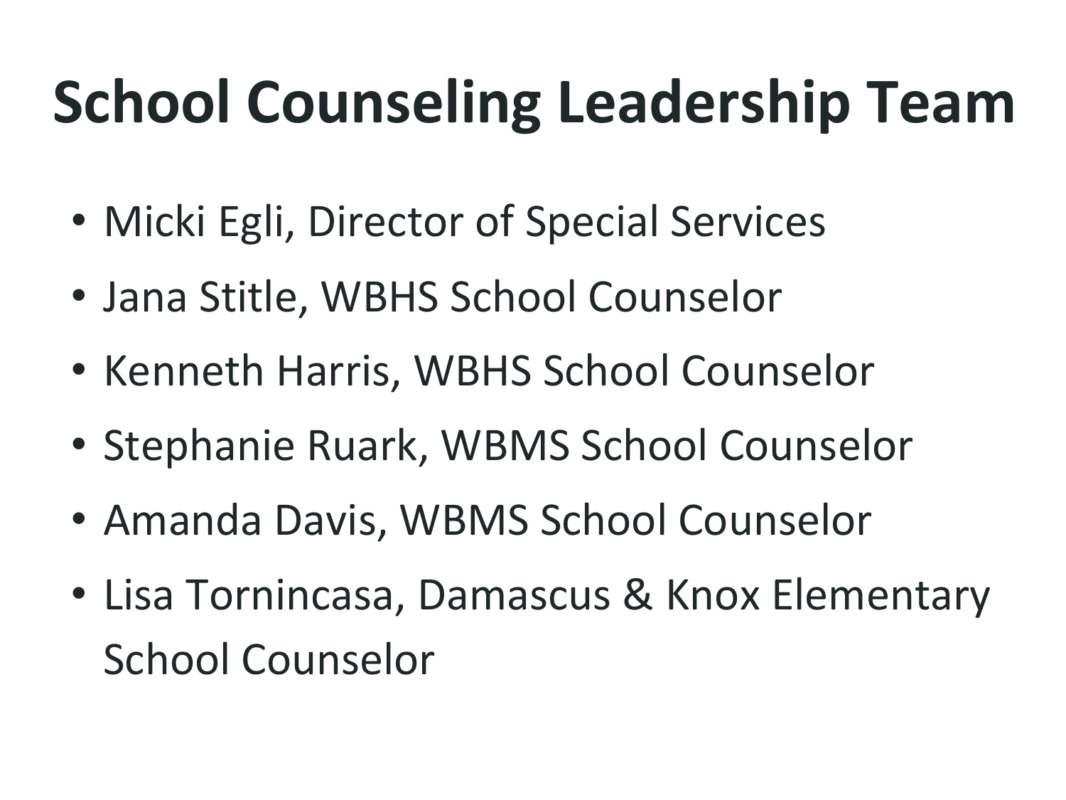# School Counseling Leadership Team

- Micki Egli, Director of Special Services
- Jana Stitle, WBHS School Counselor
- Kenneth Harris, WBHS School Counselor
- Stephanie Ruark, WBMS School Counselor
- Amanda Davis, WBMS School Counselor
- Lisa Tornincasa, Damascus & Knox Elementary School Counselor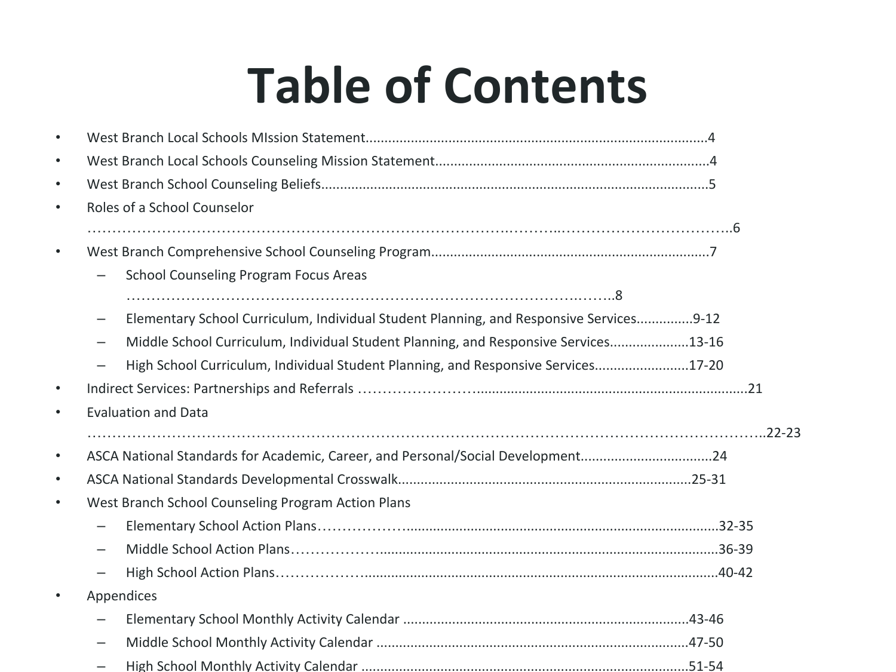# Table of Contents

- West Branch Local Schools MIssion Statement.........................................................................................4
- West Branch Local Schools Counseling Mission Statement.......................................................................4
- West Branch School Counseling Beliefs.....................................................................................................5
- Roles of a School Counselor ……………………………………………………………………….……..……………………………..6
- West Branch Comprehensive School Counseling Program........................................................................7
  - School Counseling Program Focus Areas ……………………………………………………………………….…….8
  - Elementary School Curriculum, Individual Student Planning, and Responsive Services..............9-12
  - Middle School Curriculum, Individual Student Planning, and Responsive Services....................13-16
  - High School Curriculum, Individual Student Planning, and Responsive Services........................17-20
- Indirect Services: Partnerships and Referrals …………………….......................................................................21
- Evaluation and Data ……………………………………………………………………………………………………………………..22-23
- ASCA National Standards for Academic, Career, and Personal/Social Development..................................24
- ASCA National Standards Developmental Crosswalk.............................................................................25-31
- West Branch School Counseling Program Action Plans
  - Elementary School Action Plans…………….................................................................................32-35
  - Middle School Action Plans…………….........................................................................................36-39
  - High School Action Plans……………..............................................................................................40-42
- Appendices
  - Elementary School Monthly Activity Calendar ..........................................................................43-46
  - Middle School Monthly Activity Calendar .................................................................................47-50
  - High School Monthly Activity Calendar ......................................................................................51-54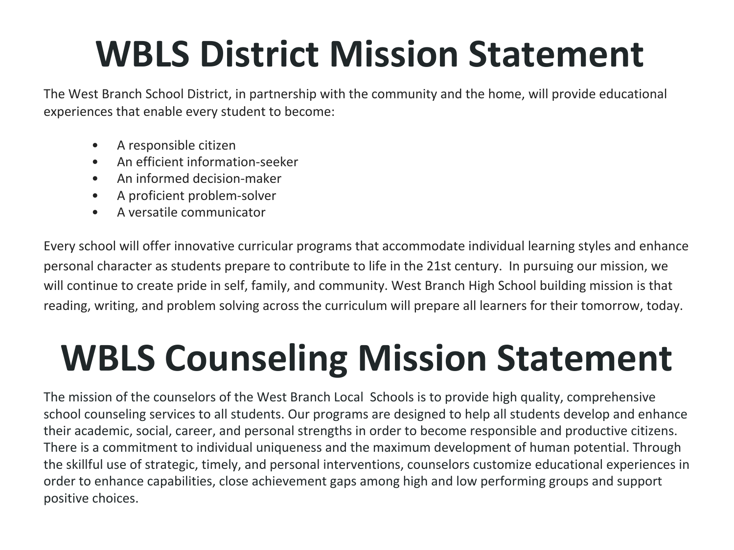# WBLS District Mission Statement

The West Branch School District, in partnership with the community and the home, will provide educational experiences that enable every student to become:

- A responsible citizen
- An efficient information-seeker
- An informed decision-maker
- A proficient problem-solver
- A versatile communicator

Every school will offer innovative curricular programs that accommodate individual learning styles and enhance personal character as students prepare to contribute to life in the 21st century. In pursuing our mission, we will continue to create pride in self, family, and community. West Branch High School building mission is that reading, writing, and problem solving across the curriculum will prepare all learners for their tomorrow, today.

# WBLS Counseling Mission Statement

The mission of the counselors of the West Branch Local Schools is to provide high quality, comprehensive school counseling services to all students. Our programs are designed to help all students develop and enhance their academic, social, career, and personal strengths in order to become responsible and productive citizens. There is a commitment to individual uniqueness and the maximum development of human potential. Through the skillful use of strategic, timely, and personal interventions, counselors customize educational experiences in order to enhance capabilities, close achievement gaps among high and low performing groups and support positive choices.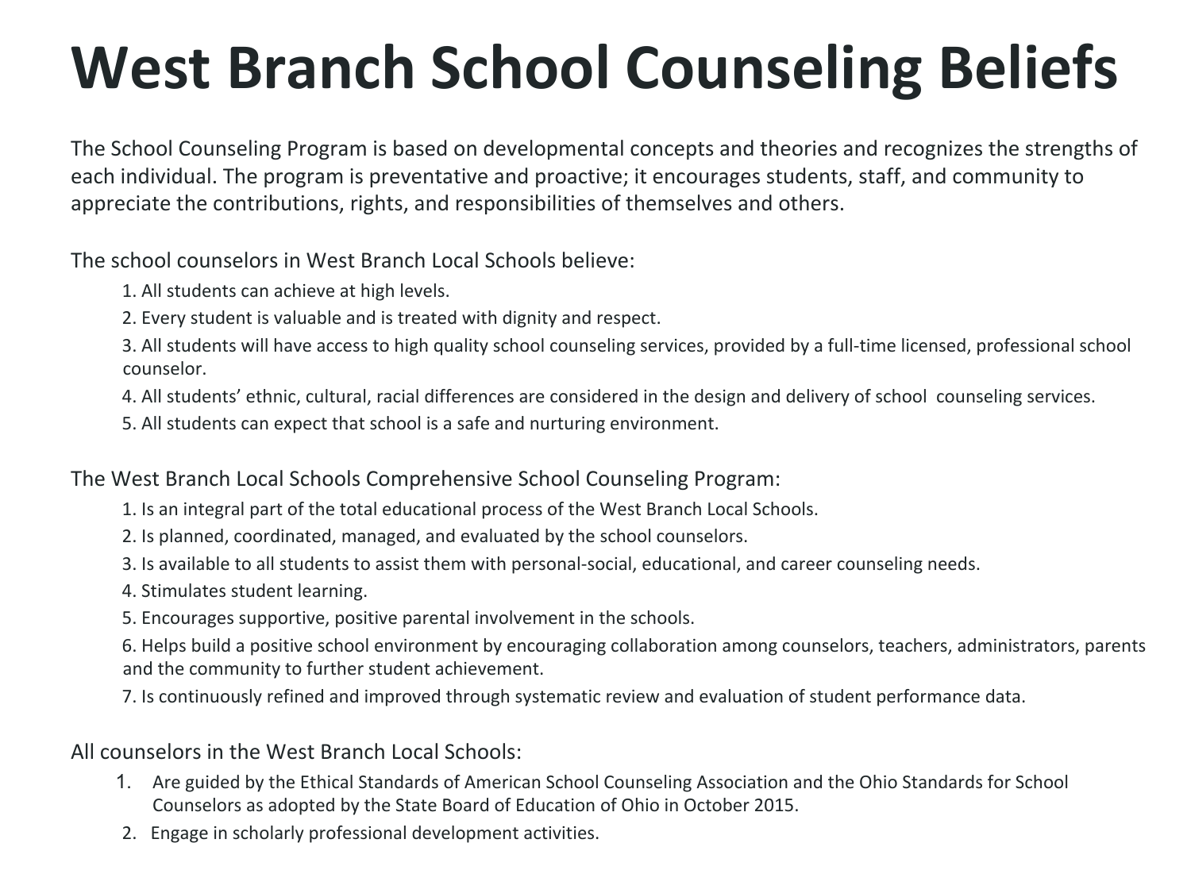# West Branch School Counseling Beliefs

The School Counseling Program is based on developmental concepts and theories and recognizes the strengths of each individual. The program is preventative and proactive; it encourages students, staff, and community to appreciate the contributions, rights, and responsibilities of themselves and others.

The school counselors in West Branch Local Schools believe:

1. All students can achieve at high levels.
2. Every student is valuable and is treated with dignity and respect.
3. All students will have access to high quality school counseling services, provided by a full-time licensed, professional school counselor.
4. All students' ethnic, cultural, racial differences are considered in the design and delivery of school counseling services.
5. All students can expect that school is a safe and nurturing environment.

The West Branch Local Schools Comprehensive School Counseling Program:

1. Is an integral part of the total educational process of the West Branch Local Schools.
2. Is planned, coordinated, managed, and evaluated by the school counselors.
3. Is available to all students to assist them with personal-social, educational, and career counseling needs.
4. Stimulates student learning.
5. Encourages supportive, positive parental involvement in the schools.
6. Helps build a positive school environment by encouraging collaboration among counselors, teachers, administrators, parents and the community to further student achievement.
7. Is continuously refined and improved through systematic review and evaluation of student performance data.

All counselors in the West Branch Local Schools:

1. Are guided by the Ethical Standards of American School Counseling Association and the Ohio Standards for School Counselors as adopted by the State Board of Education of Ohio in October 2015.
2. Engage in scholarly professional development activities.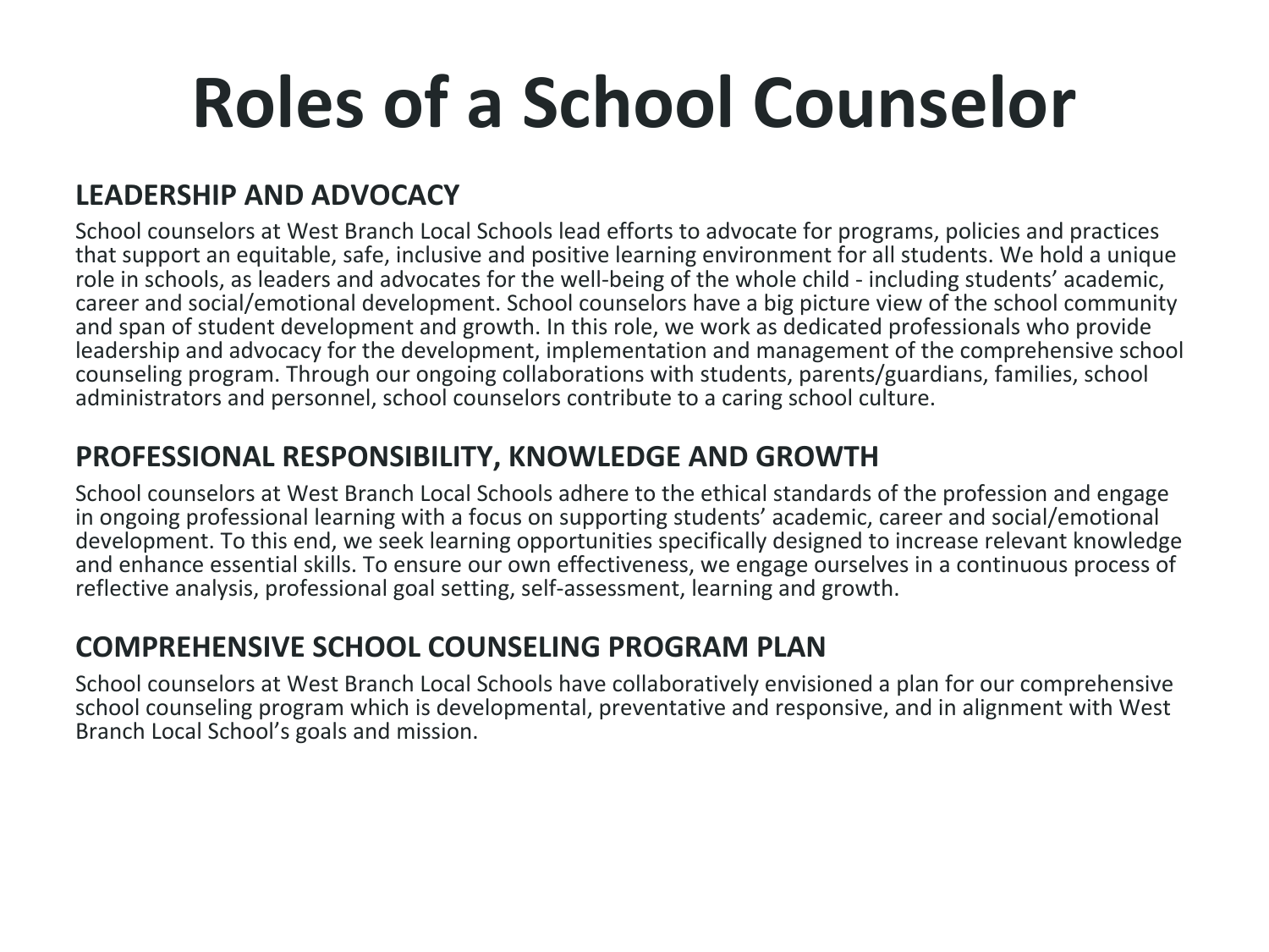# Roles of a School Counselor

## LEADERSHIP AND ADVOCACY

School counselors at West Branch Local Schools lead efforts to advocate for programs, policies and practices that support an equitable, safe, inclusive and positive learning environment for all students. We hold a unique role in schools, as leaders and advocates for the well-being of the whole child - including students' academic, career and social/emotional development. School counselors have a big picture view of the school community and span of student development and growth. In this role, we work as dedicated professionals who provide leadership and advocacy for the development, implementation and management of the comprehensive school counseling program. Through our ongoing collaborations with students, parents/guardians, families, school administrators and personnel, school counselors contribute to a caring school culture.

## PROFESSIONAL RESPONSIBILITY, KNOWLEDGE AND GROWTH

School counselors at West Branch Local Schools adhere to the ethical standards of the profession and engage in ongoing professional learning with a focus on supporting students' academic, career and social/emotional development. To this end, we seek learning opportunities specifically designed to increase relevant knowledge and enhance essential skills. To ensure our own effectiveness, we engage ourselves in a continuous process of reflective analysis, professional goal setting, self-assessment, learning and growth.

## COMPREHENSIVE SCHOOL COUNSELING PROGRAM PLAN

School counselors at West Branch Local Schools have collaboratively envisioned a plan for our comprehensive school counseling program which is developmental, preventative and responsive, and in alignment with West Branch Local School's goals and mission.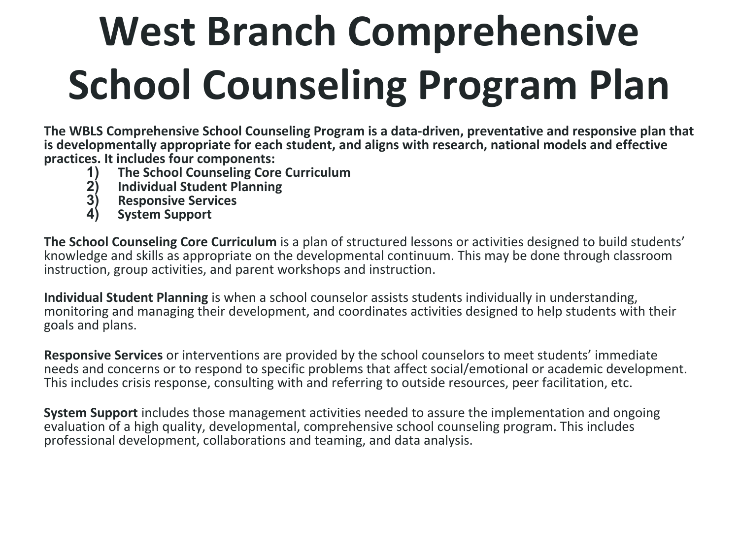# West Branch Comprehensive School Counseling Program Plan

**The WBLS Comprehensive School Counseling Program is a data-driven, preventative and responsive plan that is developmentally appropriate for each student, and aligns with research, national models and effective practices. It includes four components:**

1) **The School Counseling Core Curriculum**
2) **Individual Student Planning**
3) **Responsive Services**
4) **System Support**

**The School Counseling Core Curriculum** is a plan of structured lessons or activities designed to build students' knowledge and skills as appropriate on the developmental continuum. This may be done through classroom instruction, group activities, and parent workshops and instruction.

**Individual Student Planning** is when a school counselor assists students individually in understanding, monitoring and managing their development, and coordinates activities designed to help students with their goals and plans.

**Responsive Services** or interventions are provided by the school counselors to meet students' immediate needs and concerns or to respond to specific problems that affect social/emotional or academic development. This includes crisis response, consulting with and referring to outside resources, peer facilitation, etc.

**System Support** includes those management activities needed to assure the implementation and ongoing evaluation of a high quality, developmental, comprehensive school counseling program. This includes professional development, collaborations and teaming, and data analysis.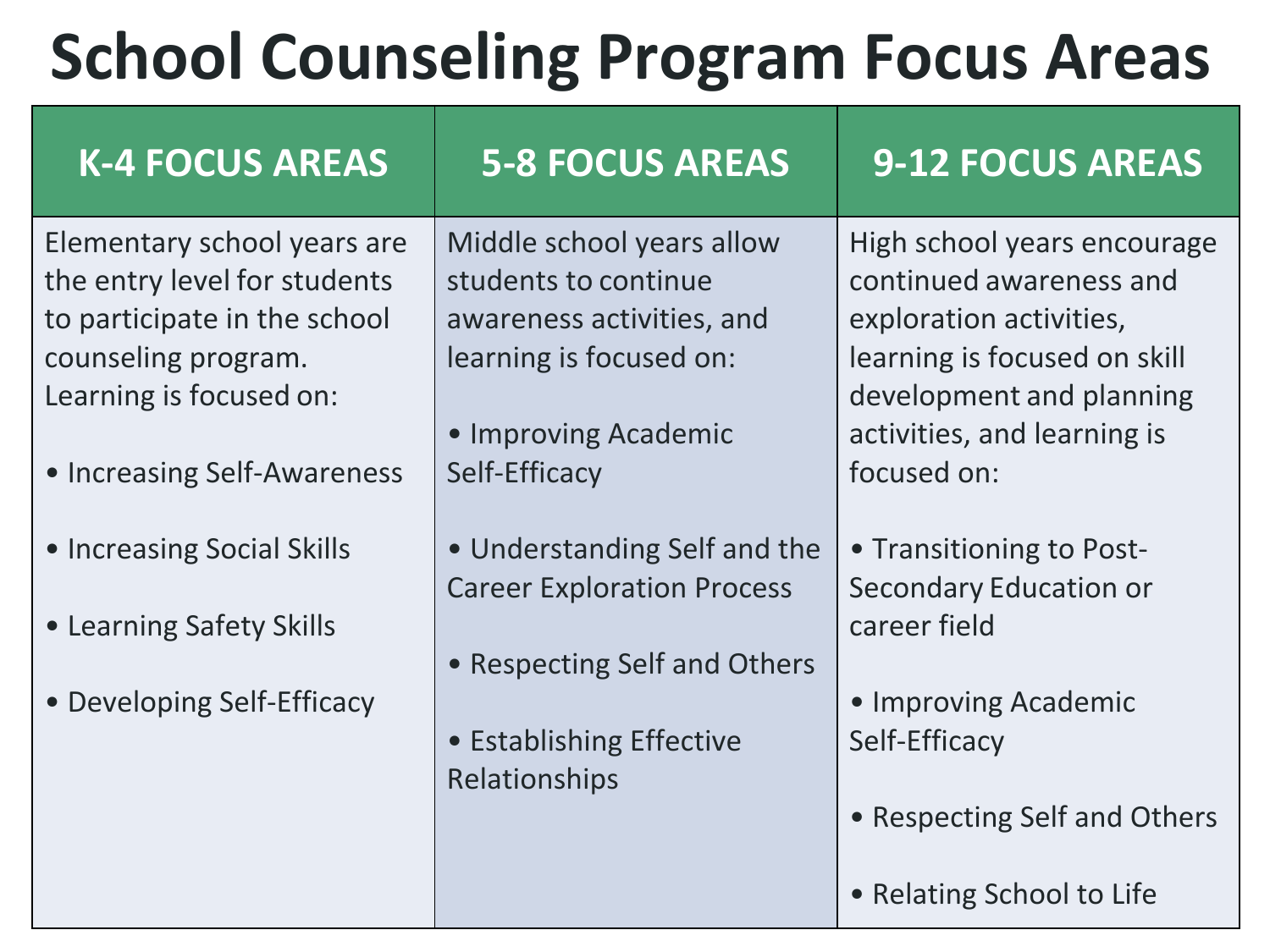# School Counseling Program Focus Areas

| K-4 FOCUS AREAS | 5-8 FOCUS AREAS | 9-12 FOCUS AREAS |
| --- | --- | --- |
| Elementary school years are the entry level for students to participate in the school counseling program. Learning is focused on:<br><br>• Increasing Self-Awareness<br><br>• Increasing Social Skills<br><br>• Learning Safety Skills<br><br>• Developing Self-Efficacy | Middle school years allow students to continue awareness activities, and learning is focused on:<br><br>• Improving Academic Self-Efficacy<br><br>• Understanding Self and the Career Exploration Process<br><br>• Respecting Self and Others<br><br>• Establishing Effective Relationships | High school years encourage continued awareness and exploration activities, learning is focused on skill development and planning activities, and learning is focused on:<br><br>• Transitioning to Post-Secondary Education or career field<br><br>• Improving Academic Self-Efficacy<br><br>• Respecting Self and Others<br><br>• Relating School to Life |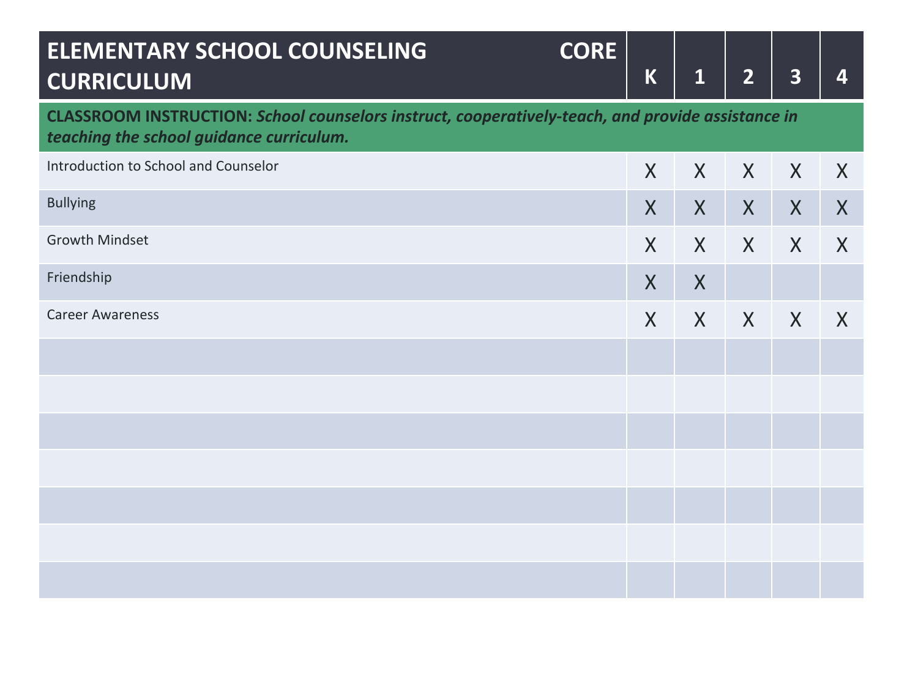| ELEMENTARY SCHOOL COUNSELING CORE CURRICULUM | K | 1 | 2 | 3 | 4 |
|---|---|---|---|---|---|
| **CLASSROOM INSTRUCTION:** ***School counselors instruct, cooperatively-teach, and provide assistance in teaching the school guidance curriculum.*** | | | | | |
| Introduction to School and Counselor | X | X | X | X | X |
| Bullying | X | X | X | X | X |
| Growth Mindset | X | X | X | X | X |
| Friendship | X | X | | | |
| Career Awareness | X | X | X | X | X |
| | | | | | |
| | | | | | |
| | | | | | |
| | | | | | |
| | | | | | |
| | | | | | |
| | | | | | |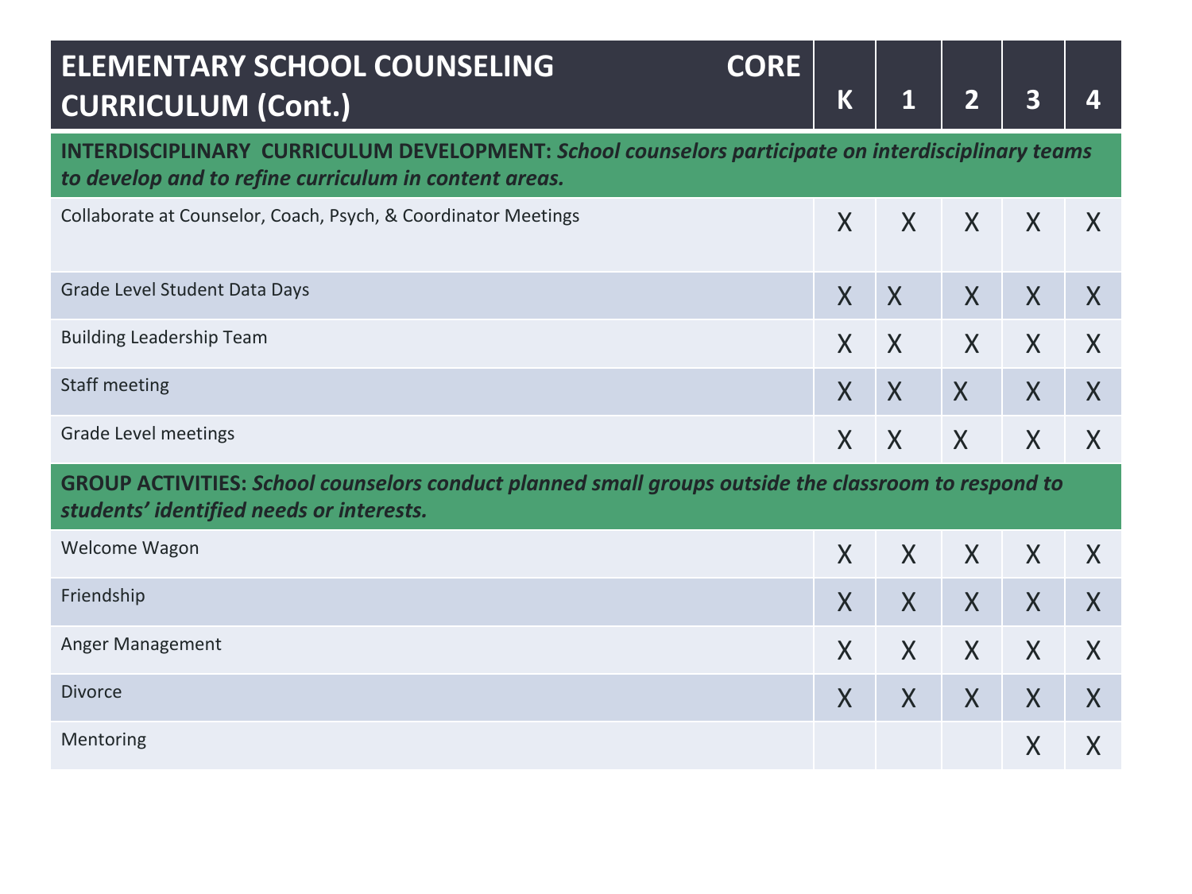| ELEMENTARY SCHOOL COUNSELING CORE CURRICULUM (Cont.) | K | 1 | 2 | 3 | 4 |
|---|---|---|---|---|---|
| **INTERDISCIPLINARY CURRICULUM DEVELOPMENT:** ***School counselors participate on interdisciplinary teams to develop and to refine curriculum in content areas.*** | | | | | |
| Collaborate at Counselor, Coach, Psych, & Coordinator Meetings | X | X | X | X | X |
| Grade Level Student Data Days | X | X | X | X | X |
| Building Leadership Team | X | X | X | X | X |
| Staff meeting | X | X | X | X | X |
| Grade Level meetings | X | X | X | X | X |
| **GROUP ACTIVITIES:** ***School counselors conduct planned small groups outside the classroom to respond to students' identified needs or interests.*** | | | | | |
| Welcome Wagon | X | X | X | X | X |
| Friendship | X | X | X | X | X |
| Anger Management | X | X | X | X | X |
| Divorce | X | X | X | X | X |
| Mentoring | | | | X | X |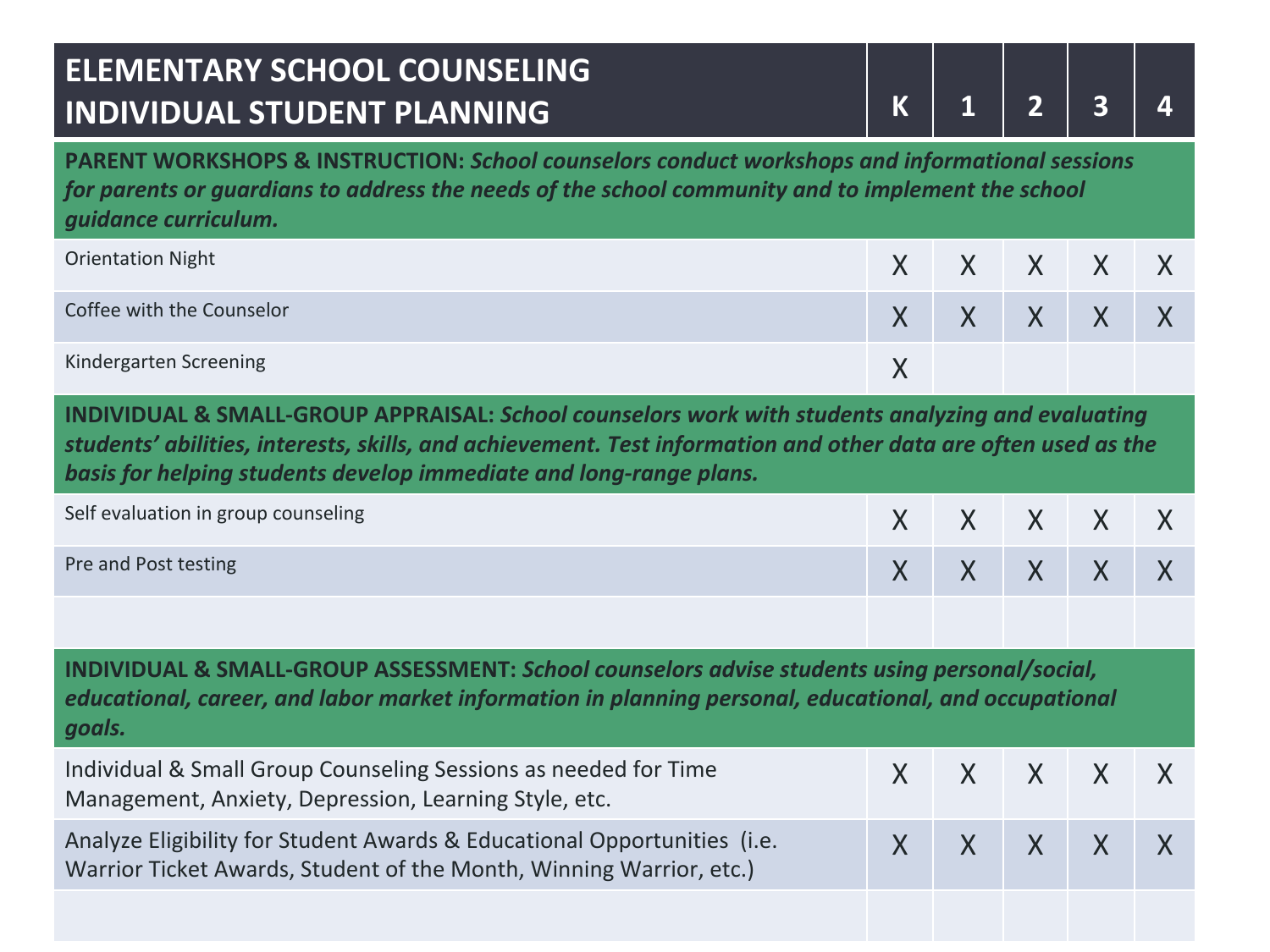| ELEMENTARY SCHOOL COUNSELING INDIVIDUAL STUDENT PLANNING | K | 1 | 2 | 3 | 4 |
|---|---|---|---|---|---|
| **PARENT WORKSHOPS & INSTRUCTION:** ***School counselors conduct workshops and informational sessions for parents or guardians to address the needs of the school community and to implement the school guidance curriculum.*** | | | | | |
| Orientation Night | X | X | X | X | X |
| Coffee with the Counselor | X | X | X | X | X |
| Kindergarten Screening | X | | | | |
| **INDIVIDUAL & SMALL-GROUP APPRAISAL:** ***School counselors work with students analyzing and evaluating students' abilities, interests, skills, and achievement. Test information and other data are often used as the basis for helping students develop immediate and long-range plans.*** | | | | | |
| Self evaluation in group counseling | X | X | X | X | X |
| Pre and Post testing | X | X | X | X | X |
| | | | | | |
| **INDIVIDUAL & SMALL-GROUP ASSESSMENT:** ***School counselors advise students using personal/social, educational, career, and labor market information in planning personal, educational, and occupational goals.*** | | | | | |
| Individual & Small Group Counseling Sessions as needed for Time Management, Anxiety, Depression, Learning Style, etc. | X | X | X | X | X |
| Analyze Eligibility for Student Awards & Educational Opportunities (i.e. Warrior Ticket Awards, Student of the Month, Winning Warrior, etc.) | X | X | X | X | X |
| | | | | | |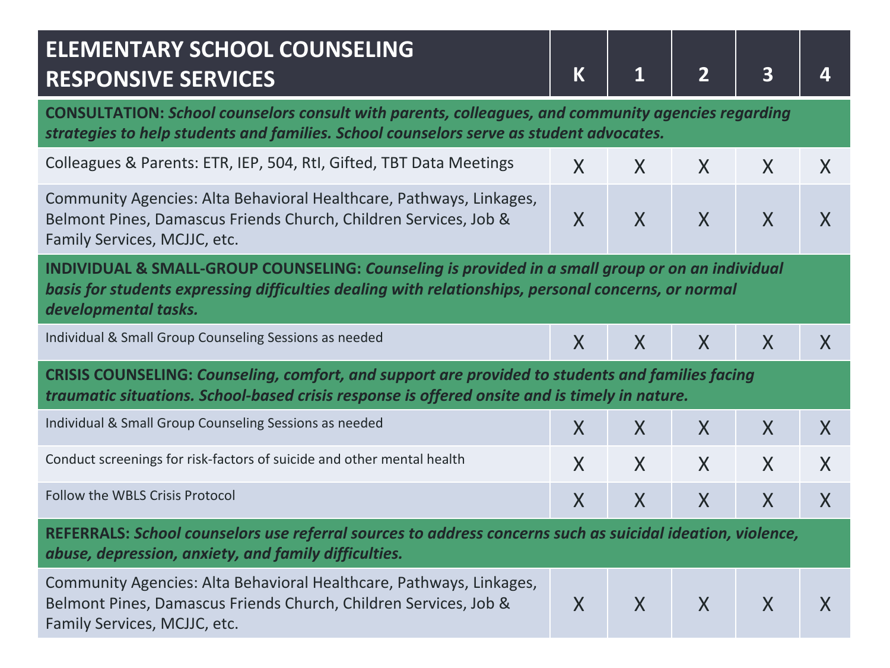| ELEMENTARY SCHOOL COUNSELING RESPONSIVE SERVICES | K | 1 | 2 | 3 | 4 |
|---|---|---|---|---|---|
| **CONSULTATION:** ***School counselors consult with parents, colleagues, and community agencies regarding strategies to help students and families. School counselors serve as student advocates.*** | | | | | |
| Colleagues & Parents: ETR, IEP, 504, RtI, Gifted, TBT Data Meetings | X | X | X | X | X |
| Community Agencies: Alta Behavioral Healthcare, Pathways, Linkages, Belmont Pines, Damascus Friends Church, Children Services, Job & Family Services, MCJJC, etc. | X | X | X | X | X |
| **INDIVIDUAL & SMALL-GROUP COUNSELING:** ***Counseling is provided in a small group or on an individual basis for students expressing difficulties dealing with relationships, personal concerns, or normal developmental tasks.*** | | | | | |
| Individual & Small Group Counseling Sessions as needed | X | X | X | X | X |
| **CRISIS COUNSELING:** ***Counseling, comfort, and support are provided to students and families facing traumatic situations. School-based crisis response is offered onsite and is timely in nature.*** | | | | | |
| Individual & Small Group Counseling Sessions as needed | X | X | X | X | X |
| Conduct screenings for risk-factors of suicide and other mental health | X | X | X | X | X |
| Follow the WBLS Crisis Protocol | X | X | X | X | X |
| **REFERRALS:** ***School counselors use referral sources to address concerns such as suicidal ideation, violence, abuse, depression, anxiety, and family difficulties.*** | | | | | |
| Community Agencies: Alta Behavioral Healthcare, Pathways, Linkages, Belmont Pines, Damascus Friends Church, Children Services, Job & Family Services, MCJJC, etc. | X | X | X | X | X |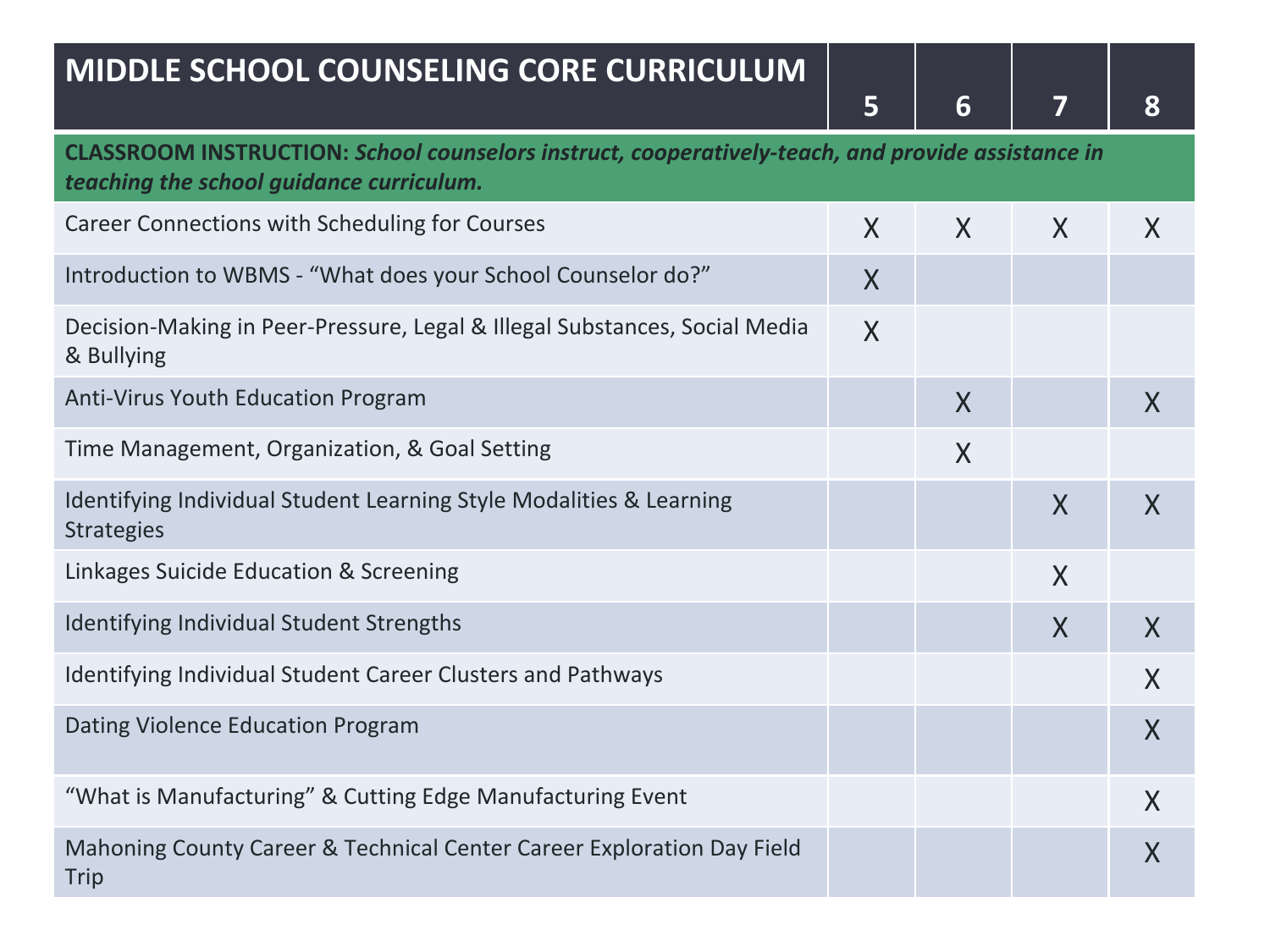| MIDDLE SCHOOL COUNSELING CORE CURRICULUM | 5 | 6 | 7 | 8 |
|---|---|---|---|---|
| **CLASSROOM INSTRUCTION:** ***School counselors instruct, cooperatively-teach, and provide assistance in teaching the school guidance curriculum.*** | | | | |
| Career Connections with Scheduling for Courses | X | X | X | X |
| Introduction to WBMS - "What does your School Counselor do?" | X | | | |
| Decision-Making in Peer-Pressure, Legal & Illegal Substances, Social Media & Bullying | X | | | |
| Anti-Virus Youth Education Program | | X | | X |
| Time Management, Organization, & Goal Setting | | X | | |
| Identifying Individual Student Learning Style Modalities & Learning Strategies | | | X | X |
| Linkages Suicide Education & Screening | | | X | |
| Identifying Individual Student Strengths | | | X | X |
| Identifying Individual Student Career Clusters and Pathways | | | | X |
| Dating Violence Education Program | | | | X |
| "What is Manufacturing" & Cutting Edge Manufacturing Event | | | | X |
| Mahoning County Career & Technical Center Career Exploration Day Field Trip | | | | X |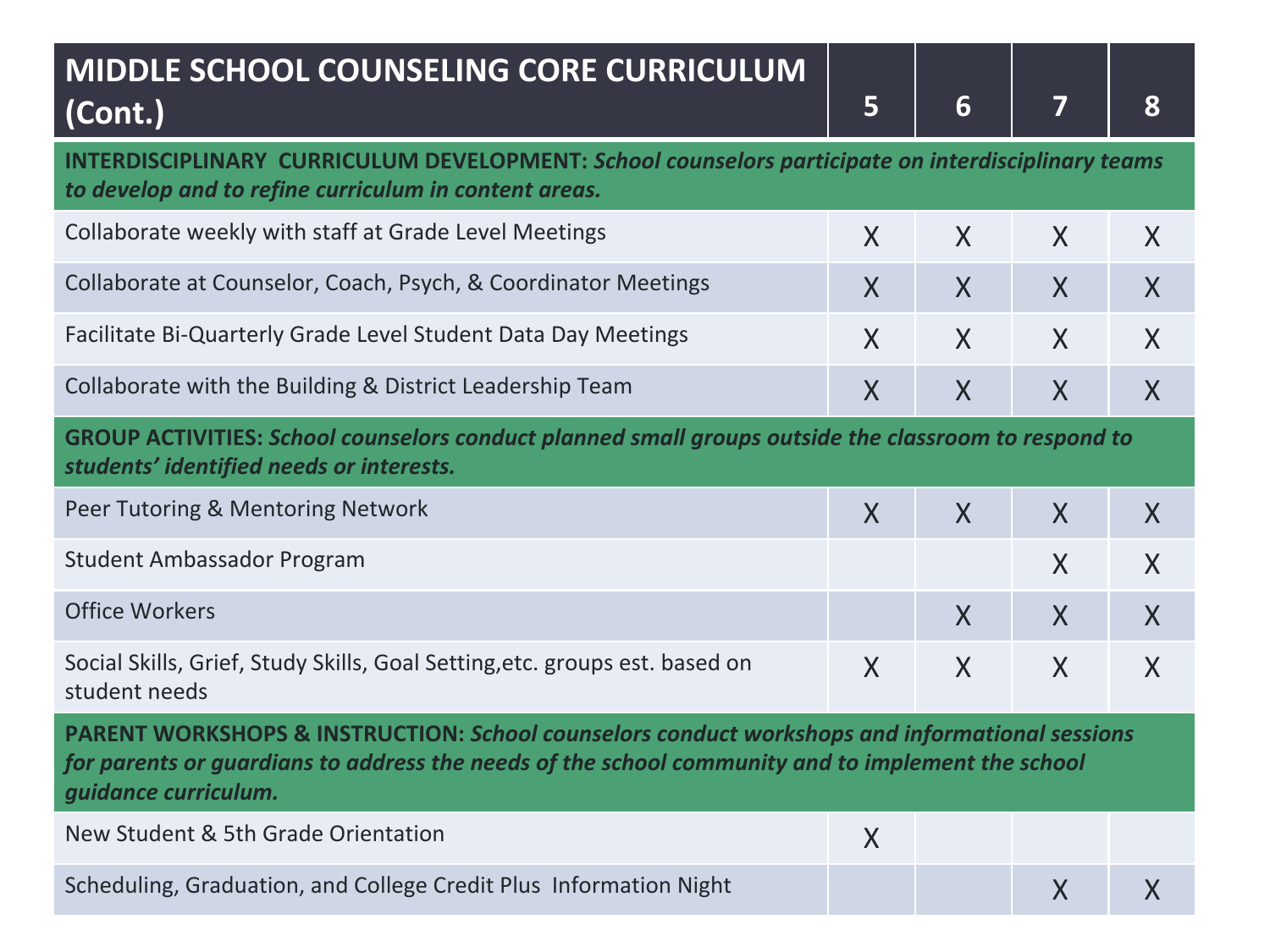| MIDDLE SCHOOL COUNSELING CORE CURRICULUM (Cont.) | 5 | 6 | 7 | 8 |
|---|---|---|---|---|
| **INTERDISCIPLINARY CURRICULUM DEVELOPMENT:** ***School counselors participate on interdisciplinary teams to develop and to refine curriculum in content areas.*** | | | | |
| Collaborate weekly with staff at Grade Level Meetings | X | X | X | X |
| Collaborate at Counselor, Coach, Psych, & Coordinator Meetings | X | X | X | X |
| Facilitate Bi-Quarterly Grade Level Student Data Day Meetings | X | X | X | X |
| Collaborate with the Building & District Leadership Team | X | X | X | X |
| **GROUP ACTIVITIES:** ***School counselors conduct planned small groups outside the classroom to respond to students' identified needs or interests.*** | | | | |
| Peer Tutoring & Mentoring Network | X | X | X | X |
| Student Ambassador Program | | | X | X |
| Office Workers | | X | X | X |
| Social Skills, Grief, Study Skills, Goal Setting,etc. groups est. based on student needs | X | X | X | X |
| **PARENT WORKSHOPS & INSTRUCTION:** ***School counselors conduct workshops and informational sessions for parents or guardians to address the needs of the school community and to implement the school guidance curriculum.*** | | | | |
| New Student & 5th Grade Orientation | X | | | |
| Scheduling, Graduation, and College Credit Plus Information Night | | | X | X |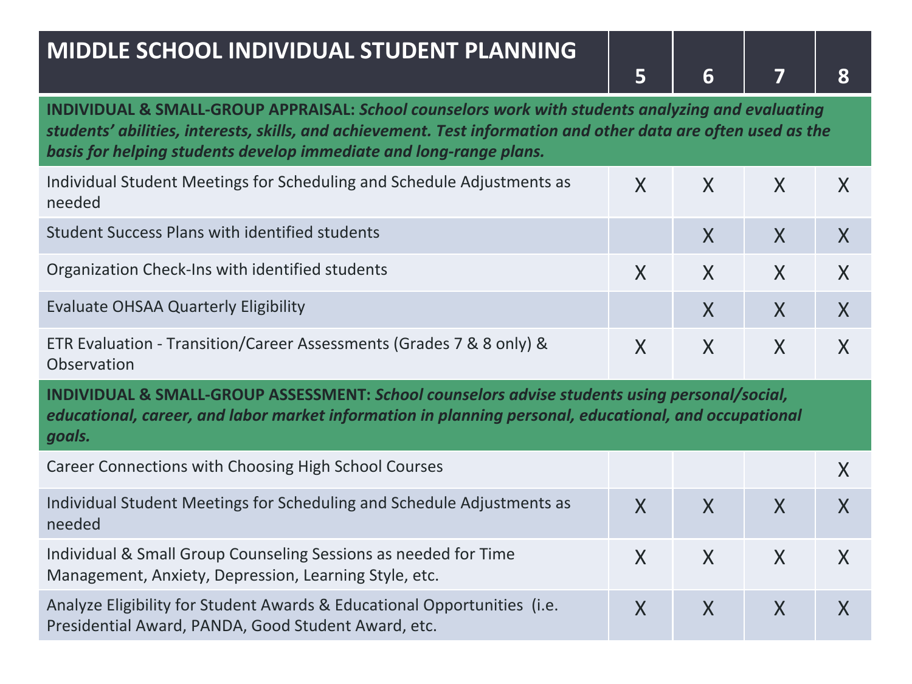| MIDDLE SCHOOL INDIVIDUAL STUDENT PLANNING | 5 | 6 | 7 | 8 |
|---|---|---|---|---|
| **INDIVIDUAL & SMALL-GROUP APPRAISAL:** ***School counselors work with students analyzing and evaluating students' abilities, interests, skills, and achievement. Test information and other data are often used as the basis for helping students develop immediate and long-range plans.*** | | | | |
| Individual Student Meetings for Scheduling and Schedule Adjustments as needed | X | X | X | X |
| Student Success Plans with identified students | | X | X | X |
| Organization Check-Ins with identified students | X | X | X | X |
| Evaluate OHSAA Quarterly Eligibility | | X | X | X |
| ETR Evaluation - Transition/Career Assessments (Grades 7 & 8 only) & Observation | X | X | X | X |
| **INDIVIDUAL & SMALL-GROUP ASSESSMENT:** ***School counselors advise students using personal/social, educational, career, and labor market information in planning personal, educational, and occupational goals.*** | | | | |
| Career Connections with Choosing High School Courses | | | | X |
| Individual Student Meetings for Scheduling and Schedule Adjustments as needed | X | X | X | X |
| Individual & Small Group Counseling Sessions as needed for Time Management, Anxiety, Depression, Learning Style, etc. | X | X | X | X |
| Analyze Eligibility for Student Awards & Educational Opportunities (i.e. Presidential Award, PANDA, Good Student Award, etc. | X | X | X | X |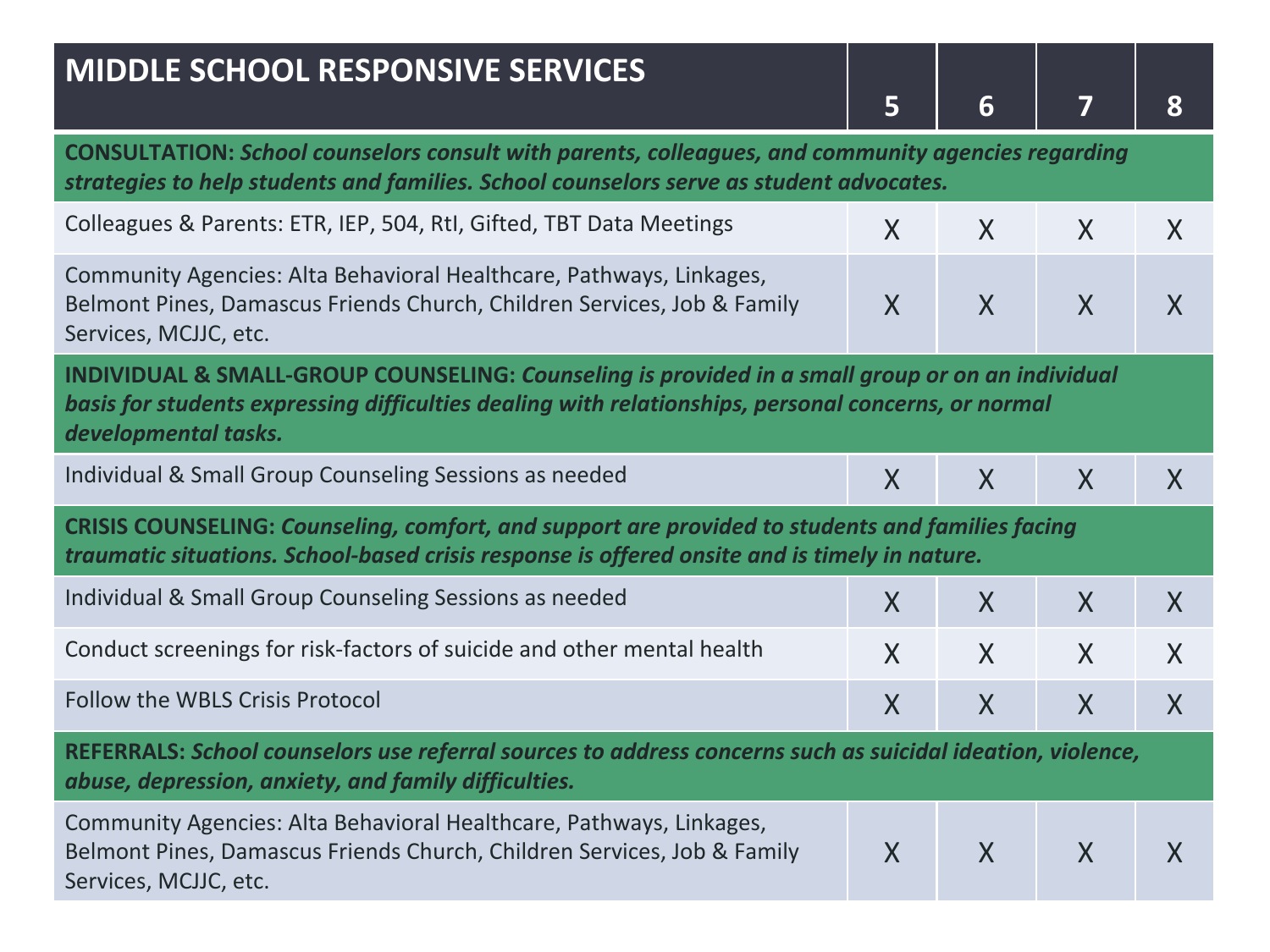| MIDDLE SCHOOL RESPONSIVE SERVICES | 5 | 6 | 7 | 8 |
|---|---|---|---|---|
| **CONSULTATION:** ***School counselors consult with parents, colleagues, and community agencies regarding strategies to help students and families. School counselors serve as student advocates.*** | | | | |
| Colleagues & Parents: ETR, IEP, 504, RtI, Gifted, TBT Data Meetings | X | X | X | X |
| Community Agencies: Alta Behavioral Healthcare, Pathways, Linkages, Belmont Pines, Damascus Friends Church, Children Services, Job & Family Services, MCJJC, etc. | X | X | X | X |
| **INDIVIDUAL & SMALL-GROUP COUNSELING:** ***Counseling is provided in a small group or on an individual basis for students expressing difficulties dealing with relationships, personal concerns, or normal developmental tasks.*** | | | | |
| Individual & Small Group Counseling Sessions as needed | X | X | X | X |
| **CRISIS COUNSELING:** ***Counseling, comfort, and support are provided to students and families facing traumatic situations. School-based crisis response is offered onsite and is timely in nature.*** | | | | |
| Individual & Small Group Counseling Sessions as needed | X | X | X | X |
| Conduct screenings for risk-factors of suicide and other mental health | X | X | X | X |
| Follow the WBLS Crisis Protocol | X | X | X | X |
| **REFERRALS:** ***School counselors use referral sources to address concerns such as suicidal ideation, violence, abuse, depression, anxiety, and family difficulties.*** | | | | |
| Community Agencies: Alta Behavioral Healthcare, Pathways, Linkages, Belmont Pines, Damascus Friends Church, Children Services, Job & Family Services, MCJJC, etc. | X | X | X | X |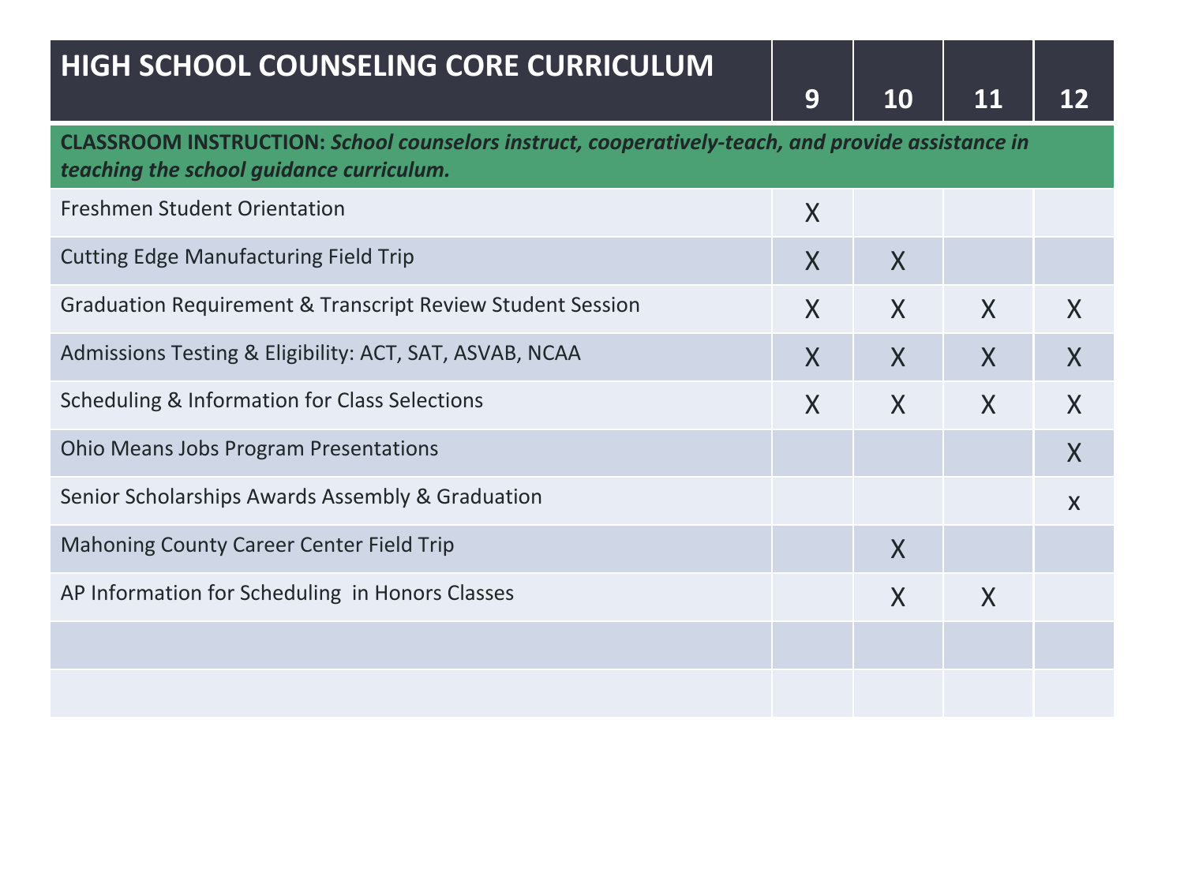| HIGH SCHOOL COUNSELING CORE CURRICULUM | 9 | 10 | 11 | 12 |
|---|---|---|---|---|
| **CLASSROOM INSTRUCTION:** ***School counselors instruct, cooperatively-teach, and provide assistance in teaching the school guidance curriculum.*** | | | | |
| Freshmen Student Orientation | X | | | |
| Cutting Edge Manufacturing Field Trip | X | X | | |
| Graduation Requirement & Transcript Review Student Session | X | X | X | X |
| Admissions Testing & Eligibility: ACT, SAT, ASVAB, NCAA | X | X | X | X |
| Scheduling & Information for Class Selections | X | X | X | X |
| Ohio Means Jobs Program Presentations | | | | X |
| Senior Scholarships Awards Assembly & Graduation | | | | x |
| Mahoning County Career Center Field Trip | | X | | |
| AP Information for Scheduling in Honors Classes | | X | X | |
| | | | | |
| | | | | |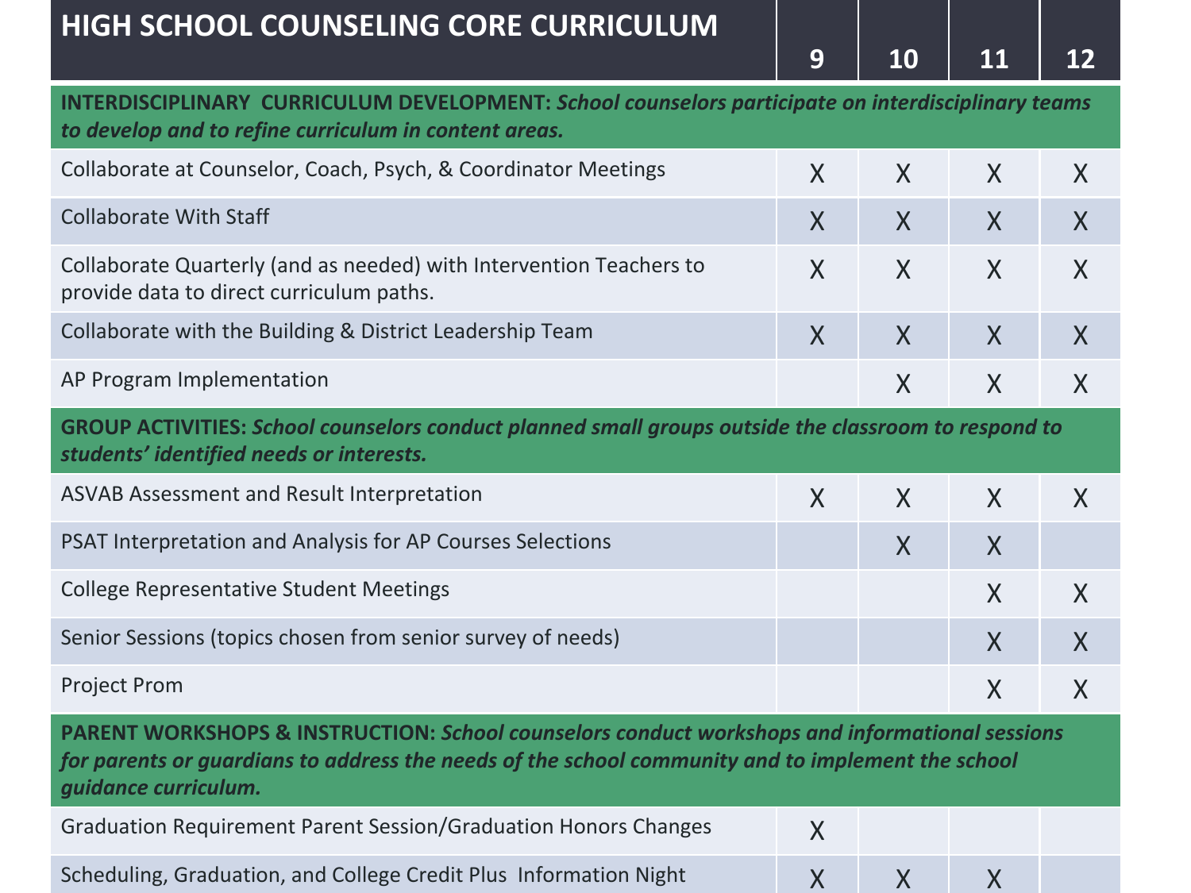| HIGH SCHOOL COUNSELING CORE CURRICULUM | 9 | 10 | 11 | 12 |
|---|---|---|---|---|
| **INTERDISCIPLINARY CURRICULUM DEVELOPMENT:** ***School counselors participate on interdisciplinary teams to develop and to refine curriculum in content areas.*** | | | | |
| Collaborate at Counselor, Coach, Psych, & Coordinator Meetings | X | X | X | X |
| Collaborate With Staff | X | X | X | X |
| Collaborate Quarterly (and as needed) with Intervention Teachers to provide data to direct curriculum paths. | X | X | X | X |
| Collaborate with the Building & District Leadership Team | X | X | X | X |
| AP Program Implementation | | X | X | X |
| **GROUP ACTIVITIES:** ***School counselors conduct planned small groups outside the classroom to respond to students' identified needs or interests.*** | | | | |
| ASVAB Assessment and Result Interpretation | X | X | X | X |
| PSAT Interpretation and Analysis for AP Courses Selections | | X | X | |
| College Representative Student Meetings | | | X | X |
| Senior Sessions (topics chosen from senior survey of needs) | | | X | X |
| Project Prom | | | X | X |
| **PARENT WORKSHOPS & INSTRUCTION:** ***School counselors conduct workshops and informational sessions for parents or guardians to address the needs of the school community and to implement the school guidance curriculum.*** | | | | |
| Graduation Requirement Parent Session/Graduation Honors Changes | X | | | |
| Scheduling, Graduation, and College Credit Plus Information Night | X | X | X | |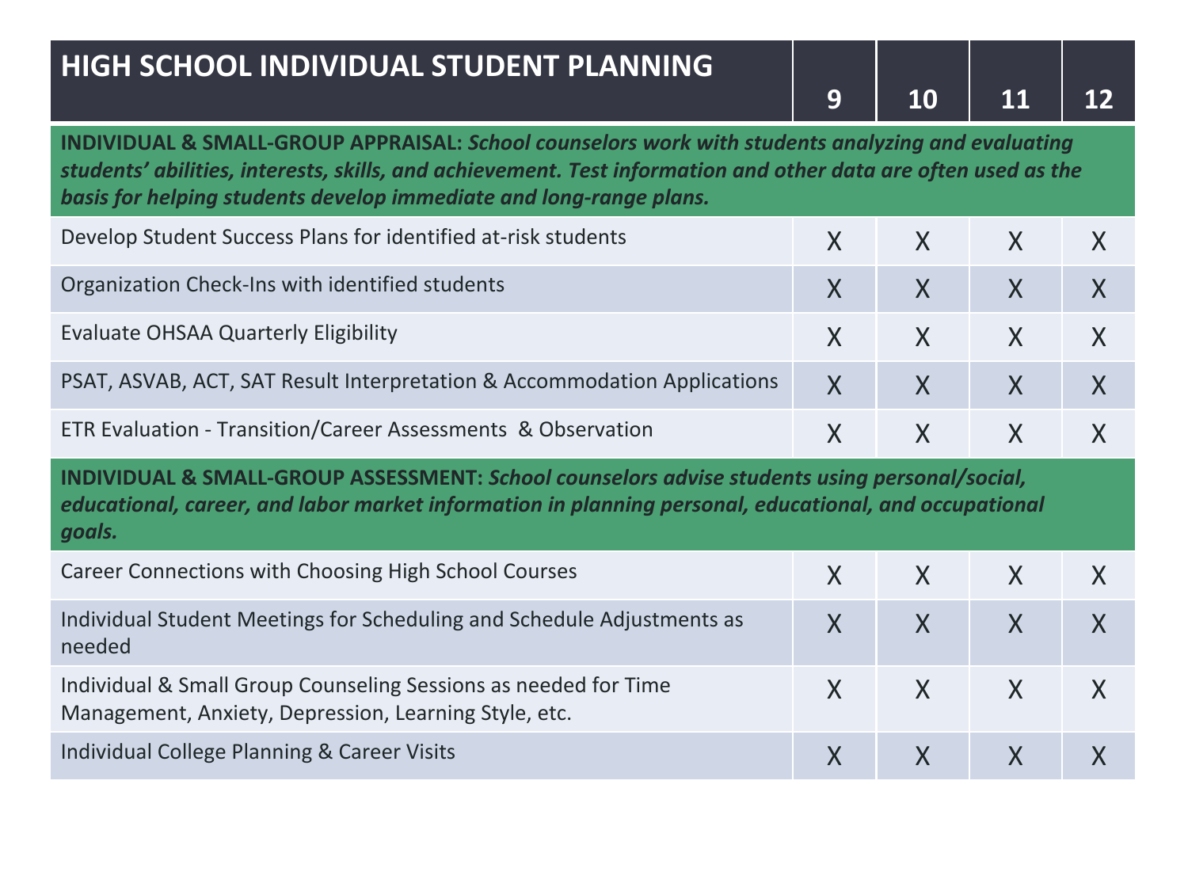| HIGH SCHOOL INDIVIDUAL STUDENT PLANNING | 9 | 10 | 11 | 12 |
|---|---|---|---|---|
| **INDIVIDUAL & SMALL-GROUP APPRAISAL:** ***School counselors work with students analyzing and evaluating students' abilities, interests, skills, and achievement. Test information and other data are often used as the basis for helping students develop immediate and long-range plans.*** | | | | |
| Develop Student Success Plans for identified at-risk students | X | X | X | X |
| Organization Check-Ins with identified students | X | X | X | X |
| Evaluate OHSAA Quarterly Eligibility | X | X | X | X |
| PSAT, ASVAB, ACT, SAT Result Interpretation & Accommodation Applications | X | X | X | X |
| ETR Evaluation - Transition/Career Assessments & Observation | X | X | X | X |
| **INDIVIDUAL & SMALL-GROUP ASSESSMENT:** ***School counselors advise students using personal/social, educational, career, and labor market information in planning personal, educational, and occupational goals.*** | | | | |
| Career Connections with Choosing High School Courses | X | X | X | X |
| Individual Student Meetings for Scheduling and Schedule Adjustments as needed | X | X | X | X |
| Individual & Small Group Counseling Sessions as needed for Time Management, Anxiety, Depression, Learning Style, etc. | X | X | X | X |
| Individual College Planning & Career Visits | X | X | X | X |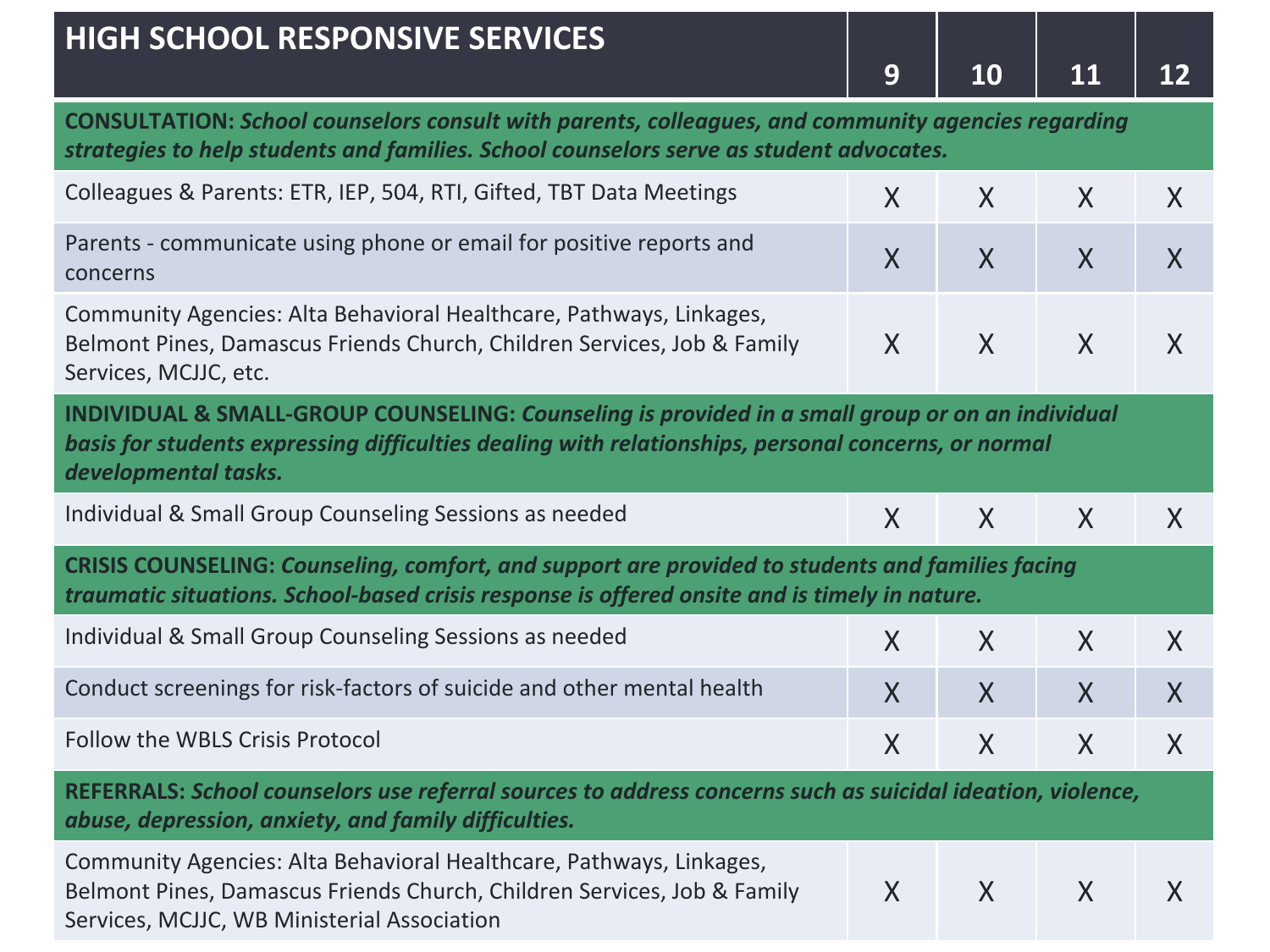| **HIGH SCHOOL RESPONSIVE SERVICES** | **9** | **10** | **11** | **12** |
|---|---|---|---|---|
| **CONSULTATION:** ***School counselors consult with parents, colleagues, and community agencies regarding strategies to help students and families. School counselors serve as student advocates.*** | | | | |
| Colleagues & Parents: ETR, IEP, 504, RTI, Gifted, TBT Data Meetings | X | X | X | X |
| Parents - communicate using phone or email for positive reports and concerns | X | X | X | X |
| Community Agencies: Alta Behavioral Healthcare, Pathways, Linkages, Belmont Pines, Damascus Friends Church, Children Services, Job & Family Services, MCJJC, etc. | X | X | X | X |
| **INDIVIDUAL & SMALL-GROUP COUNSELING:** ***Counseling is provided in a small group or on an individual basis for students expressing difficulties dealing with relationships, personal concerns, or normal developmental tasks.*** | | | | |
| Individual & Small Group Counseling Sessions as needed | X | X | X | X |
| **CRISIS COUNSELING:** ***Counseling, comfort, and support are provided to students and families facing traumatic situations. School-based crisis response is offered onsite and is timely in nature.*** | | | | |
| Individual & Small Group Counseling Sessions as needed | X | X | X | X |
| Conduct screenings for risk-factors of suicide and other mental health | X | X | X | X |
| Follow the WBLS Crisis Protocol | X | X | X | X |
| **REFERRALS:** ***School counselors use referral sources to address concerns such as suicidal ideation, violence, abuse, depression, anxiety, and family difficulties.*** | | | | |
| Community Agencies: Alta Behavioral Healthcare, Pathways, Linkages, Belmont Pines, Damascus Friends Church, Children Services, Job & Family Services, MCJJC, WB Ministerial Association | X | X | X | X |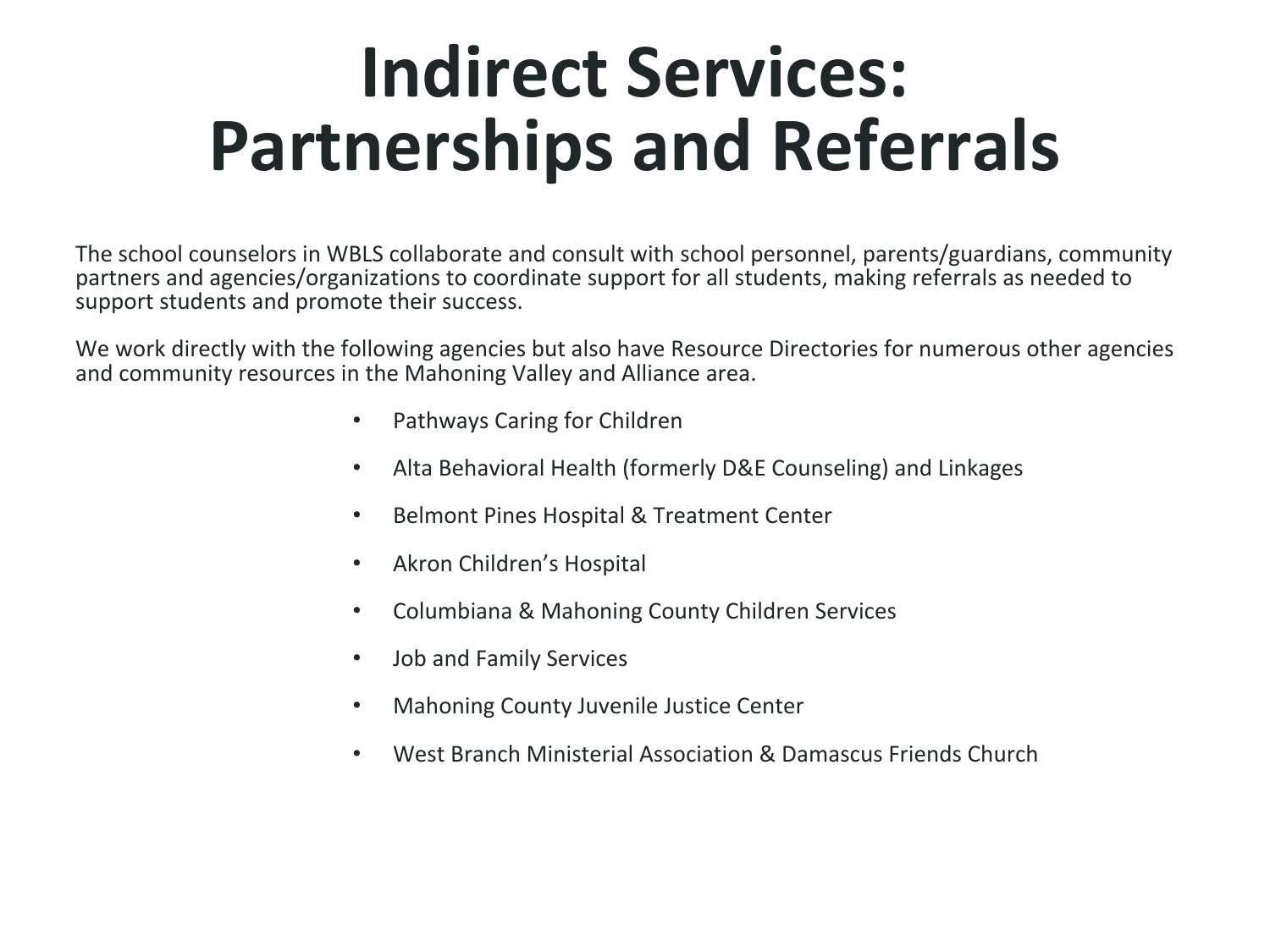# Indirect Services: Partnerships and Referrals

The school counselors in WBLS collaborate and consult with school personnel, parents/guardians, community partners and agencies/organizations to coordinate support for all students, making referrals as needed to support students and promote their success.

We work directly with the following agencies but also have Resource Directories for numerous other agencies and community resources in the Mahoning Valley and Alliance area.

- Pathways Caring for Children
- Alta Behavioral Health (formerly D&E Counseling) and Linkages
- Belmont Pines Hospital & Treatment Center
- Akron Children's Hospital
- Columbiana & Mahoning County Children Services
- Job and Family Services
- Mahoning County Juvenile Justice Center
- West Branch Ministerial Association & Damascus Friends Church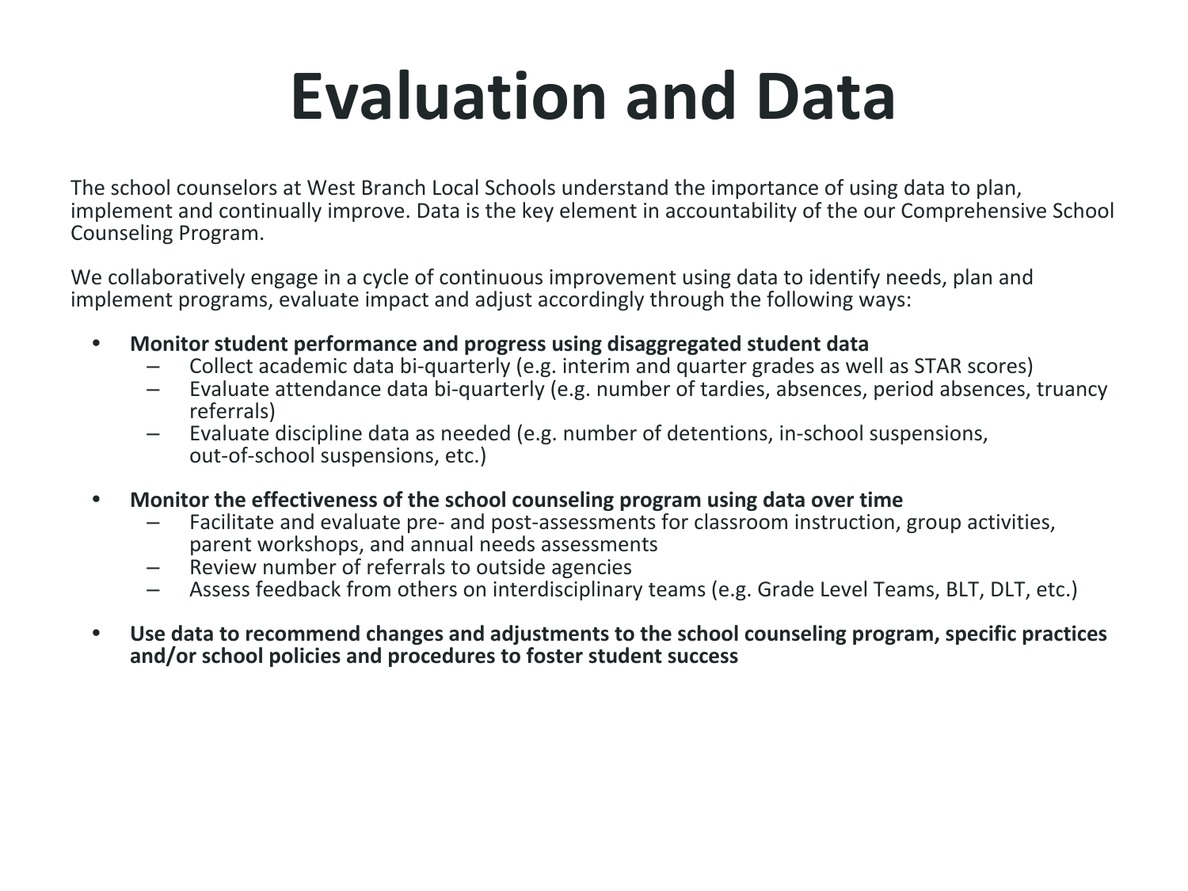# Evaluation and Data

The school counselors at West Branch Local Schools understand the importance of using data to plan, implement and continually improve. Data is the key element in accountability of the our Comprehensive School Counseling Program.

We collaboratively engage in a cycle of continuous improvement using data to identify needs, plan and implement programs, evaluate impact and adjust accordingly through the following ways:

- **Monitor student performance and progress using disaggregated student data**
  - Collect academic data bi-quarterly (e.g. interim and quarter grades as well as STAR scores)
  - Evaluate attendance data bi-quarterly (e.g. number of tardies, absences, period absences, truancy referrals)
  - Evaluate discipline data as needed (e.g. number of detentions, in-school suspensions, out-of-school suspensions, etc.)

- **Monitor the effectiveness of the school counseling program using data over time**
  - Facilitate and evaluate pre- and post-assessments for classroom instruction, group activities, parent workshops, and annual needs assessments
  - Review number of referrals to outside agencies
  - Assess feedback from others on interdisciplinary teams (e.g. Grade Level Teams, BLT, DLT, etc.)

- **Use data to recommend changes and adjustments to the school counseling program, specific practices and/or school policies and procedures to foster student success**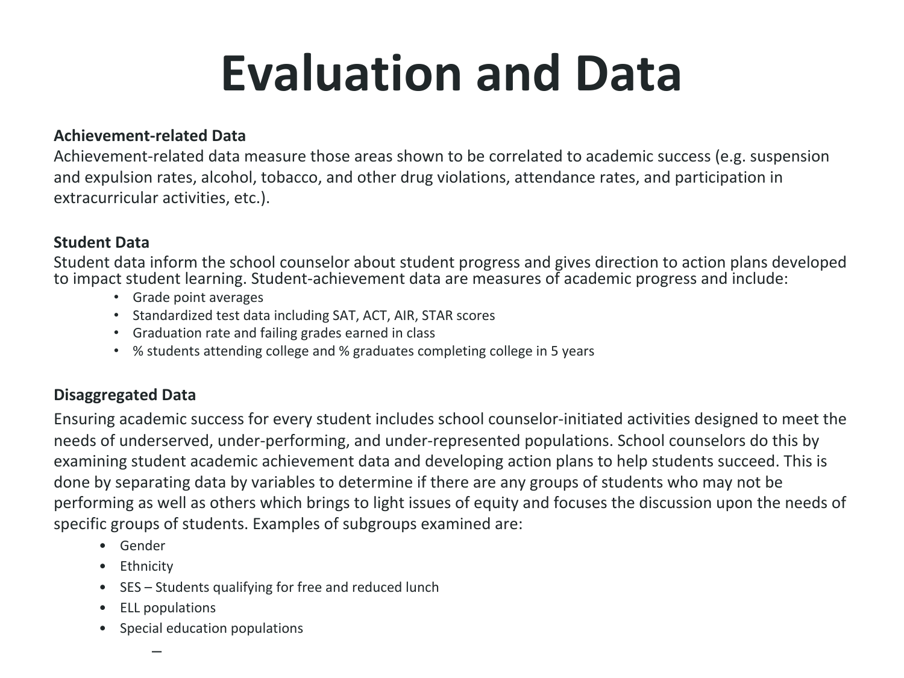# Evaluation and Data

**Achievement-related Data**

Achievement-related data measure those areas shown to be correlated to academic success (e.g. suspension and expulsion rates, alcohol, tobacco, and other drug violations, attendance rates, and participation in extracurricular activities, etc.).

**Student Data**

Student data inform the school counselor about student progress and gives direction to action plans developed to impact student learning. Student-achievement data are measures of academic progress and include:

- Grade point averages
- Standardized test data including SAT, ACT, AIR, STAR scores
- Graduation rate and failing grades earned in class
- % students attending college and % graduates completing college in 5 years

**Disaggregated Data**

Ensuring academic success for every student includes school counselor-initiated activities designed to meet the needs of underserved, under-performing, and under-represented populations. School counselors do this by examining student academic achievement data and developing action plans to help students succeed. This is done by separating data by variables to determine if there are any groups of students who may not be performing as well as others which brings to light issues of equity and focuses the discussion upon the needs of specific groups of students. Examples of subgroups examined are:

- Gender
- Ethnicity
- SES – Students qualifying for free and reduced lunch
- ELL populations
- Special education populations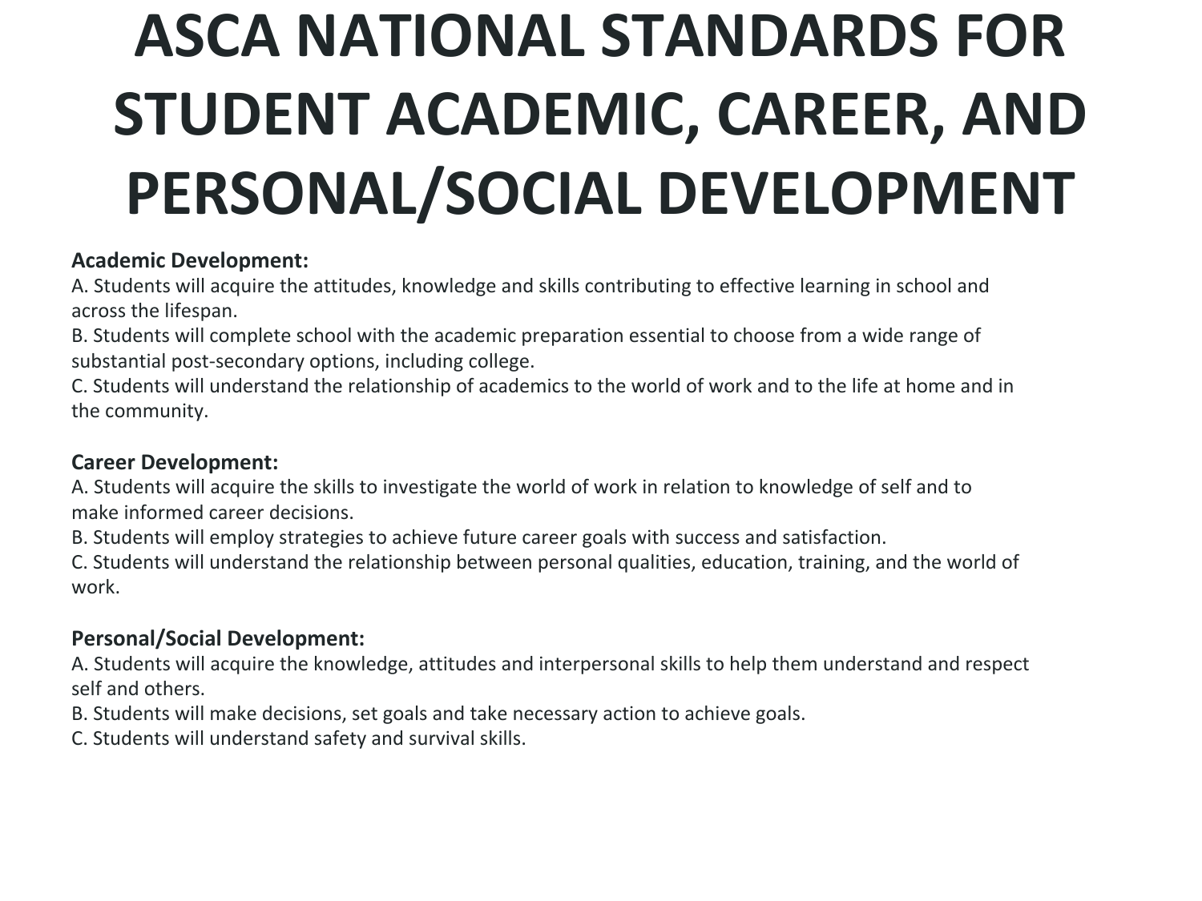# ASCA NATIONAL STANDARDS FOR STUDENT ACADEMIC, CAREER, AND PERSONAL/SOCIAL DEVELOPMENT

**Academic Development:**

A. Students will acquire the attitudes, knowledge and skills contributing to effective learning in school and across the lifespan.

B. Students will complete school with the academic preparation essential to choose from a wide range of substantial post-secondary options, including college.

C. Students will understand the relationship of academics to the world of work and to the life at home and in the community.

**Career Development:**

A. Students will acquire the skills to investigate the world of work in relation to knowledge of self and to make informed career decisions.

B. Students will employ strategies to achieve future career goals with success and satisfaction.

C. Students will understand the relationship between personal qualities, education, training, and the world of work.

**Personal/Social Development:**

A. Students will acquire the knowledge, attitudes and interpersonal skills to help them understand and respect self and others.

B. Students will make decisions, set goals and take necessary action to achieve goals.

C. Students will understand safety and survival skills.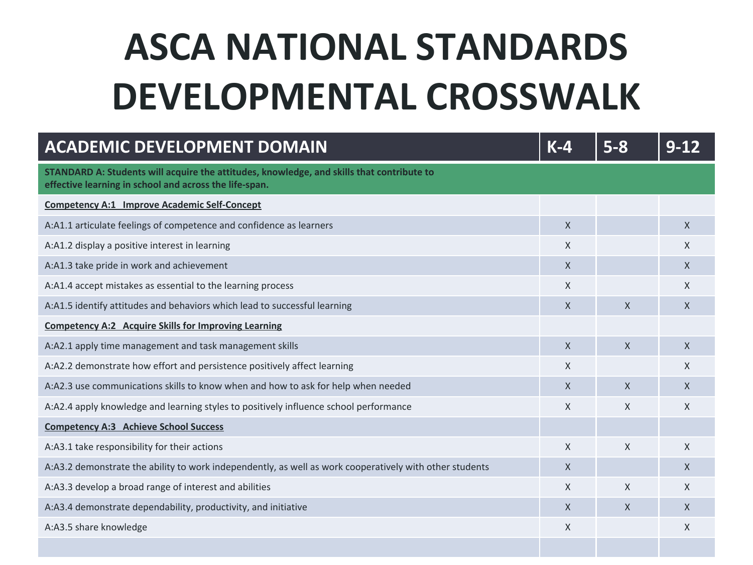# ASCA NATIONAL STANDARDS DEVELOPMENTAL CROSSWALK

| ACADEMIC DEVELOPMENT DOMAIN | K-4 | 5-8 | 9-12 |
|---|---|---|---|
| **STANDARD A: Students will acquire the attitudes, knowledge, and skills that contribute to effective learning in school and across the life-span.** | | | |
| **Competency A:1 Improve Academic Self-Concept** | | | |
| A:A1.1 articulate feelings of competence and confidence as learners | X | | X |
| A:A1.2 display a positive interest in learning | X | | X |
| A:A1.3 take pride in work and achievement | X | | X |
| A:A1.4 accept mistakes as essential to the learning process | X | | X |
| A:A1.5 identify attitudes and behaviors which lead to successful learning | X | X | X |
| **Competency A:2 Acquire Skills for Improving Learning** | | | |
| A:A2.1 apply time management and task management skills | X | X | X |
| A:A2.2 demonstrate how effort and persistence positively affect learning | X | | X |
| A:A2.3 use communications skills to know when and how to ask for help when needed | X | X | X |
| A:A2.4 apply knowledge and learning styles to positively influence school performance | X | X | X |
| **Competency A:3 Achieve School Success** | | | |
| A:A3.1 take responsibility for their actions | X | X | X |
| A:A3.2 demonstrate the ability to work independently, as well as work cooperatively with other students | X | | X |
| A:A3.3 develop a broad range of interest and abilities | X | X | X |
| A:A3.4 demonstrate dependability, productivity, and initiative | X | X | X |
| A:A3.5 share knowledge | X | | X |
| | | | |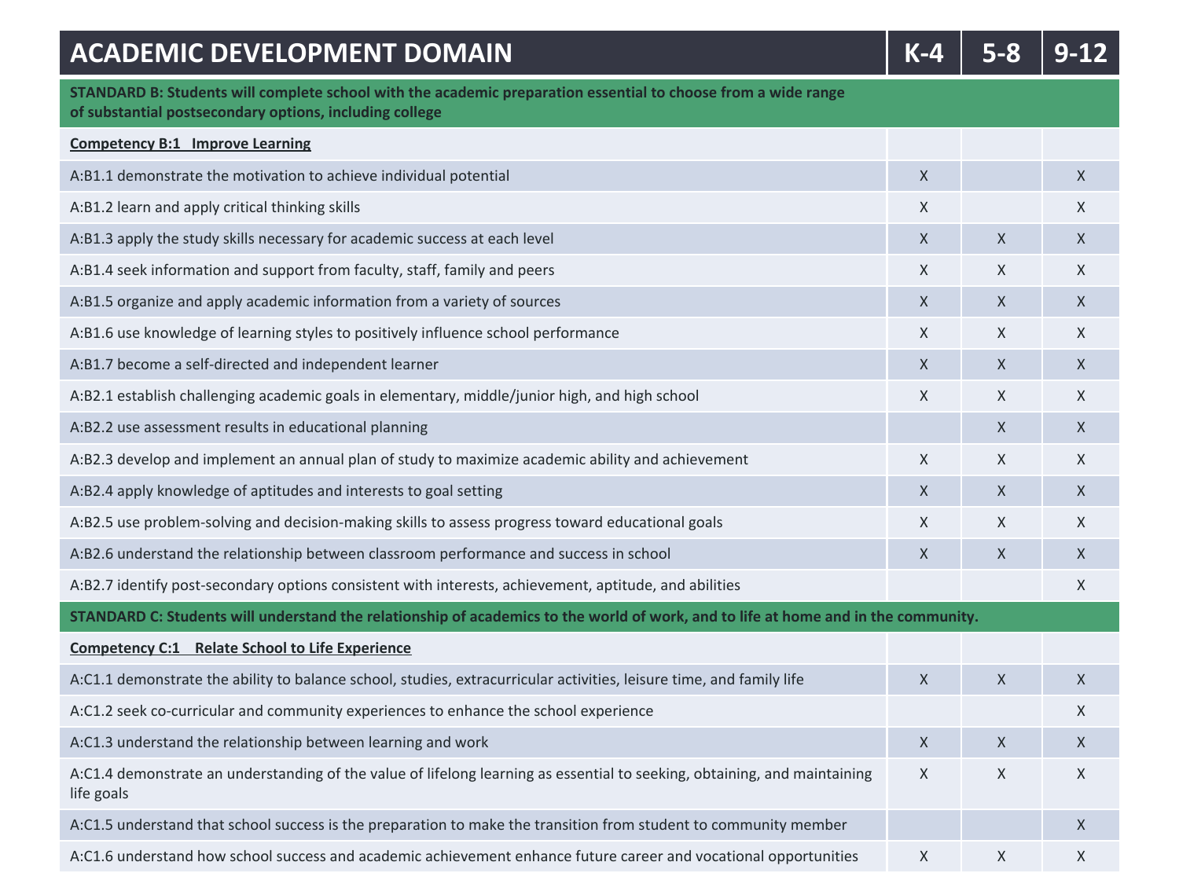| ACADEMIC DEVELOPMENT DOMAIN | K-4 | 5-8 | 9-12 |
|---|---|---|---|
| **STANDARD B: Students will complete school with the academic preparation essential to choose from a wide range of substantial postsecondary options, including college** | | | |
| **Competency B:1 Improve Learning** | | | |
| A:B1.1 demonstrate the motivation to achieve individual potential | X | | X |
| A:B1.2 learn and apply critical thinking skills | X | | X |
| A:B1.3 apply the study skills necessary for academic success at each level | X | X | X |
| A:B1.4 seek information and support from faculty, staff, family and peers | X | X | X |
| A:B1.5 organize and apply academic information from a variety of sources | X | X | X |
| A:B1.6 use knowledge of learning styles to positively influence school performance | X | X | X |
| A:B1.7 become a self-directed and independent learner | X | X | X |
| A:B2.1 establish challenging academic goals in elementary, middle/junior high, and high school | X | X | X |
| A:B2.2 use assessment results in educational planning | | X | X |
| A:B2.3 develop and implement an annual plan of study to maximize academic ability and achievement | X | X | X |
| A:B2.4 apply knowledge of aptitudes and interests to goal setting | X | X | X |
| A:B2.5 use problem-solving and decision-making skills to assess progress toward educational goals | X | X | X |
| A:B2.6 understand the relationship between classroom performance and success in school | X | X | X |
| A:B2.7 identify post-secondary options consistent with interests, achievement, aptitude, and abilities | | | X |
| **STANDARD C: Students will understand the relationship of academics to the world of work, and to life at home and in the community.** | | | |
| **Competency C:1 Relate School to Life Experience** | | | |
| A:C1.1 demonstrate the ability to balance school, studies, extracurricular activities, leisure time, and family life | X | X | X |
| A:C1.2 seek co-curricular and community experiences to enhance the school experience | | | X |
| A:C1.3 understand the relationship between learning and work | X | X | X |
| A:C1.4 demonstrate an understanding of the value of lifelong learning as essential to seeking, obtaining, and maintaining life goals | X | X | X |
| A:C1.5 understand that school success is the preparation to make the transition from student to community member | | | X |
| A:C1.6 understand how school success and academic achievement enhance future career and vocational opportunities | X | X | X |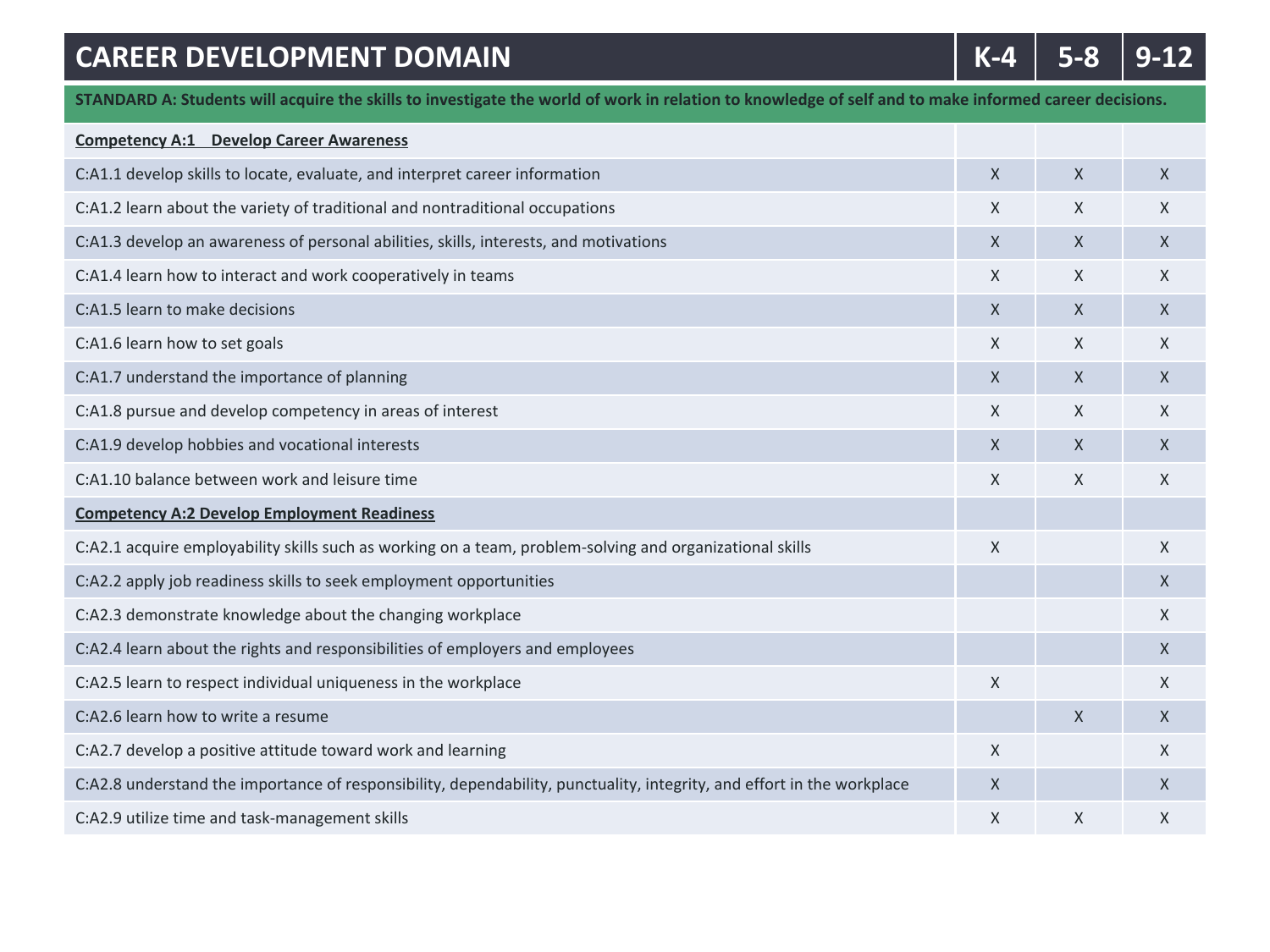| CAREER DEVELOPMENT DOMAIN | K-4 | 5-8 | 9-12 |
|---|---|---|---|
| **STANDARD A: Students will acquire the skills to investigate the world of work in relation to knowledge of self and to make informed career decisions.** | | | |
| **Competency A:1 Develop Career Awareness** | | | |
| C:A1.1 develop skills to locate, evaluate, and interpret career information | X | X | X |
| C:A1.2 learn about the variety of traditional and nontraditional occupations | X | X | X |
| C:A1.3 develop an awareness of personal abilities, skills, interests, and motivations | X | X | X |
| C:A1.4 learn how to interact and work cooperatively in teams | X | X | X |
| C:A1.5 learn to make decisions | X | X | X |
| C:A1.6 learn how to set goals | X | X | X |
| C:A1.7 understand the importance of planning | X | X | X |
| C:A1.8 pursue and develop competency in areas of interest | X | X | X |
| C:A1.9 develop hobbies and vocational interests | X | X | X |
| C:A1.10 balance between work and leisure time | X | X | X |
| **Competency A:2 Develop Employment Readiness** | | | |
| C:A2.1 acquire employability skills such as working on a team, problem-solving and organizational skills | X | | X |
| C:A2.2 apply job readiness skills to seek employment opportunities | | | X |
| C:A2.3 demonstrate knowledge about the changing workplace | | | X |
| C:A2.4 learn about the rights and responsibilities of employers and employees | | | X |
| C:A2.5 learn to respect individual uniqueness in the workplace | X | | X |
| C:A2.6 learn how to write a resume | | X | X |
| C:A2.7 develop a positive attitude toward work and learning | X | | X |
| C:A2.8 understand the importance of responsibility, dependability, punctuality, integrity, and effort in the workplace | X | | X |
| C:A2.9 utilize time and task-management skills | X | X | X |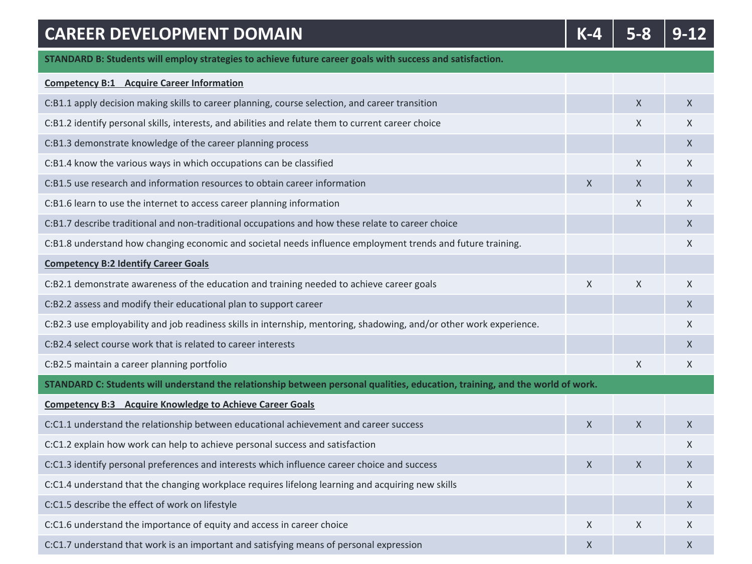| CAREER DEVELOPMENT DOMAIN | K-4 | 5-8 | 9-12 |
|---|---|---|---|
| **STANDARD B: Students will employ strategies to achieve future career goals with success and satisfaction.** | | | |
| **Competency B:1 Acquire Career Information** | | | |
| C:B1.1 apply decision making skills to career planning, course selection, and career transition | | X | X |
| C:B1.2 identify personal skills, interests, and abilities and relate them to current career choice | | X | X |
| C:B1.3 demonstrate knowledge of the career planning process | | | X |
| C:B1.4 know the various ways in which occupations can be classified | | X | X |
| C:B1.5 use research and information resources to obtain career information | X | X | X |
| C:B1.6 learn to use the internet to access career planning information | | X | X |
| C:B1.7 describe traditional and non-traditional occupations and how these relate to career choice | | | X |
| C:B1.8 understand how changing economic and societal needs influence employment trends and future training. | | | X |
| **Competency B:2 Identify Career Goals** | | | |
| C:B2.1 demonstrate awareness of the education and training needed to achieve career goals | X | X | X |
| C:B2.2 assess and modify their educational plan to support career | | | X |
| C:B2.3 use employability and job readiness skills in internship, mentoring, shadowing, and/or other work experience. | | | X |
| C:B2.4 select course work that is related to career interests | | | X |
| C:B2.5 maintain a career planning portfolio | | X | X |
| **STANDARD C: Students will understand the relationship between personal qualities, education, training, and the world of work.** | | | |
| **Competency B:3 Acquire Knowledge to Achieve Career Goals** | | | |
| C:C1.1 understand the relationship between educational achievement and career success | X | X | X |
| C:C1.2 explain how work can help to achieve personal success and satisfaction | | | X |
| C:C1.3 identify personal preferences and interests which influence career choice and success | X | X | X |
| C:C1.4 understand that the changing workplace requires lifelong learning and acquiring new skills | | | X |
| C:C1.5 describe the effect of work on lifestyle | | | X |
| C:C1.6 understand the importance of equity and access in career choice | X | X | X |
| C:C1.7 understand that work is an important and satisfying means of personal expression | X | | X |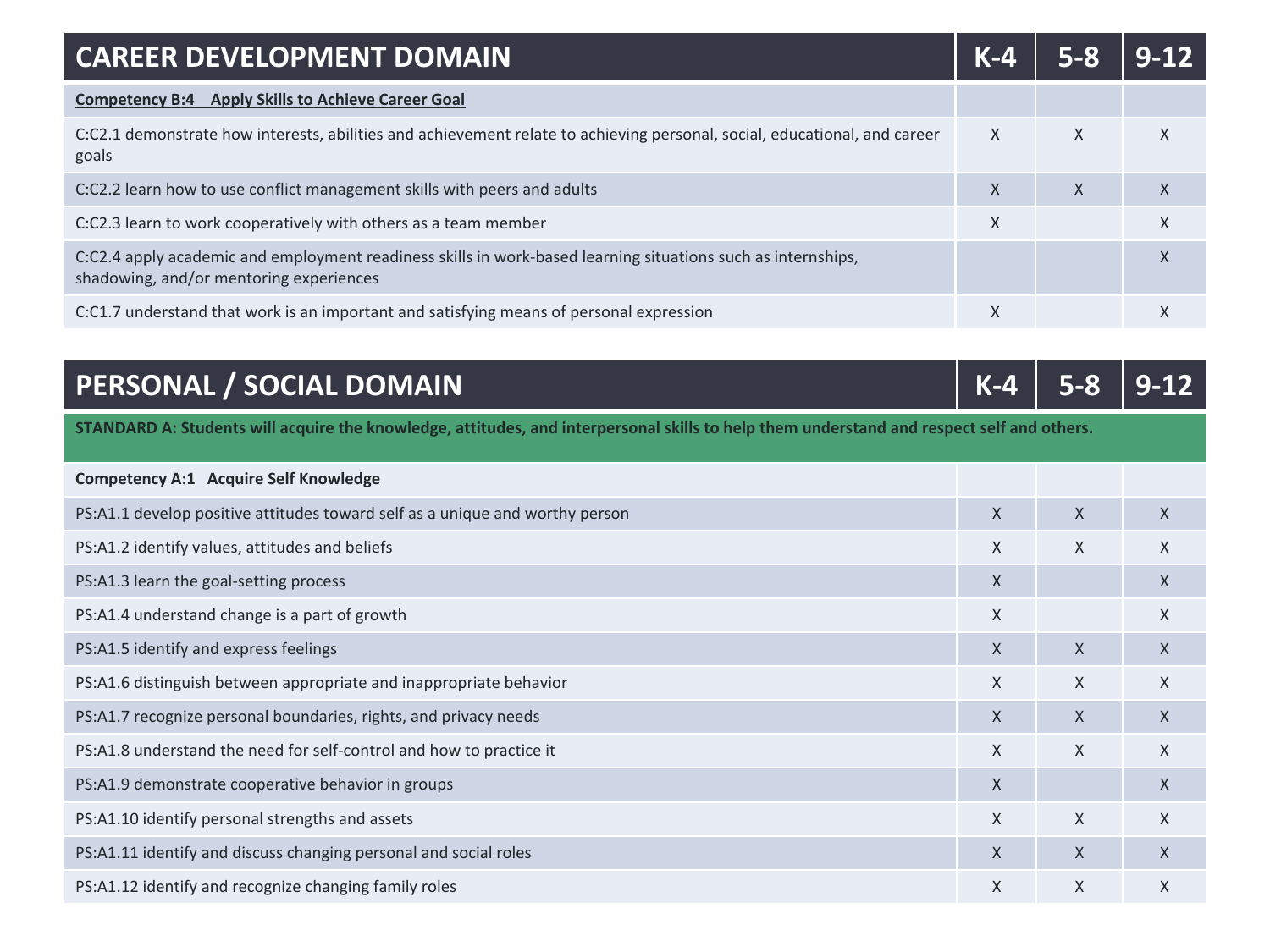| CAREER DEVELOPMENT DOMAIN | K-4 | 5-8 | 9-12 |
|---|---|---|---|
| **Competency B:4 Apply Skills to Achieve Career Goal** | | | |
| C:C2.1 demonstrate how interests, abilities and achievement relate to achieving personal, social, educational, and career goals | X | X | X |
| C:C2.2 learn how to use conflict management skills with peers and adults | X | X | X |
| C:C2.3 learn to work cooperatively with others as a team member | X | | X |
| C:C2.4 apply academic and employment readiness skills in work-based learning situations such as internships, shadowing, and/or mentoring experiences | | | X |
| C:C1.7 understand that work is an important and satisfying means of personal expression | X | | X |

| PERSONAL / SOCIAL DOMAIN | K-4 | 5-8 | 9-12 |
|---|---|---|---|
| **STANDARD A: Students will acquire the knowledge, attitudes, and interpersonal skills to help them understand and respect self and others.** | | | |
| **Competency A:1 Acquire Self Knowledge** | | | |
| PS:A1.1 develop positive attitudes toward self as a unique and worthy person | X | X | X |
| PS:A1.2 identify values, attitudes and beliefs | X | X | X |
| PS:A1.3 learn the goal-setting process | X | | X |
| PS:A1.4 understand change is a part of growth | X | | X |
| PS:A1.5 identify and express feelings | X | X | X |
| PS:A1.6 distinguish between appropriate and inappropriate behavior | X | X | X |
| PS:A1.7 recognize personal boundaries, rights, and privacy needs | X | X | X |
| PS:A1.8 understand the need for self-control and how to practice it | X | X | X |
| PS:A1.9 demonstrate cooperative behavior in groups | X | | X |
| PS:A1.10 identify personal strengths and assets | X | X | X |
| PS:A1.11 identify and discuss changing personal and social roles | X | X | X |
| PS:A1.12 identify and recognize changing family roles | X | X | X |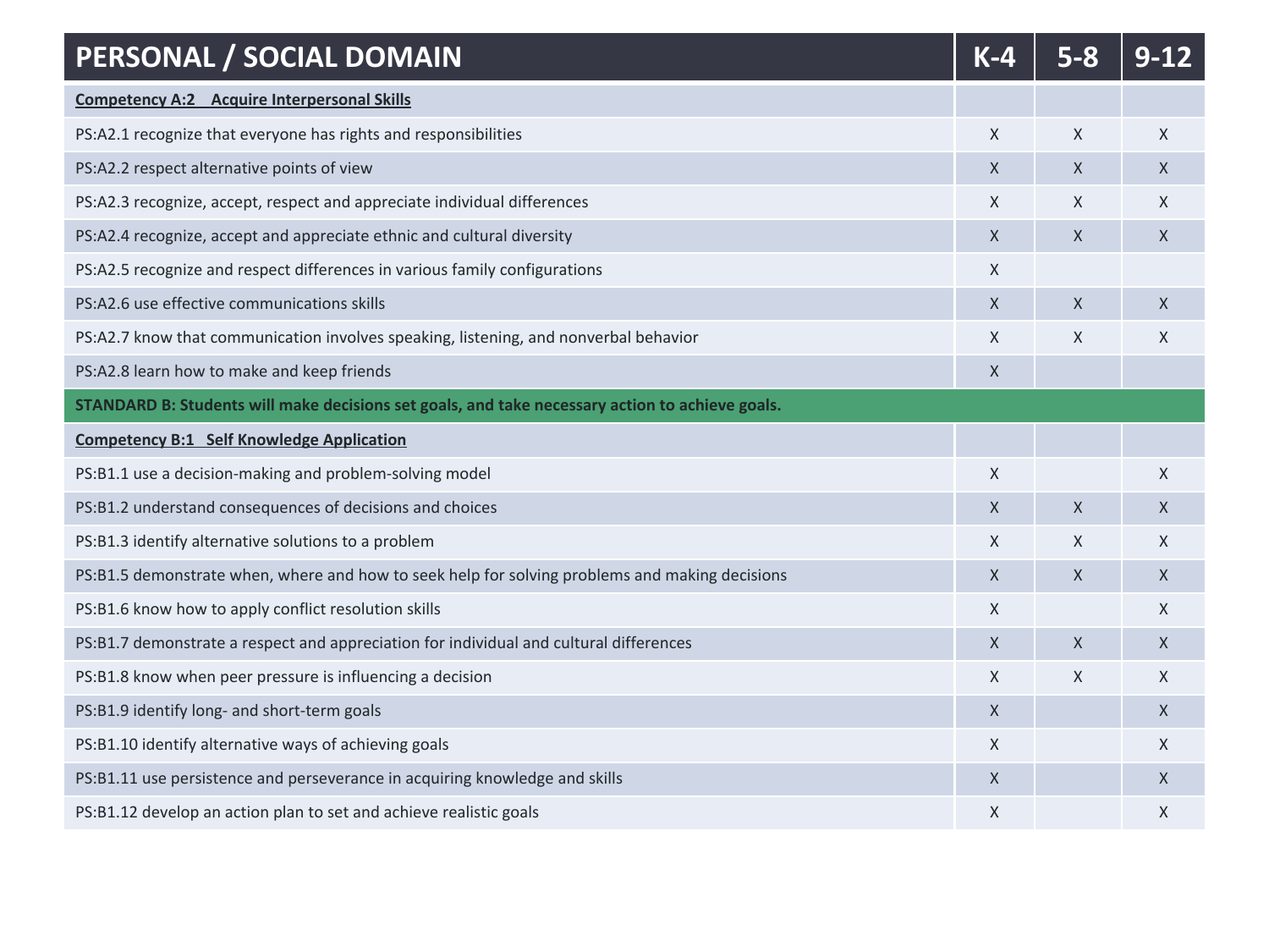| PERSONAL / SOCIAL DOMAIN | K-4 | 5-8 | 9-12 |
|---|---|---|---|
| **Competency A:2 Acquire Interpersonal Skills** | | | |
| PS:A2.1 recognize that everyone has rights and responsibilities | X | X | X |
| PS:A2.2 respect alternative points of view | X | X | X |
| PS:A2.3 recognize, accept, respect and appreciate individual differences | X | X | X |
| PS:A2.4 recognize, accept and appreciate ethnic and cultural diversity | X | X | X |
| PS:A2.5 recognize and respect differences in various family configurations | X | | |
| PS:A2.6 use effective communications skills | X | X | X |
| PS:A2.7 know that communication involves speaking, listening, and nonverbal behavior | X | X | X |
| PS:A2.8 learn how to make and keep friends | X | | |
| **STANDARD B: Students will make decisions set goals, and take necessary action to achieve goals.** | | | |
| **Competency B:1 Self Knowledge Application** | | | |
| PS:B1.1 use a decision-making and problem-solving model | X | | X |
| PS:B1.2 understand consequences of decisions and choices | X | X | X |
| PS:B1.3 identify alternative solutions to a problem | X | X | X |
| PS:B1.5 demonstrate when, where and how to seek help for solving problems and making decisions | X | X | X |
| PS:B1.6 know how to apply conflict resolution skills | X | | X |
| PS:B1.7 demonstrate a respect and appreciation for individual and cultural differences | X | X | X |
| PS:B1.8 know when peer pressure is influencing a decision | X | X | X |
| PS:B1.9 identify long- and short-term goals | X | | X |
| PS:B1.10 identify alternative ways of achieving goals | X | | X |
| PS:B1.11 use persistence and perseverance in acquiring knowledge and skills | X | | X |
| PS:B1.12 develop an action plan to set and achieve realistic goals | X | | X |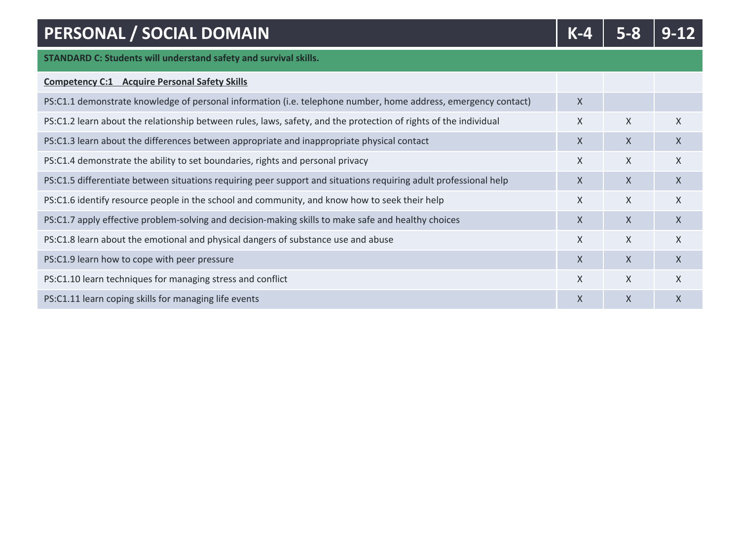| PERSONAL / SOCIAL DOMAIN | K-4 | 5-8 | 9-12 |
| --- | --- | --- | --- |
| **STANDARD C: Students will understand safety and survival skills.** | | | |
| **Competency C:1 Acquire Personal Safety Skills** | | | |
| PS:C1.1 demonstrate knowledge of personal information (i.e. telephone number, home address, emergency contact) | X | | |
| PS:C1.2 learn about the relationship between rules, laws, safety, and the protection of rights of the individual | X | X | X |
| PS:C1.3 learn about the differences between appropriate and inappropriate physical contact | X | X | X |
| PS:C1.4 demonstrate the ability to set boundaries, rights and personal privacy | X | X | X |
| PS:C1.5 differentiate between situations requiring peer support and situations requiring adult professional help | X | X | X |
| PS:C1.6 identify resource people in the school and community, and know how to seek their help | X | X | X |
| PS:C1.7 apply effective problem-solving and decision-making skills to make safe and healthy choices | X | X | X |
| PS:C1.8 learn about the emotional and physical dangers of substance use and abuse | X | X | X |
| PS:C1.9 learn how to cope with peer pressure | X | X | X |
| PS:C1.10 learn techniques for managing stress and conflict | X | X | X |
| PS:C1.11 learn coping skills for managing life events | X | X | X |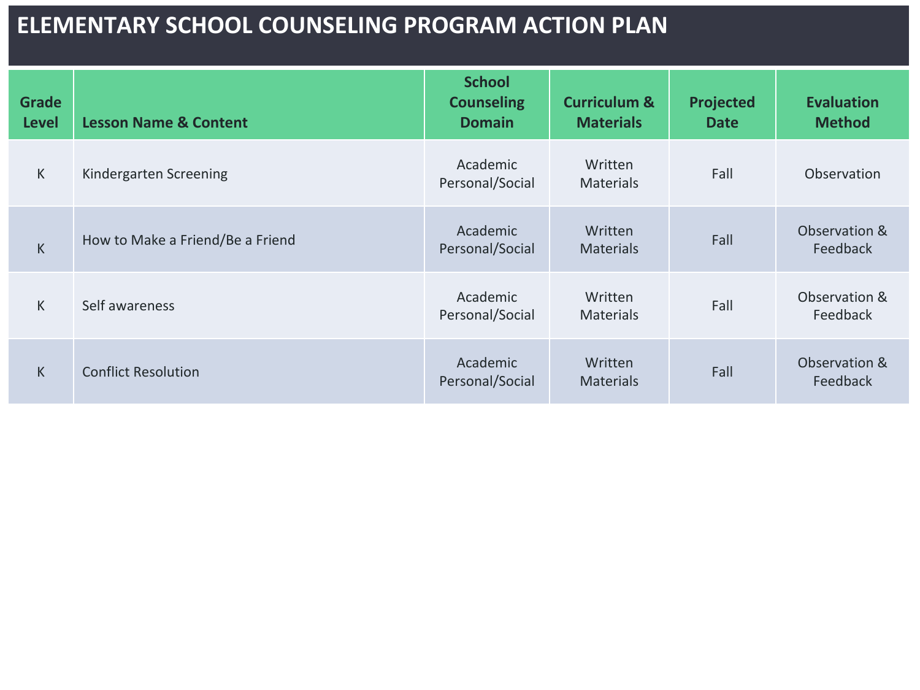# ELEMENTARY SCHOOL COUNSELING PROGRAM ACTION PLAN

| Grade Level | Lesson Name & Content | School Counseling Domain | Curriculum & Materials | Projected Date | Evaluation Method |
|---|---|---|---|---|---|
| K | Kindergarten Screening | Academic Personal/Social | Written Materials | Fall | Observation |
| K | How to Make a Friend/Be a Friend | Academic Personal/Social | Written Materials | Fall | Observation & Feedback |
| K | Self awareness | Academic Personal/Social | Written Materials | Fall | Observation & Feedback |
| K | Conflict Resolution | Academic Personal/Social | Written Materials | Fall | Observation & Feedback |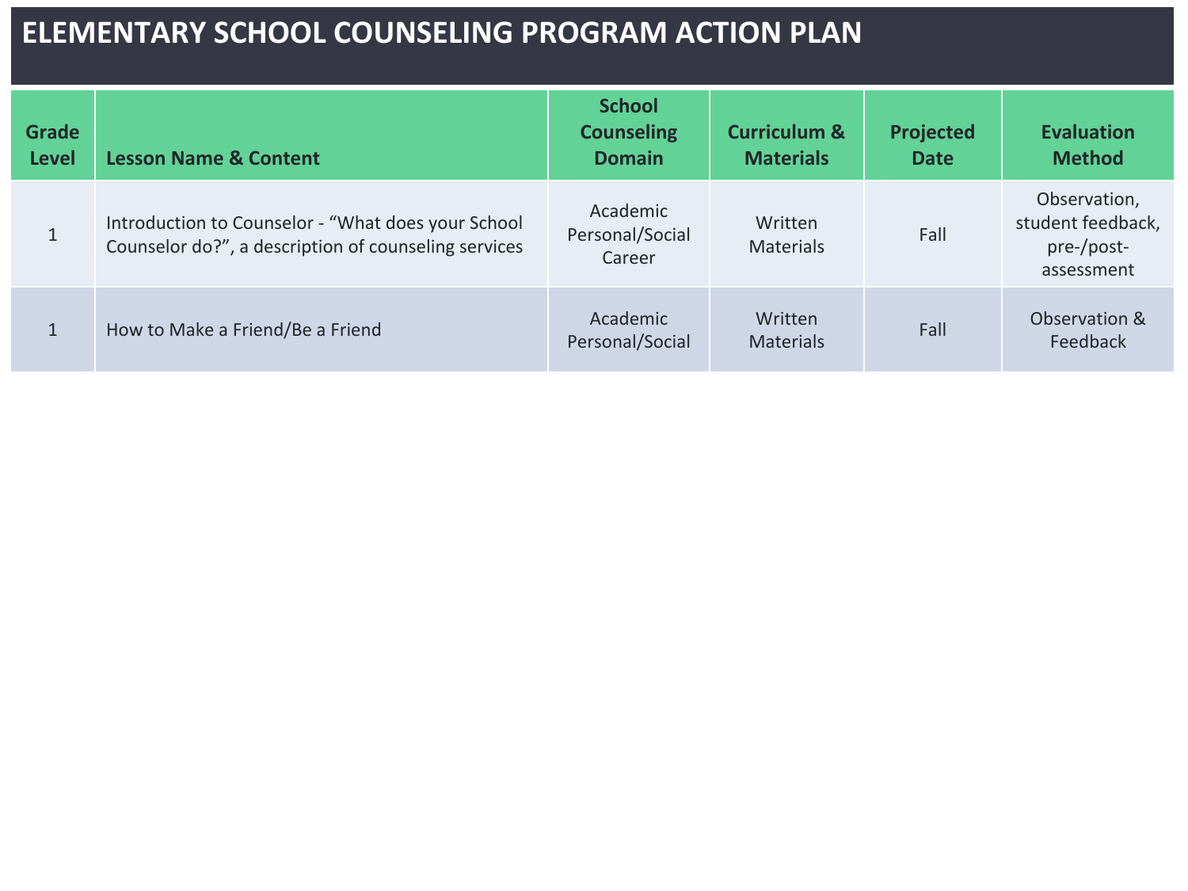# ELEMENTARY SCHOOL COUNSELING PROGRAM ACTION PLAN

| Grade Level | Lesson Name & Content | School Counseling Domain | Curriculum & Materials | Projected Date | Evaluation Method |
|---|---|---|---|---|---|
| 1 | Introduction to Counselor - "What does your School Counselor do?", a description of counseling services | Academic Personal/Social Career | Written Materials | Fall | Observation, student feedback, pre-/post-assessment |
| 1 | How to Make a Friend/Be a Friend | Academic Personal/Social | Written Materials | Fall | Observation & Feedback |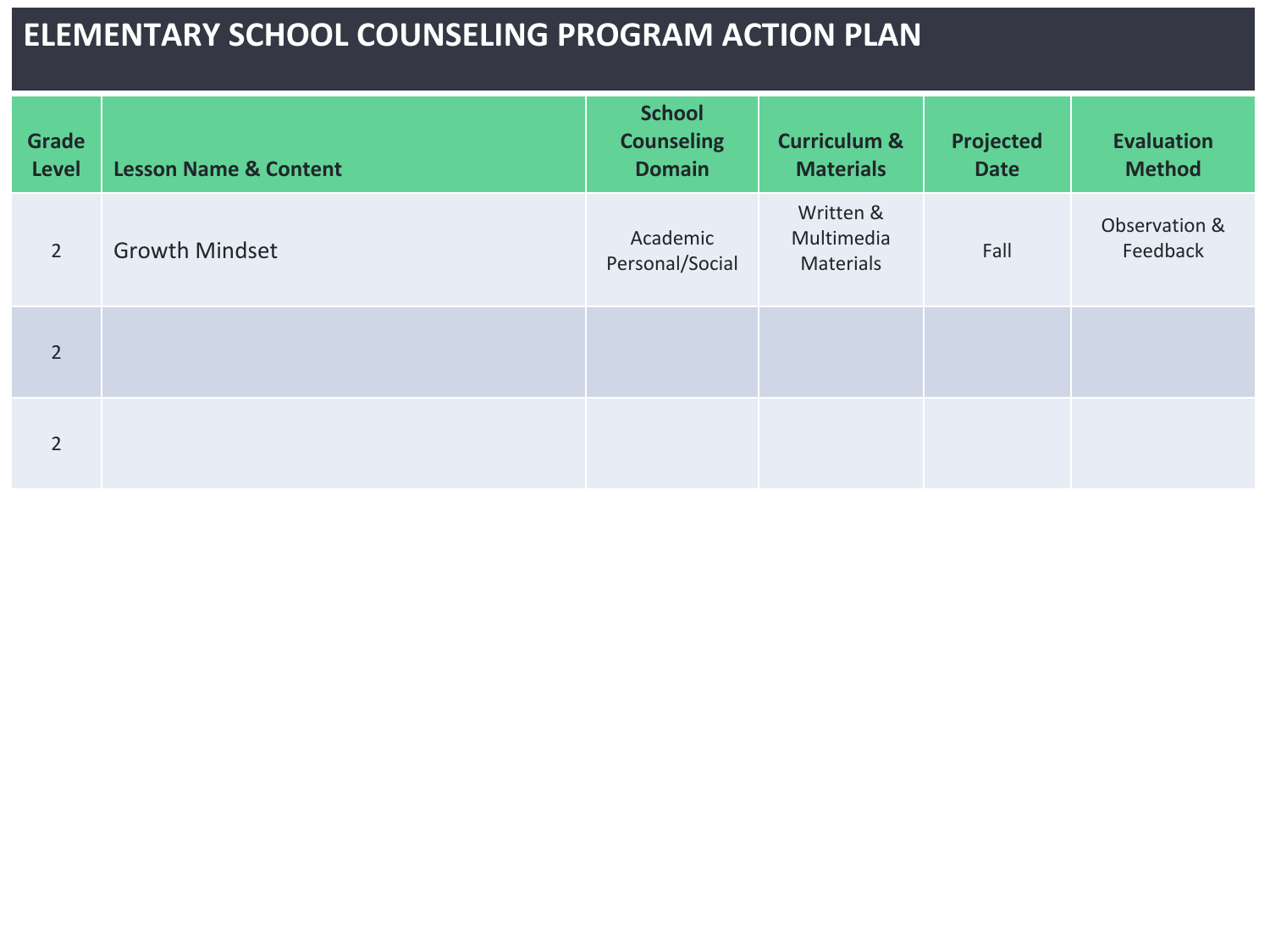# ELEMENTARY SCHOOL COUNSELING PROGRAM ACTION PLAN

| Grade Level | Lesson Name & Content | School Counseling Domain | Curriculum & Materials | Projected Date | Evaluation Method |
|---|---|---|---|---|---|
| 2 | Growth Mindset | Academic Personal/Social | Written & Multimedia Materials | Fall | Observation & Feedback |
| 2 | | | | | |
| 2 | | | | | |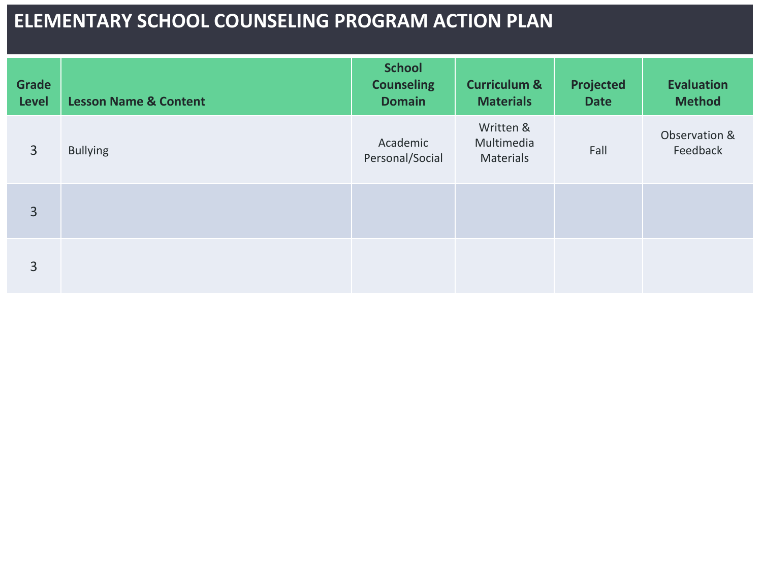# ELEMENTARY SCHOOL COUNSELING PROGRAM ACTION PLAN

| Grade Level | Lesson Name & Content | School Counseling Domain | Curriculum & Materials | Projected Date | Evaluation Method |
|---|---|---|---|---|---|
| 3 | Bullying | Academic Personal/Social | Written & Multimedia Materials | Fall | Observation & Feedback |
| 3 | | | | | |
| 3 | | | | | |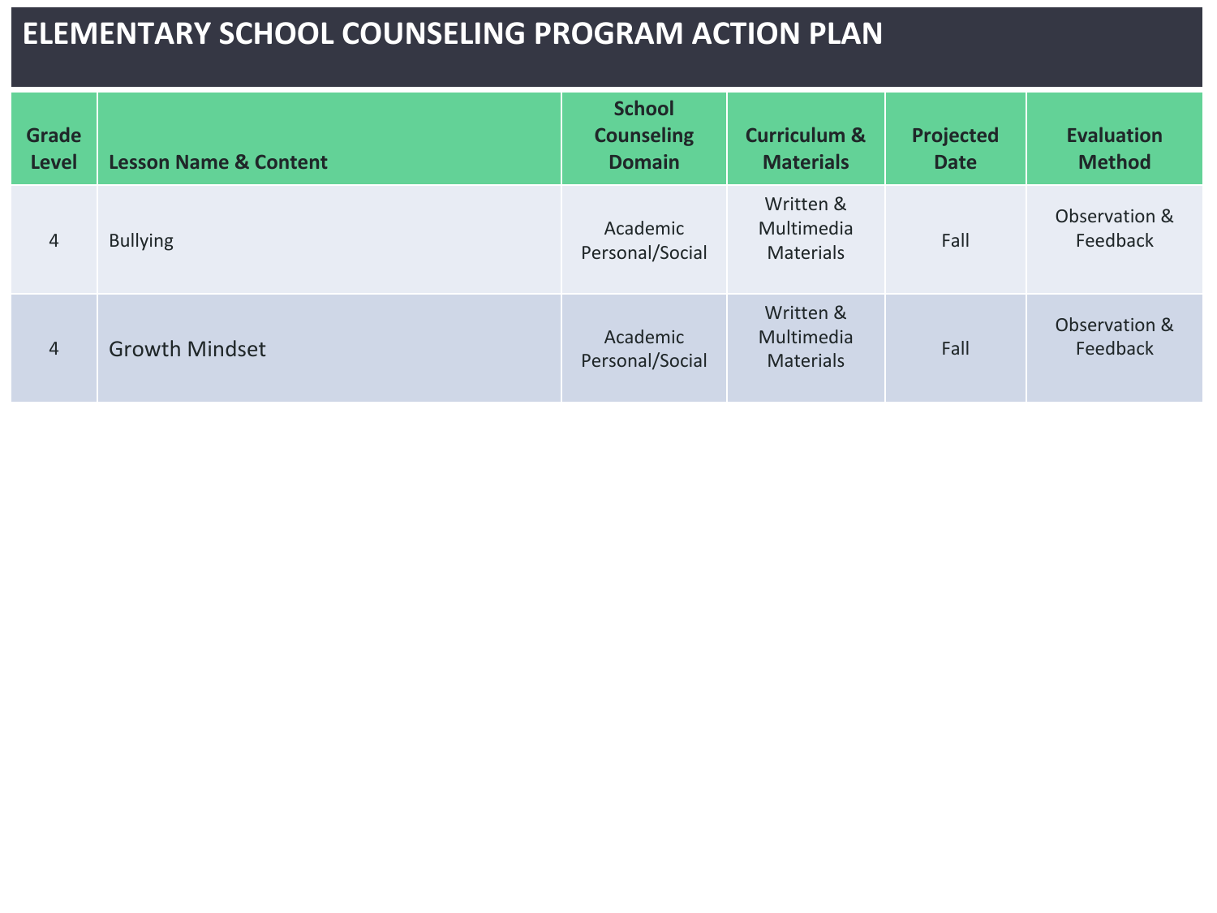# ELEMENTARY SCHOOL COUNSELING PROGRAM ACTION PLAN

| Grade Level | Lesson Name & Content | School Counseling Domain | Curriculum & Materials | Projected Date | Evaluation Method |
|---|---|---|---|---|---|
| 4 | Bullying | Academic Personal/Social | Written & Multimedia Materials | Fall | Observation & Feedback |
| 4 | Growth Mindset | Academic Personal/Social | Written & Multimedia Materials | Fall | Observation & Feedback |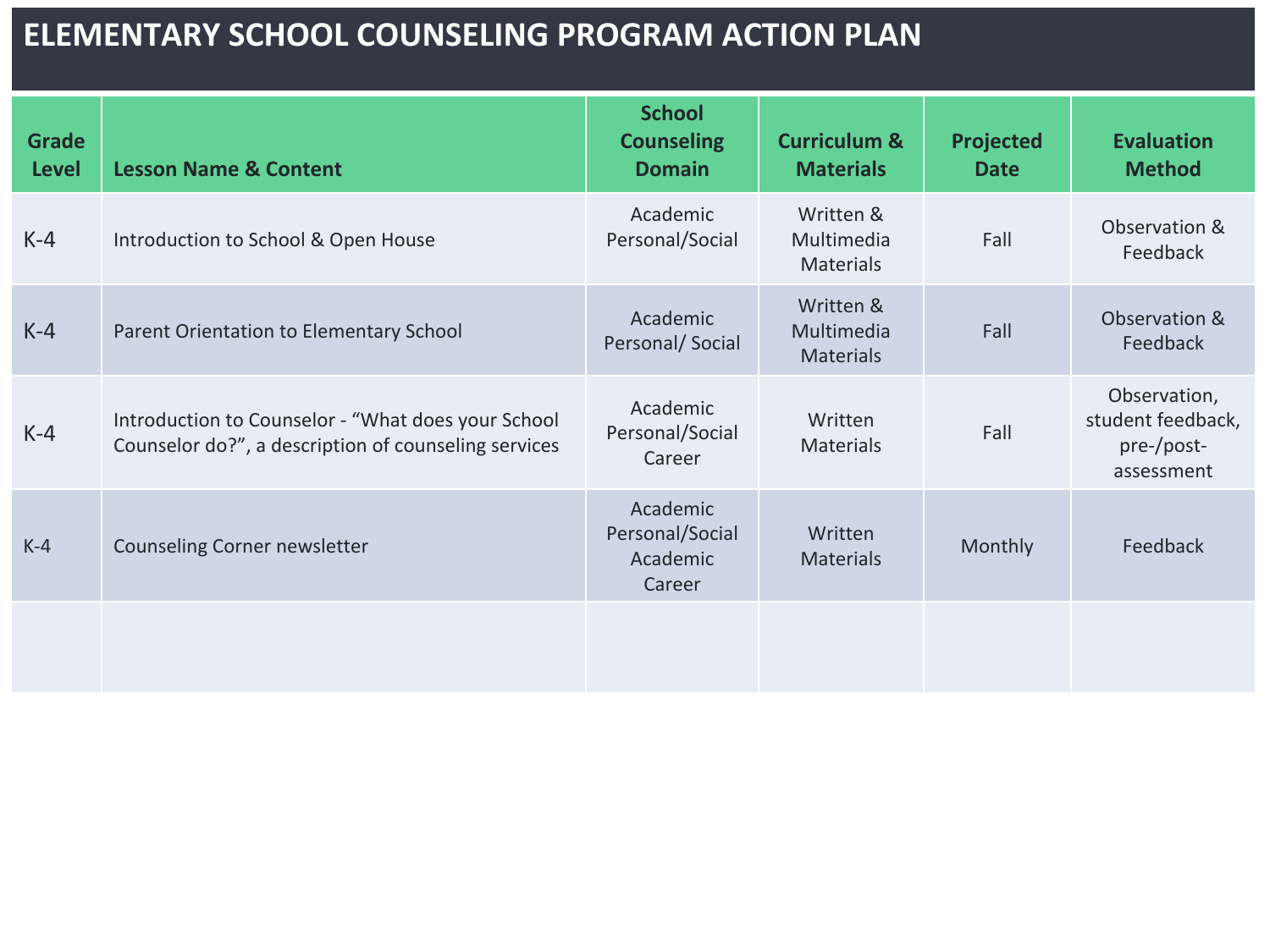# ELEMENTARY SCHOOL COUNSELING PROGRAM ACTION PLAN

| Grade Level | Lesson Name & Content | School Counseling Domain | Curriculum & Materials | Projected Date | Evaluation Method |
|---|---|---|---|---|---|
| K-4 | Introduction to School & Open House | Academic Personal/Social | Written & Multimedia Materials | Fall | Observation & Feedback |
| K-4 | Parent Orientation to Elementary School | Academic Personal/ Social | Written & Multimedia Materials | Fall | Observation & Feedback |
| K-4 | Introduction to Counselor - "What does your School Counselor do?", a description of counseling services | Academic Personal/Social Career | Written Materials | Fall | Observation, student feedback, pre-/post-assessment |
| K-4 | Counseling Corner newsletter | Academic Personal/Social Academic Career | Written Materials | Monthly | Feedback |
| | | | | | |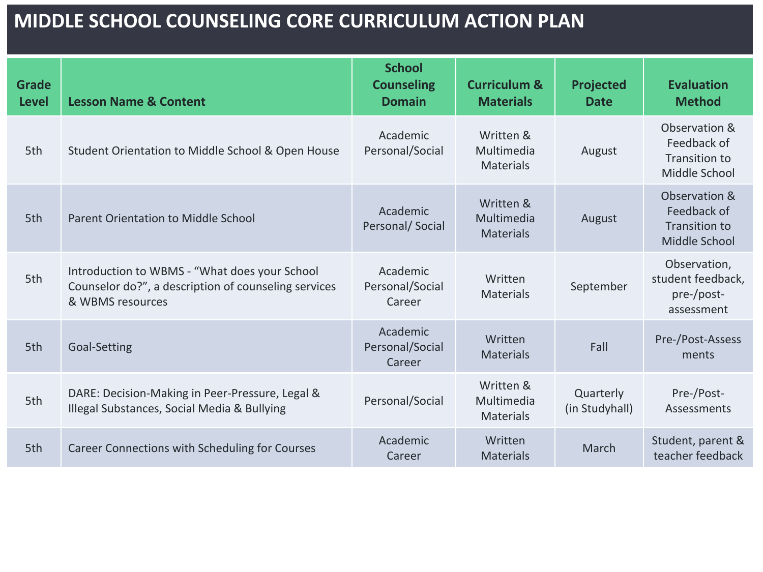# MIDDLE SCHOOL COUNSELING CORE CURRICULUM ACTION PLAN

| Grade Level | Lesson Name & Content | School Counseling Domain | Curriculum & Materials | Projected Date | Evaluation Method |
|---|---|---|---|---|---|
| 5th | Student Orientation to Middle School & Open House | Academic Personal/Social | Written & Multimedia Materials | August | Observation & Feedback of Transition to Middle School |
| 5th | Parent Orientation to Middle School | Academic Personal/ Social | Written & Multimedia Materials | August | Observation & Feedback of Transition to Middle School |
| 5th | Introduction to WBMS - "What does your School Counselor do?", a description of counseling services & WBMS resources | Academic Personal/Social Career | Written Materials | September | Observation, student feedback, pre-/post-assessment |
| 5th | Goal-Setting | Academic Personal/Social Career | Written Materials | Fall | Pre-/Post-Assessments |
| 5th | DARE: Decision-Making in Peer-Pressure, Legal & Illegal Substances, Social Media & Bullying | Personal/Social | Written & Multimedia Materials | Quarterly (in Studyhall) | Pre-/Post-Assessments |
| 5th | Career Connections with Scheduling for Courses | Academic Career | Written Materials | March | Student, parent & teacher feedback |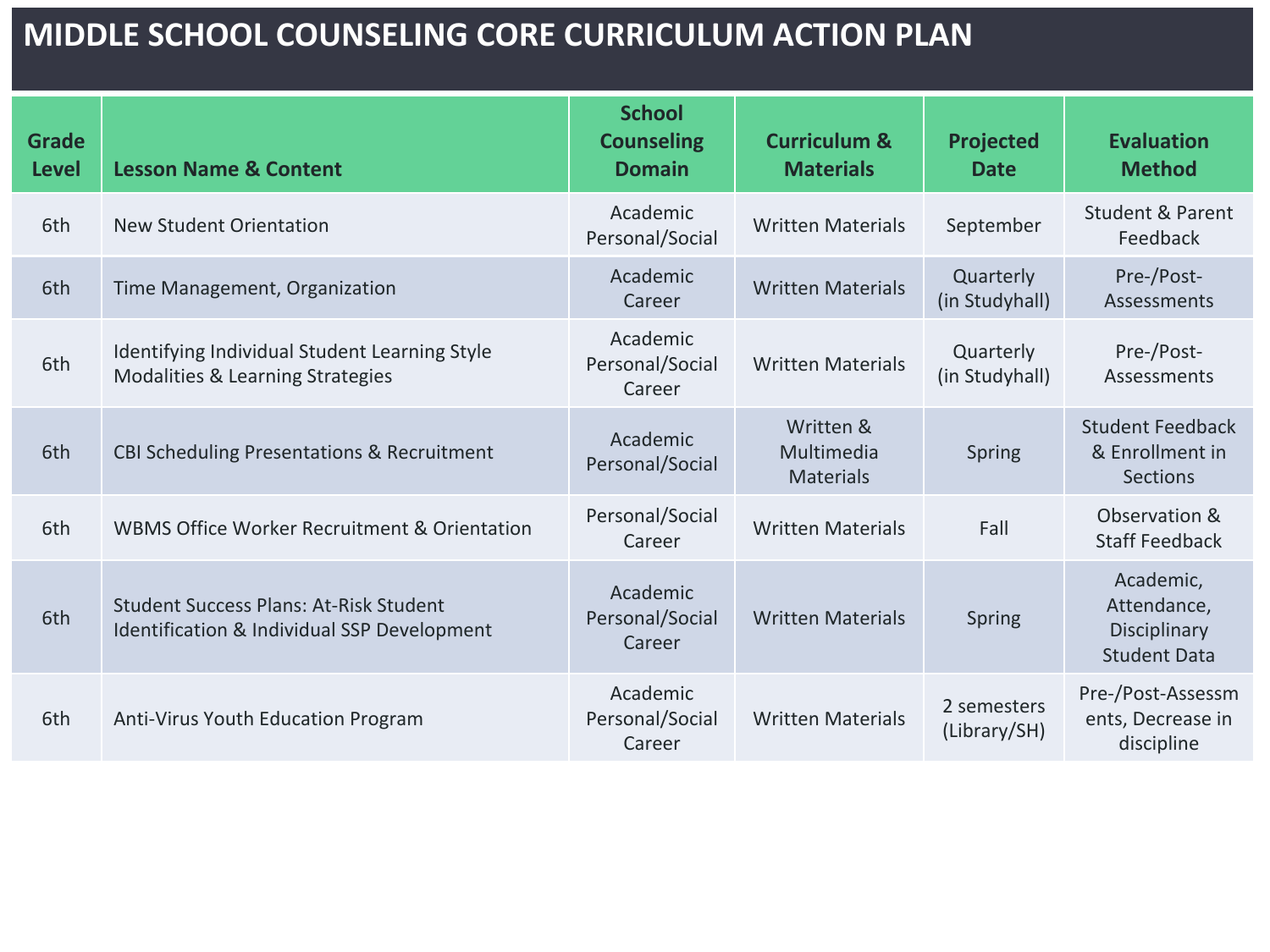# MIDDLE SCHOOL COUNSELING CORE CURRICULUM ACTION PLAN

| Grade Level | Lesson Name & Content | School Counseling Domain | Curriculum & Materials | Projected Date | Evaluation Method |
|---|---|---|---|---|---|
| 6th | New Student Orientation | Academic Personal/Social | Written Materials | September | Student & Parent Feedback |
| 6th | Time Management, Organization | Academic Career | Written Materials | Quarterly (in Studyhall) | Pre-/Post-Assessments |
| 6th | Identifying Individual Student Learning Style Modalities & Learning Strategies | Academic Personal/Social Career | Written Materials | Quarterly (in Studyhall) | Pre-/Post-Assessments |
| 6th | CBI Scheduling Presentations & Recruitment | Academic Personal/Social | Written & Multimedia Materials | Spring | Student Feedback & Enrollment in Sections |
| 6th | WBMS Office Worker Recruitment & Orientation | Personal/Social Career | Written Materials | Fall | Observation & Staff Feedback |
| 6th | Student Success Plans: At-Risk Student Identification & Individual SSP Development | Academic Personal/Social Career | Written Materials | Spring | Academic, Attendance, Disciplinary Student Data |
| 6th | Anti-Virus Youth Education Program | Academic Personal/Social Career | Written Materials | 2 semesters (Library/SH) | Pre-/Post-Assessments, Decrease in discipline |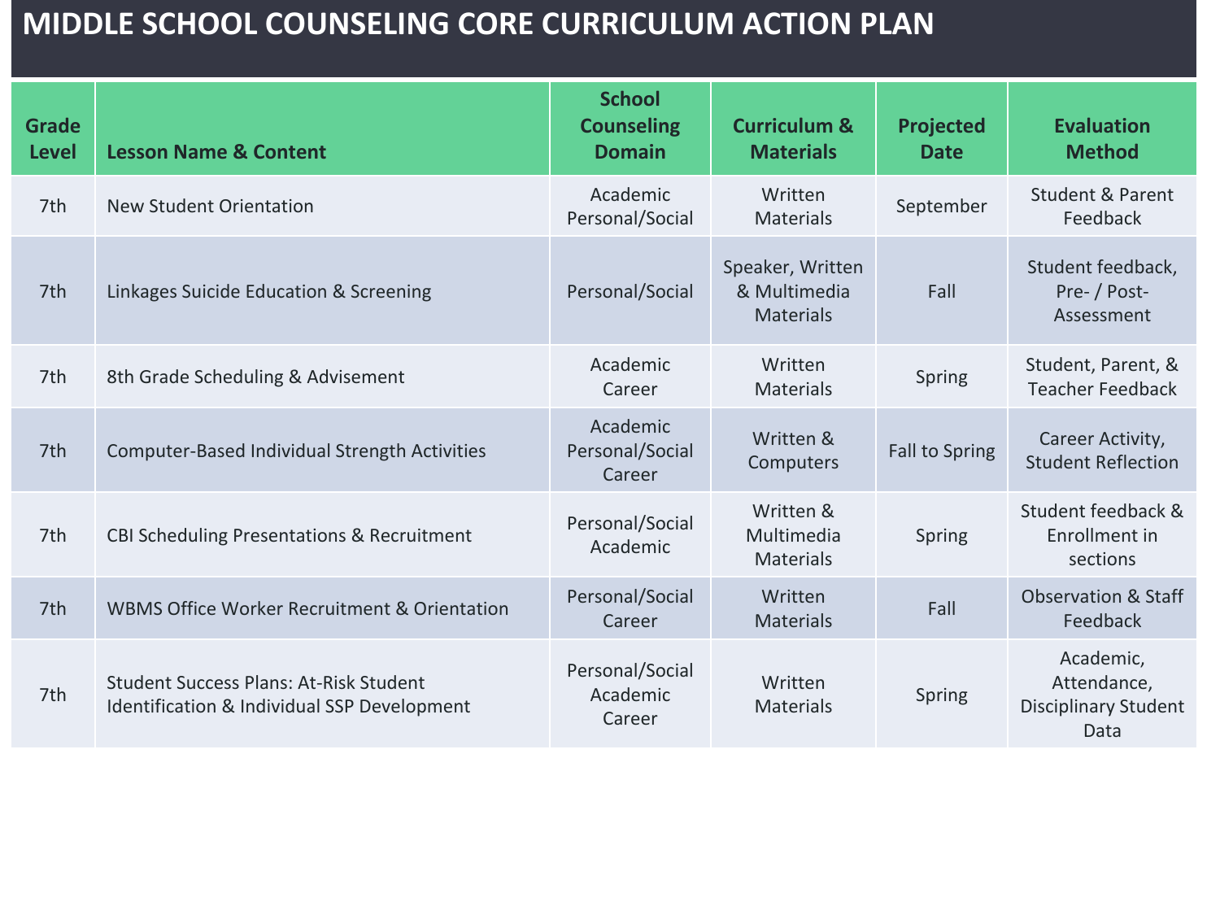# MIDDLE SCHOOL COUNSELING CORE CURRICULUM ACTION PLAN

| Grade Level | Lesson Name & Content | School Counseling Domain | Curriculum & Materials | Projected Date | Evaluation Method |
|---|---|---|---|---|---|
| 7th | New Student Orientation | Academic Personal/Social | Written Materials | September | Student & Parent Feedback |
| 7th | Linkages Suicide Education & Screening | Personal/Social | Speaker, Written & Multimedia Materials | Fall | Student feedback, Pre- / Post-Assessment |
| 7th | 8th Grade Scheduling & Advisement | Academic Career | Written Materials | Spring | Student, Parent, & Teacher Feedback |
| 7th | Computer-Based Individual Strength Activities | Academic Personal/Social Career | Written & Computers | Fall to Spring | Career Activity, Student Reflection |
| 7th | CBI Scheduling Presentations & Recruitment | Personal/Social Academic | Written & Multimedia Materials | Spring | Student feedback & Enrollment in sections |
| 7th | WBMS Office Worker Recruitment & Orientation | Personal/Social Career | Written Materials | Fall | Observation & Staff Feedback |
| 7th | Student Success Plans: At-Risk Student Identification & Individual SSP Development | Personal/Social Academic Career | Written Materials | Spring | Academic, Attendance, Disciplinary Student Data |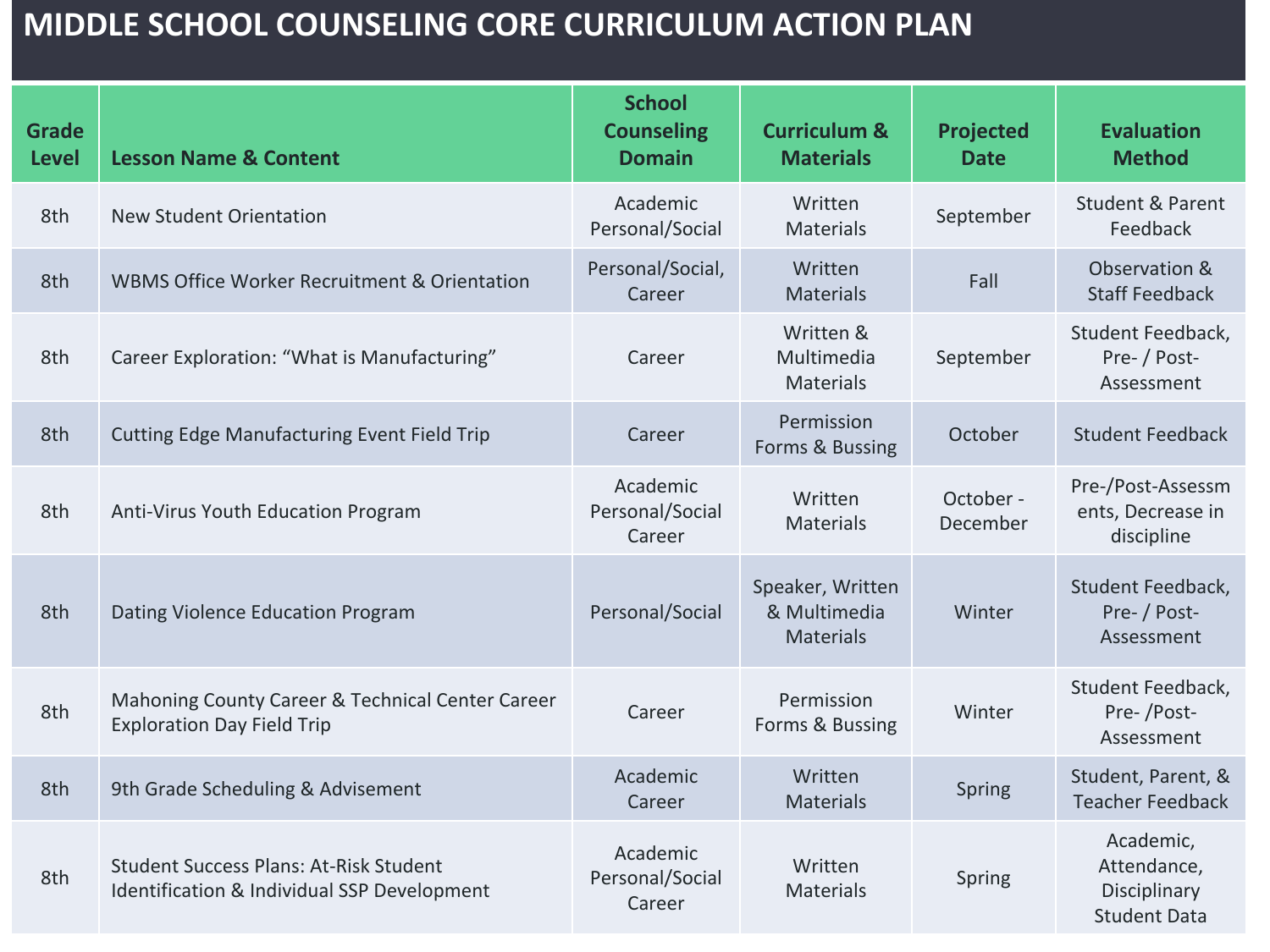# MIDDLE SCHOOL COUNSELING CORE CURRICULUM ACTION PLAN

| Grade Level | Lesson Name & Content | School Counseling Domain | Curriculum & Materials | Projected Date | Evaluation Method |
|---|---|---|---|---|---|
| 8th | New Student Orientation | Academic Personal/Social | Written Materials | September | Student & Parent Feedback |
| 8th | WBMS Office Worker Recruitment & Orientation | Personal/Social, Career | Written Materials | Fall | Observation & Staff Feedback |
| 8th | Career Exploration: "What is Manufacturing" | Career | Written & Multimedia Materials | September | Student Feedback, Pre- / Post-Assessment |
| 8th | Cutting Edge Manufacturing Event Field Trip | Career | Permission Forms & Bussing | October | Student Feedback |
| 8th | Anti-Virus Youth Education Program | Academic Personal/Social Career | Written Materials | October - December | Pre-/Post-Assessments, Decrease in discipline |
| 8th | Dating Violence Education Program | Personal/Social | Speaker, Written & Multimedia Materials | Winter | Student Feedback, Pre- / Post-Assessment |
| 8th | Mahoning County Career & Technical Center Career Exploration Day Field Trip | Career | Permission Forms & Bussing | Winter | Student Feedback, Pre- /Post-Assessment |
| 8th | 9th Grade Scheduling & Advisement | Academic Career | Written Materials | Spring | Student, Parent, & Teacher Feedback |
| 8th | Student Success Plans: At-Risk Student Identification & Individual SSP Development | Academic Personal/Social Career | Written Materials | Spring | Academic, Attendance, Disciplinary Student Data |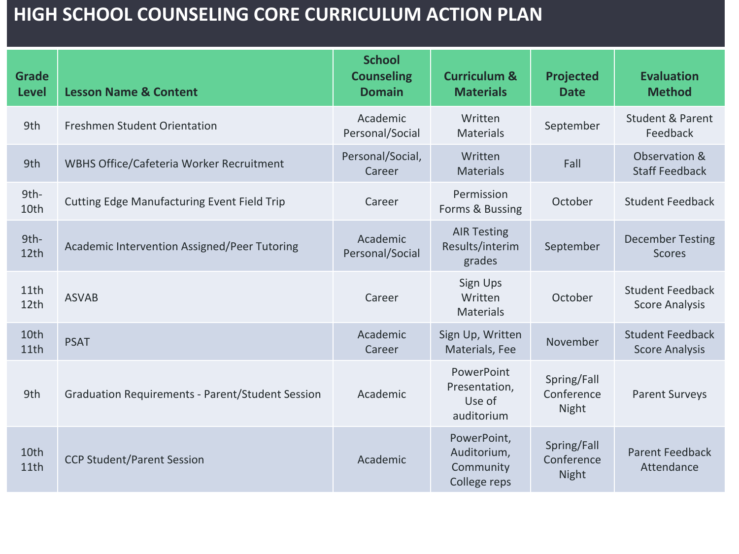# HIGH SCHOOL COUNSELING CORE CURRICULUM ACTION PLAN

| Grade Level | Lesson Name & Content | School Counseling Domain | Curriculum & Materials | Projected Date | Evaluation Method |
|---|---|---|---|---|---|
| 9th | Freshmen Student Orientation | Academic Personal/Social | Written Materials | September | Student & Parent Feedback |
| 9th | WBHS Office/Cafeteria Worker Recruitment | Personal/Social, Career | Written Materials | Fall | Observation & Staff Feedback |
| 9th-10th | Cutting Edge Manufacturing Event Field Trip | Career | Permission Forms & Bussing | October | Student Feedback |
| 9th-12th | Academic Intervention Assigned/Peer Tutoring | Academic Personal/Social | AIR Testing Results/interim grades | September | December Testing Scores |
| 11th 12th | ASVAB | Career | Sign Ups Written Materials | October | Student Feedback Score Analysis |
| 10th 11th | PSAT | Academic Career | Sign Up, Written Materials, Fee | November | Student Feedback Score Analysis |
| 9th | Graduation Requirements - Parent/Student Session | Academic | PowerPoint Presentation, Use of auditorium | Spring/Fall Conference Night | Parent Surveys |
| 10th 11th | CCP Student/Parent Session | Academic | PowerPoint, Auditorium, Community College reps | Spring/Fall Conference Night | Parent Feedback Attendance |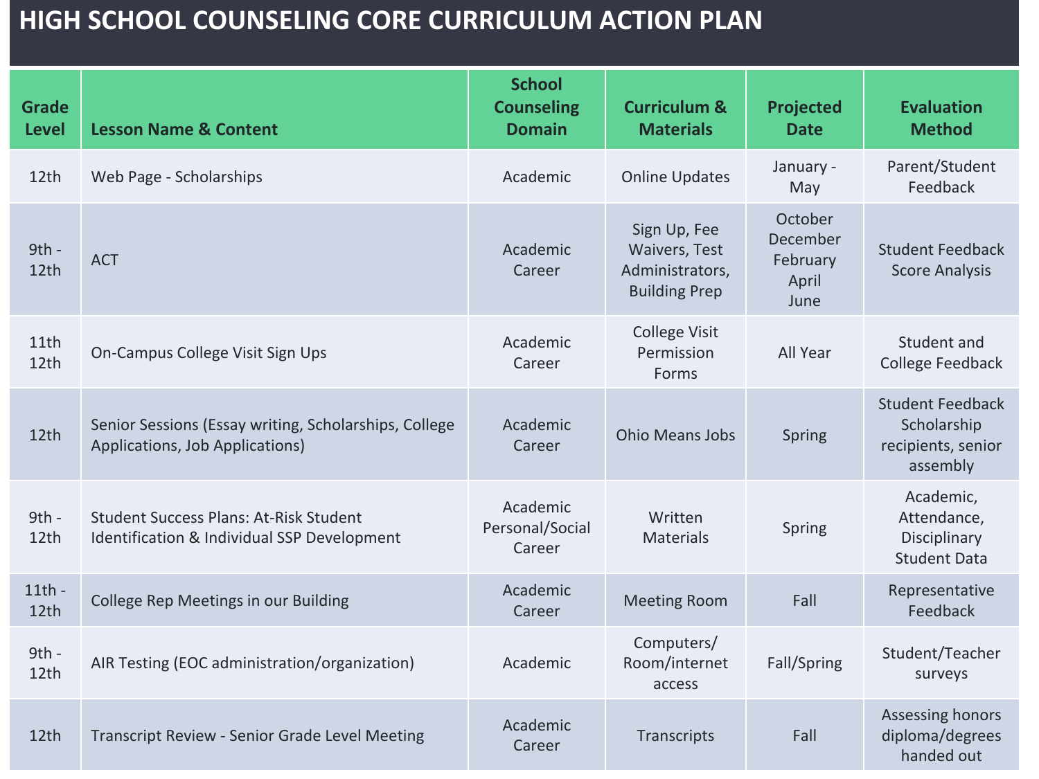# HIGH SCHOOL COUNSELING CORE CURRICULUM ACTION PLAN

| Grade Level | Lesson Name & Content | School Counseling Domain | Curriculum & Materials | Projected Date | Evaluation Method |
|---|---|---|---|---|---|
| 12th | Web Page - Scholarships | Academic | Online Updates | January - May | Parent/Student Feedback |
| 9th - 12th | ACT | Academic Career | Sign Up, Fee Waivers, Test Administrators, Building Prep | October December February April June | Student Feedback Score Analysis |
| 11th 12th | On-Campus College Visit Sign Ups | Academic Career | College Visit Permission Forms | All Year | Student and College Feedback |
| 12th | Senior Sessions (Essay writing, Scholarships, College Applications, Job Applications) | Academic Career | Ohio Means Jobs | Spring | Student Feedback Scholarship recipients, senior assembly |
| 9th - 12th | Student Success Plans: At-Risk Student Identification & Individual SSP Development | Academic Personal/Social Career | Written Materials | Spring | Academic, Attendance, Disciplinary Student Data |
| 11th - 12th | College Rep Meetings in our Building | Academic Career | Meeting Room | Fall | Representative Feedback |
| 9th - 12th | AIR Testing (EOC administration/organization) | Academic | Computers/ Room/internet access | Fall/Spring | Student/Teacher surveys |
| 12th | Transcript Review - Senior Grade Level Meeting | Academic Career | Transcripts | Fall | Assessing honors diploma/degrees handed out |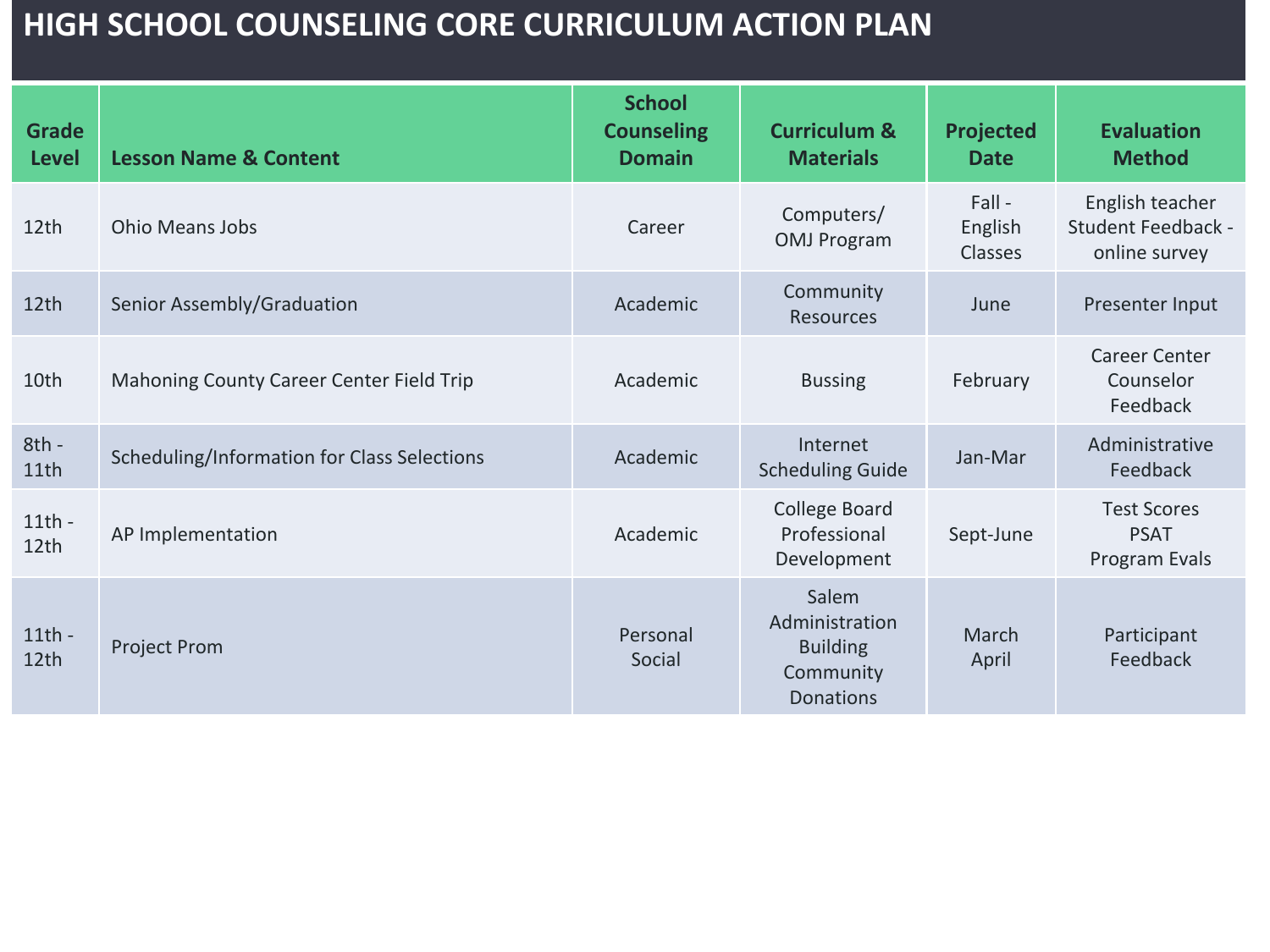# HIGH SCHOOL COUNSELING CORE CURRICULUM ACTION PLAN

| Grade Level | Lesson Name & Content | School Counseling Domain | Curriculum & Materials | Projected Date | Evaluation Method |
|---|---|---|---|---|---|
| 12th | Ohio Means Jobs | Career | Computers/ OMJ Program | Fall - English Classes | English teacher Student Feedback - online survey |
| 12th | Senior Assembly/Graduation | Academic | Community Resources | June | Presenter Input |
| 10th | Mahoning County Career Center Field Trip | Academic | Bussing | February | Career Center Counselor Feedback |
| 8th - 11th | Scheduling/Information for Class Selections | Academic | Internet Scheduling Guide | Jan-Mar | Administrative Feedback |
| 11th - 12th | AP Implementation | Academic | College Board Professional Development | Sept-June | Test Scores PSAT Program Evals |
| 11th - 12th | Project Prom | Personal Social | Salem Administration Building Community Donations | March April | Participant Feedback |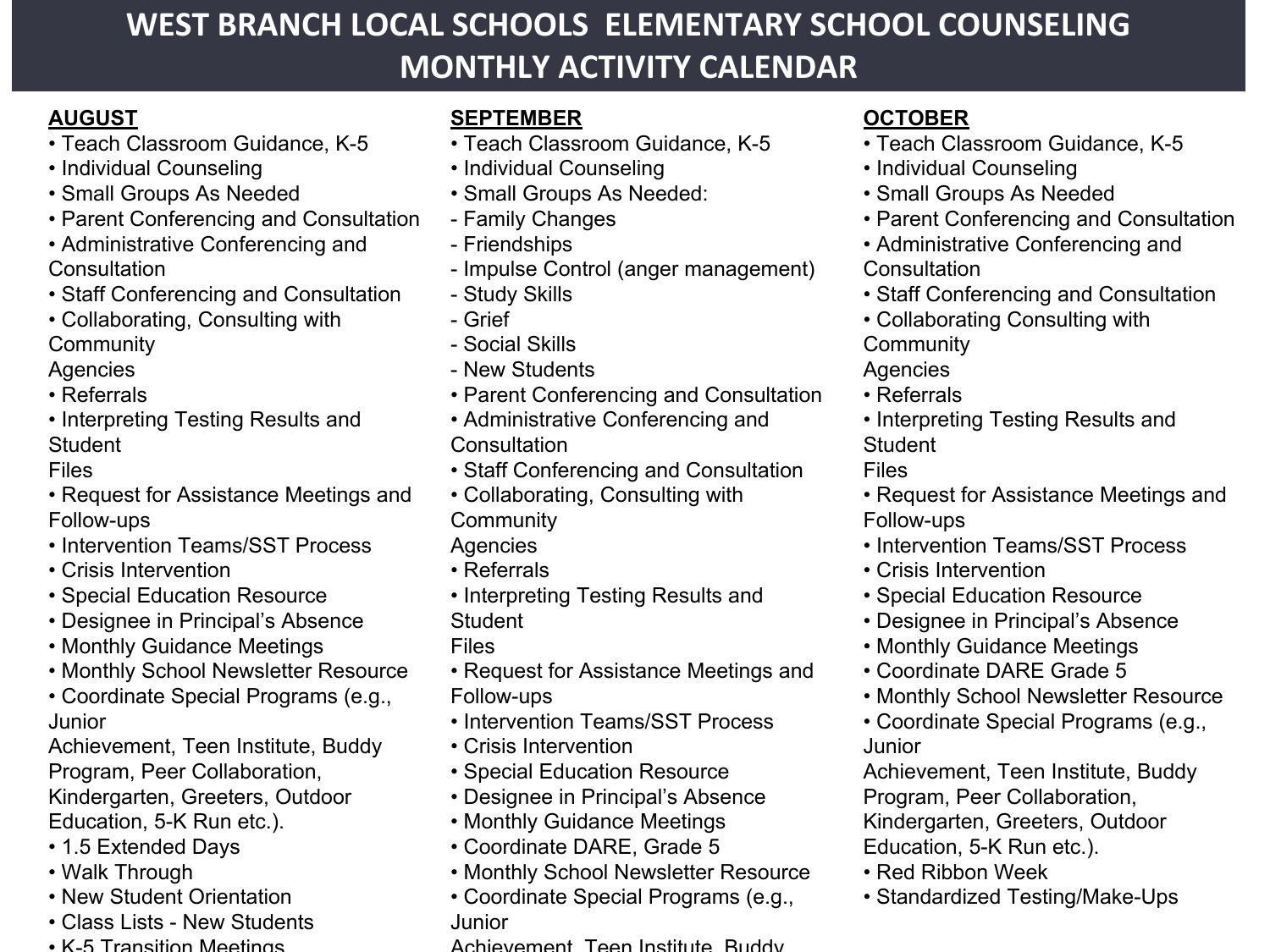# WEST BRANCH LOCAL SCHOOLS ELEMENTARY SCHOOL COUNSELING MONTHLY ACTIVITY CALENDAR

**AUGUST**

- Teach Classroom Guidance, K-5
- Individual Counseling
- Small Groups As Needed
- Parent Conferencing and Consultation
- Administrative Conferencing and Consultation
- Staff Conferencing and Consultation
- Collaborating, Consulting with Community Agencies
- Referrals
- Interpreting Testing Results and Student Files
- Request for Assistance Meetings and Follow-ups
- Intervention Teams/SST Process
- Crisis Intervention
- Special Education Resource
- Designee in Principal's Absence
- Monthly Guidance Meetings
- Monthly School Newsletter Resource
- Coordinate Special Programs (e.g., Junior Achievement, Teen Institute, Buddy Program, Peer Collaboration, Kindergarten, Greeters, Outdoor Education, 5-K Run etc.).
- 1.5 Extended Days
- Walk Through
- New Student Orientation
- Class Lists - New Students
- K-5 Transition Meetings

**SEPTEMBER**

- Teach Classroom Guidance, K-5
- Individual Counseling
- Small Groups As Needed:
  - Family Changes
  - Friendships
  - Impulse Control (anger management)
  - Study Skills
  - Grief
  - Social Skills
  - New Students
- Parent Conferencing and Consultation
- Administrative Conferencing and Consultation
- Staff Conferencing and Consultation
- Collaborating, Consulting with Community Agencies
- Referrals
- Interpreting Testing Results and Student Files
- Request for Assistance Meetings and Follow-ups
- Intervention Teams/SST Process
- Crisis Intervention
- Special Education Resource
- Designee in Principal's Absence
- Monthly Guidance Meetings
- Coordinate DARE, Grade 5
- Monthly School Newsletter Resource
- Coordinate Special Programs (e.g., Junior Achievement, Teen Institute, Buddy

**OCTOBER**

- Teach Classroom Guidance, K-5
- Individual Counseling
- Small Groups As Needed
- Parent Conferencing and Consultation
- Administrative Conferencing and Consultation
- Staff Conferencing and Consultation
- Collaborating Consulting with Community Agencies
- Referrals
- Interpreting Testing Results and Student Files
- Request for Assistance Meetings and Follow-ups
- Intervention Teams/SST Process
- Crisis Intervention
- Special Education Resource
- Designee in Principal's Absence
- Monthly Guidance Meetings
- Coordinate DARE Grade 5
- Monthly School Newsletter Resource
- Coordinate Special Programs (e.g., Junior Achievement, Teen Institute, Buddy Program, Peer Collaboration, Kindergarten, Greeters, Outdoor Education, 5-K Run etc.).
- Red Ribbon Week
- Standardized Testing/Make-Ups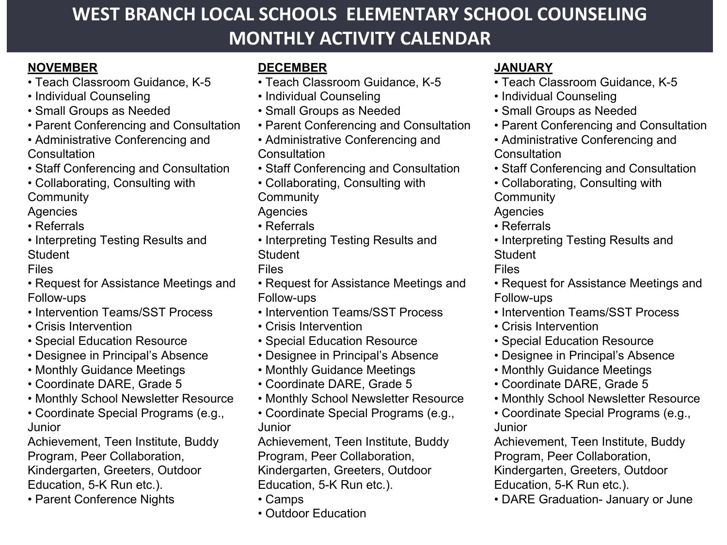# WEST BRANCH LOCAL SCHOOLS ELEMENTARY SCHOOL COUNSELING MONTHLY ACTIVITY CALENDAR

## NOVEMBER

- Teach Classroom Guidance, K-5
- Individual Counseling
- Small Groups as Needed
- Parent Conferencing and Consultation
- Administrative Conferencing and Consultation
- Staff Conferencing and Consultation
- Collaborating, Consulting with Community Agencies
- Referrals
- Interpreting Testing Results and Student Files
- Request for Assistance Meetings and Follow-ups
- Intervention Teams/SST Process
- Crisis Intervention
- Special Education Resource
- Designee in Principal's Absence
- Monthly Guidance Meetings
- Coordinate DARE, Grade 5
- Monthly School Newsletter Resource
- Coordinate Special Programs (e.g., Junior Achievement, Teen Institute, Buddy Program, Peer Collaboration, Kindergarten, Greeters, Outdoor Education, 5-K Run etc.).
- Parent Conference Nights

## DECEMBER

- Teach Classroom Guidance, K-5
- Individual Counseling
- Small Groups as Needed
- Parent Conferencing and Consultation
- Administrative Conferencing and Consultation
- Staff Conferencing and Consultation
- Collaborating, Consulting with Community Agencies
- Referrals
- Interpreting Testing Results and Student Files
- Request for Assistance Meetings and Follow-ups
- Intervention Teams/SST Process
- Crisis Intervention
- Special Education Resource
- Designee in Principal's Absence
- Monthly Guidance Meetings
- Coordinate DARE, Grade 5
- Monthly School Newsletter Resource
- Coordinate Special Programs (e.g., Junior Achievement, Teen Institute, Buddy Program, Peer Collaboration, Kindergarten, Greeters, Outdoor Education, 5-K Run etc.).
- Camps
- Outdoor Education

## JANUARY

- Teach Classroom Guidance, K-5
- Individual Counseling
- Small Groups as Needed
- Parent Conferencing and Consultation
- Administrative Conferencing and Consultation
- Staff Conferencing and Consultation
- Collaborating, Consulting with Community Agencies
- Referrals
- Interpreting Testing Results and Student Files
- Request for Assistance Meetings and Follow-ups
- Intervention Teams/SST Process
- Crisis Intervention
- Special Education Resource
- Designee in Principal's Absence
- Monthly Guidance Meetings
- Coordinate DARE, Grade 5
- Monthly School Newsletter Resource
- Coordinate Special Programs (e.g., Junior Achievement, Teen Institute, Buddy Program, Peer Collaboration, Kindergarten, Greeters, Outdoor Education, 5-K Run etc.).
- DARE Graduation- January or June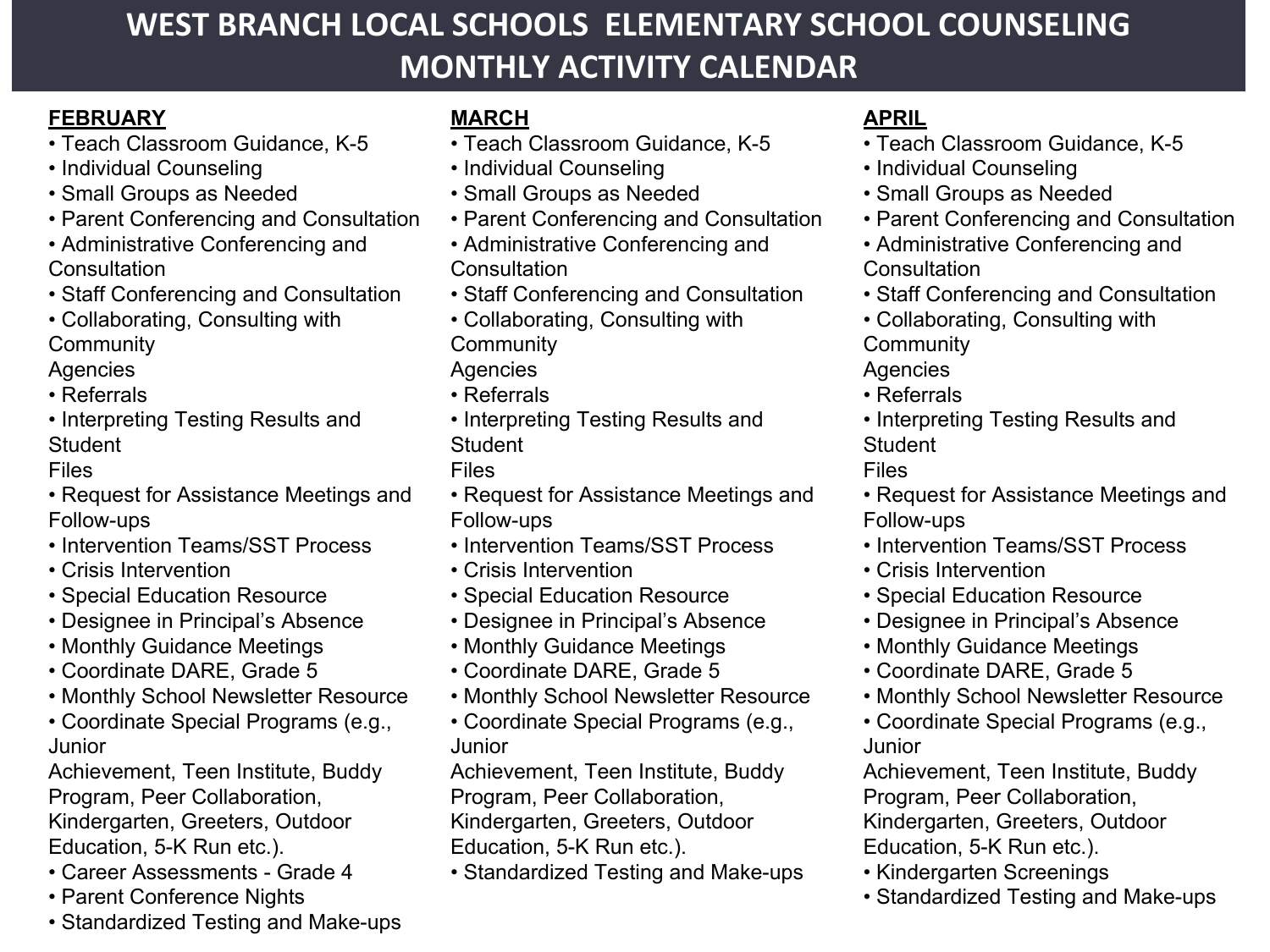# WEST BRANCH LOCAL SCHOOLS ELEMENTARY SCHOOL COUNSELING MONTHLY ACTIVITY CALENDAR

**FEBRUARY**

- Teach Classroom Guidance, K-5
- Individual Counseling
- Small Groups as Needed
- Parent Conferencing and Consultation
- Administrative Conferencing and Consultation
- Staff Conferencing and Consultation
- Collaborating, Consulting with Community Agencies
- Referrals
- Interpreting Testing Results and Student Files
- Request for Assistance Meetings and Follow-ups
- Intervention Teams/SST Process
- Crisis Intervention
- Special Education Resource
- Designee in Principal's Absence
- Monthly Guidance Meetings
- Coordinate DARE, Grade 5
- Monthly School Newsletter Resource
- Coordinate Special Programs (e.g., Junior Achievement, Teen Institute, Buddy Program, Peer Collaboration, Kindergarten, Greeters, Outdoor Education, 5-K Run etc.).
- Career Assessments - Grade 4
- Parent Conference Nights
- Standardized Testing and Make-ups

**MARCH**

- Teach Classroom Guidance, K-5
- Individual Counseling
- Small Groups as Needed
- Parent Conferencing and Consultation
- Administrative Conferencing and Consultation
- Staff Conferencing and Consultation
- Collaborating, Consulting with Community Agencies
- Referrals
- Interpreting Testing Results and Student Files
- Request for Assistance Meetings and Follow-ups
- Intervention Teams/SST Process
- Crisis Intervention
- Special Education Resource
- Designee in Principal's Absence
- Monthly Guidance Meetings
- Coordinate DARE, Grade 5
- Monthly School Newsletter Resource
- Coordinate Special Programs (e.g., Junior Achievement, Teen Institute, Buddy Program, Peer Collaboration, Kindergarten, Greeters, Outdoor Education, 5-K Run etc.).
- Standardized Testing and Make-ups

**APRIL**

- Teach Classroom Guidance, K-5
- Individual Counseling
- Small Groups as Needed
- Parent Conferencing and Consultation
- Administrative Conferencing and Consultation
- Staff Conferencing and Consultation
- Collaborating, Consulting with Community Agencies
- Referrals
- Interpreting Testing Results and Student Files
- Request for Assistance Meetings and Follow-ups
- Intervention Teams/SST Process
- Crisis Intervention
- Special Education Resource
- Designee in Principal's Absence
- Monthly Guidance Meetings
- Coordinate DARE, Grade 5
- Monthly School Newsletter Resource
- Coordinate Special Programs (e.g., Junior Achievement, Teen Institute, Buddy Program, Peer Collaboration, Kindergarten, Greeters, Outdoor Education, 5-K Run etc.).
- Kindergarten Screenings
- Standardized Testing and Make-ups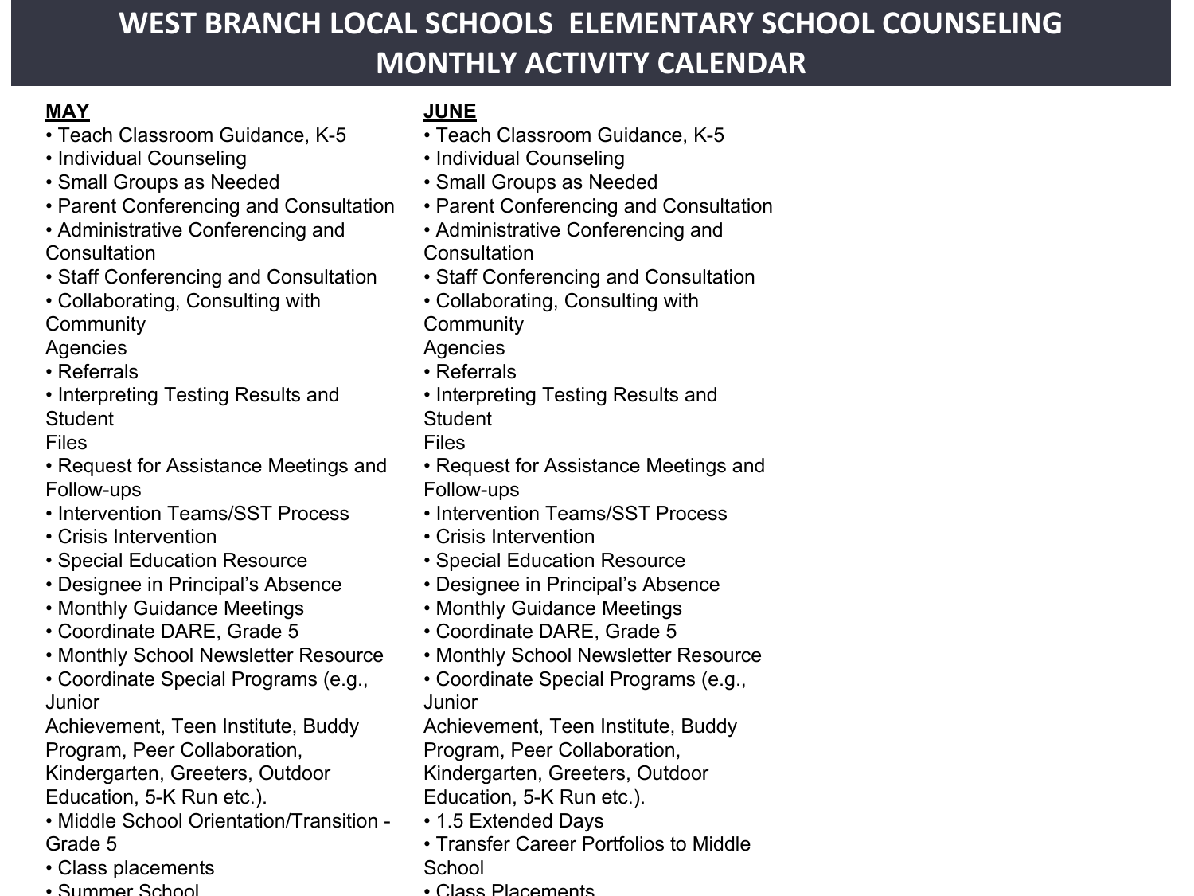# WEST BRANCH LOCAL SCHOOLS ELEMENTARY SCHOOL COUNSELING MONTHLY ACTIVITY CALENDAR

**MAY**

- Teach Classroom Guidance, K-5
- Individual Counseling
- Small Groups as Needed
- Parent Conferencing and Consultation
- Administrative Conferencing and Consultation
- Staff Conferencing and Consultation
- Collaborating, Consulting with Community Agencies
- Referrals
- Interpreting Testing Results and Student Files
- Request for Assistance Meetings and Follow-ups
- Intervention Teams/SST Process
- Crisis Intervention
- Special Education Resource
- Designee in Principal's Absence
- Monthly Guidance Meetings
- Coordinate DARE, Grade 5
- Monthly School Newsletter Resource
- Coordinate Special Programs (e.g., Junior Achievement, Teen Institute, Buddy Program, Peer Collaboration, Kindergarten, Greeters, Outdoor Education, 5-K Run etc.).
- Middle School Orientation/Transition - Grade 5
- Class placements
- Summer School

**JUNE**

- Teach Classroom Guidance, K-5
- Individual Counseling
- Small Groups as Needed
- Parent Conferencing and Consultation
- Administrative Conferencing and Consultation
- Staff Conferencing and Consultation
- Collaborating, Consulting with Community Agencies
- Referrals
- Interpreting Testing Results and Student Files
- Request for Assistance Meetings and Follow-ups
- Intervention Teams/SST Process
- Crisis Intervention
- Special Education Resource
- Designee in Principal's Absence
- Monthly Guidance Meetings
- Coordinate DARE, Grade 5
- Monthly School Newsletter Resource
- Coordinate Special Programs (e.g., Junior Achievement, Teen Institute, Buddy Program, Peer Collaboration, Kindergarten, Greeters, Outdoor Education, 5-K Run etc.).
- 1.5 Extended Days
- Transfer Career Portfolios to Middle School
- Class Placements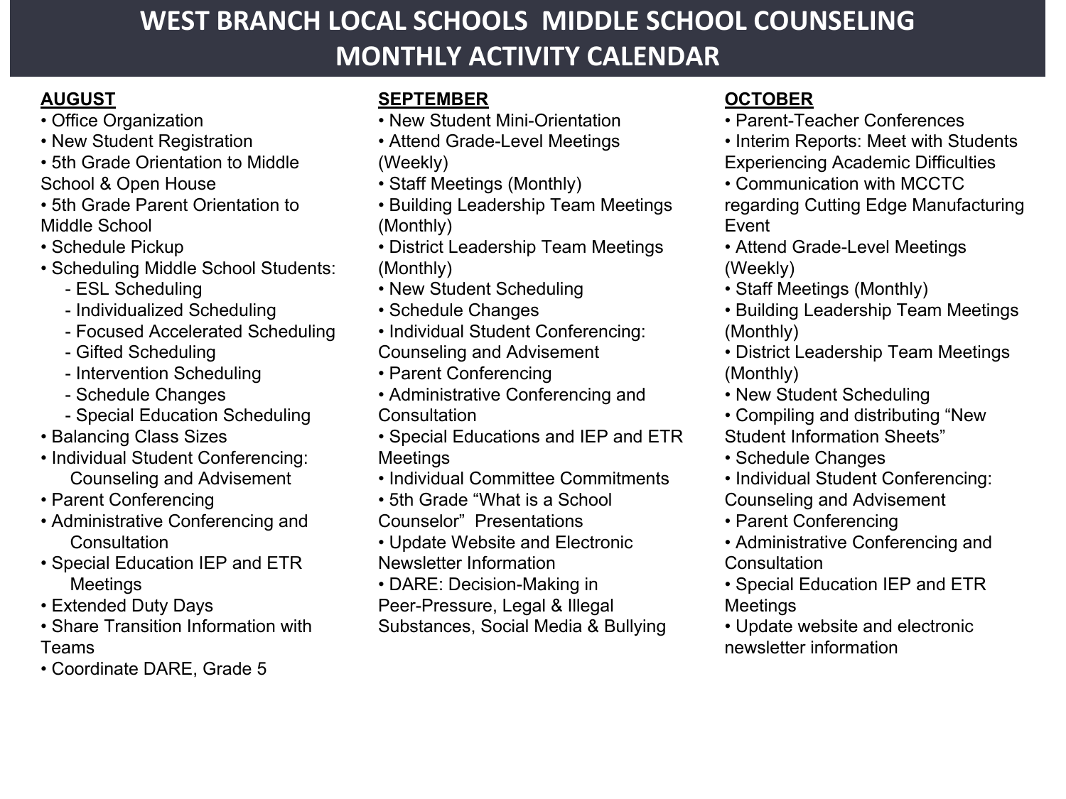# WEST BRANCH LOCAL SCHOOLS MIDDLE SCHOOL COUNSELING MONTHLY ACTIVITY CALENDAR

**AUGUST**

- Office Organization
- New Student Registration
- 5th Grade Orientation to Middle School & Open House
- 5th Grade Parent Orientation to Middle School
- Schedule Pickup
- Scheduling Middle School Students:
  - ESL Scheduling
  - Individualized Scheduling
  - Focused Accelerated Scheduling
  - Gifted Scheduling
  - Intervention Scheduling
  - Schedule Changes
  - Special Education Scheduling
- Balancing Class Sizes
- Individual Student Conferencing: Counseling and Advisement
- Parent Conferencing
- Administrative Conferencing and Consultation
- Special Education IEP and ETR Meetings
- Extended Duty Days
- Share Transition Information with Teams
- Coordinate DARE, Grade 5

**SEPTEMBER**

- New Student Mini-Orientation
- Attend Grade-Level Meetings (Weekly)
- Staff Meetings (Monthly)
- Building Leadership Team Meetings (Monthly)
- District Leadership Team Meetings (Monthly)
- New Student Scheduling
- Schedule Changes
- Individual Student Conferencing: Counseling and Advisement
- Parent Conferencing
- Administrative Conferencing and Consultation
- Special Educations and IEP and ETR Meetings
- Individual Committee Commitments
- 5th Grade "What is a School Counselor" Presentations
- Update Website and Electronic Newsletter Information
- DARE: Decision-Making in Peer-Pressure, Legal & Illegal Substances, Social Media & Bullying

**OCTOBER**

- Parent-Teacher Conferences
- Interim Reports: Meet with Students Experiencing Academic Difficulties
- Communication with MCCTC regarding Cutting Edge Manufacturing Event
- Attend Grade-Level Meetings (Weekly)
- Staff Meetings (Monthly)
- Building Leadership Team Meetings (Monthly)
- District Leadership Team Meetings (Monthly)
- New Student Scheduling
- Compiling and distributing "New Student Information Sheets"
- Schedule Changes
- Individual Student Conferencing: Counseling and Advisement
- Parent Conferencing
- Administrative Conferencing and Consultation
- Special Education IEP and ETR Meetings
- Update website and electronic newsletter information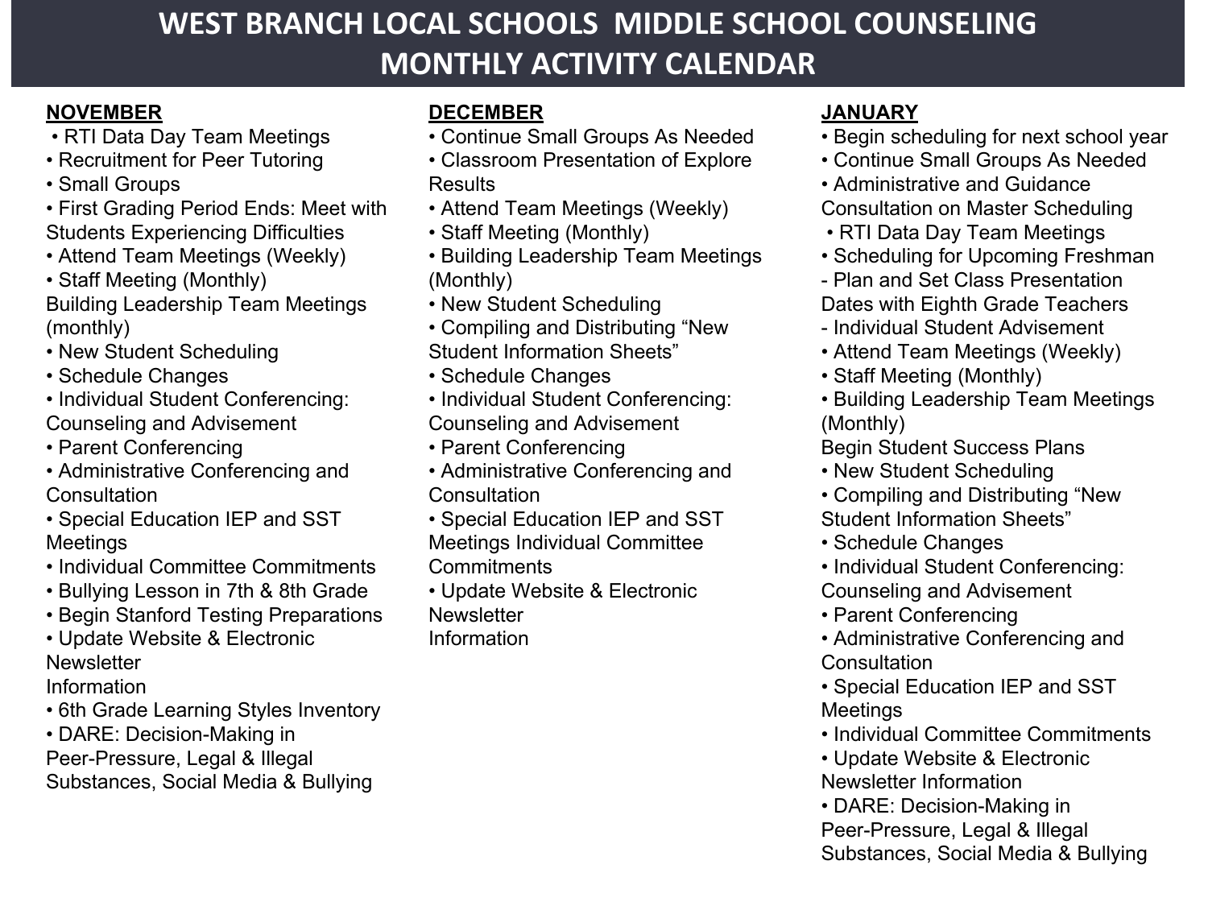# WEST BRANCH LOCAL SCHOOLS MIDDLE SCHOOL COUNSELING MONTHLY ACTIVITY CALENDAR

## NOVEMBER

- RTI Data Day Team Meetings
- Recruitment for Peer Tutoring
- Small Groups
- First Grading Period Ends: Meet with Students Experiencing Difficulties
- Attend Team Meetings (Weekly)
- Staff Meeting (Monthly)

Building Leadership Team Meetings (monthly)

- New Student Scheduling
- Schedule Changes
- Individual Student Conferencing: Counseling and Advisement
- Parent Conferencing
- Administrative Conferencing and Consultation
- Special Education IEP and SST Meetings
- Individual Committee Commitments
- Bullying Lesson in 7th & 8th Grade
- Begin Stanford Testing Preparations
- Update Website & Electronic Newsletter Information
- 6th Grade Learning Styles Inventory
- DARE: Decision-Making in Peer-Pressure, Legal & Illegal Substances, Social Media & Bullying

## DECEMBER

- Continue Small Groups As Needed
- Classroom Presentation of Explore Results
- Attend Team Meetings (Weekly)
- Staff Meeting (Monthly)
- Building Leadership Team Meetings (Monthly)
- New Student Scheduling
- Compiling and Distributing "New Student Information Sheets"
- Schedule Changes
- Individual Student Conferencing: Counseling and Advisement
- Parent Conferencing
- Administrative Conferencing and Consultation
- Special Education IEP and SST Meetings Individual Committee Commitments
- Update Website & Electronic Newsletter Information

## JANUARY

- Begin scheduling for next school year
- Continue Small Groups As Needed
- Administrative and Guidance Consultation on Master Scheduling
- RTI Data Day Team Meetings
- Scheduling for Upcoming Freshman
  - Plan and Set Class Presentation Dates with Eighth Grade Teachers
  - Individual Student Advisement
- Attend Team Meetings (Weekly)
- Staff Meeting (Monthly)
- Building Leadership Team Meetings (Monthly)

Begin Student Success Plans

- New Student Scheduling
- Compiling and Distributing "New Student Information Sheets"
- Schedule Changes
- Individual Student Conferencing: Counseling and Advisement
- Parent Conferencing
- Administrative Conferencing and Consultation
- Special Education IEP and SST Meetings
- Individual Committee Commitments
- Update Website & Electronic Newsletter Information
- DARE: Decision-Making in Peer-Pressure, Legal & Illegal Substances, Social Media & Bullying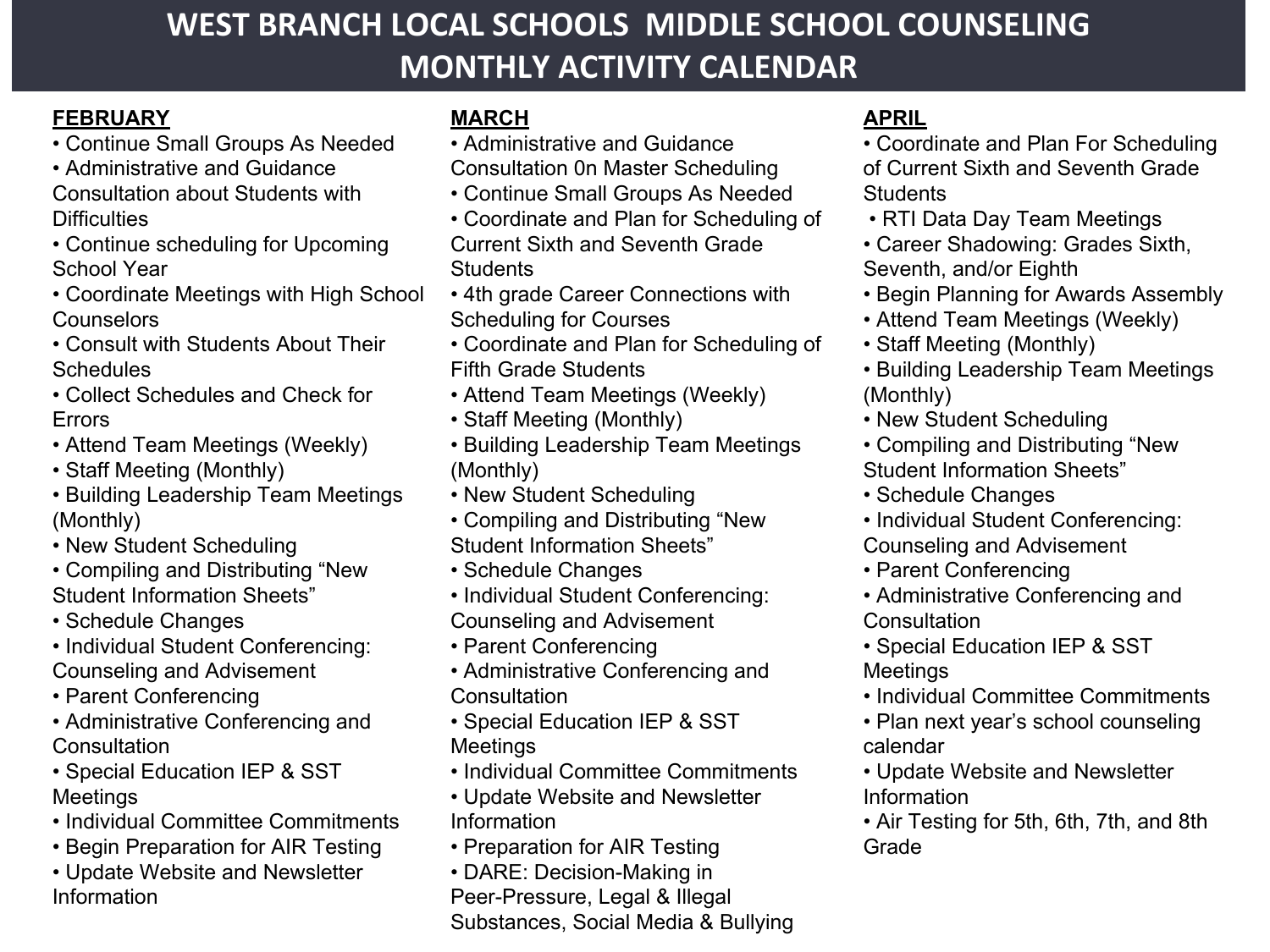# WEST BRANCH LOCAL SCHOOLS MIDDLE SCHOOL COUNSELING MONTHLY ACTIVITY CALENDAR

## FEBRUARY

- Continue Small Groups As Needed
- Administrative and Guidance Consultation about Students with Difficulties
- Continue scheduling for Upcoming School Year
- Coordinate Meetings with High School Counselors
- Consult with Students About Their Schedules
- Collect Schedules and Check for Errors
- Attend Team Meetings (Weekly)
- Staff Meeting (Monthly)
- Building Leadership Team Meetings (Monthly)
- New Student Scheduling
- Compiling and Distributing "New Student Information Sheets"
- Schedule Changes
- Individual Student Conferencing: Counseling and Advisement
- Parent Conferencing
- Administrative Conferencing and Consultation
- Special Education IEP & SST Meetings
- Individual Committee Commitments
- Begin Preparation for AIR Testing
- Update Website and Newsletter Information

## MARCH

- Administrative and Guidance Consultation 0n Master Scheduling
- Continue Small Groups As Needed
- Coordinate and Plan for Scheduling of Current Sixth and Seventh Grade Students
- 4th grade Career Connections with Scheduling for Courses
- Coordinate and Plan for Scheduling of Fifth Grade Students
- Attend Team Meetings (Weekly)
- Staff Meeting (Monthly)
- Building Leadership Team Meetings (Monthly)
- New Student Scheduling
- Compiling and Distributing "New Student Information Sheets"
- Schedule Changes
- Individual Student Conferencing: Counseling and Advisement
- Parent Conferencing
- Administrative Conferencing and Consultation
- Special Education IEP & SST Meetings
- Individual Committee Commitments
- Update Website and Newsletter Information
- Preparation for AIR Testing
- DARE: Decision-Making in Peer-Pressure, Legal & Illegal Substances, Social Media & Bullying

## APRIL

- Coordinate and Plan For Scheduling of Current Sixth and Seventh Grade Students
- RTI Data Day Team Meetings
- Career Shadowing: Grades Sixth, Seventh, and/or Eighth
- Begin Planning for Awards Assembly
- Attend Team Meetings (Weekly)
- Staff Meeting (Monthly)
- Building Leadership Team Meetings (Monthly)
- New Student Scheduling
- Compiling and Distributing "New Student Information Sheets"
- Schedule Changes
- Individual Student Conferencing: Counseling and Advisement
- Parent Conferencing
- Administrative Conferencing and Consultation
- Special Education IEP & SST Meetings
- Individual Committee Commitments
- Plan next year's school counseling calendar
- Update Website and Newsletter Information
- Air Testing for 5th, 6th, 7th, and 8th Grade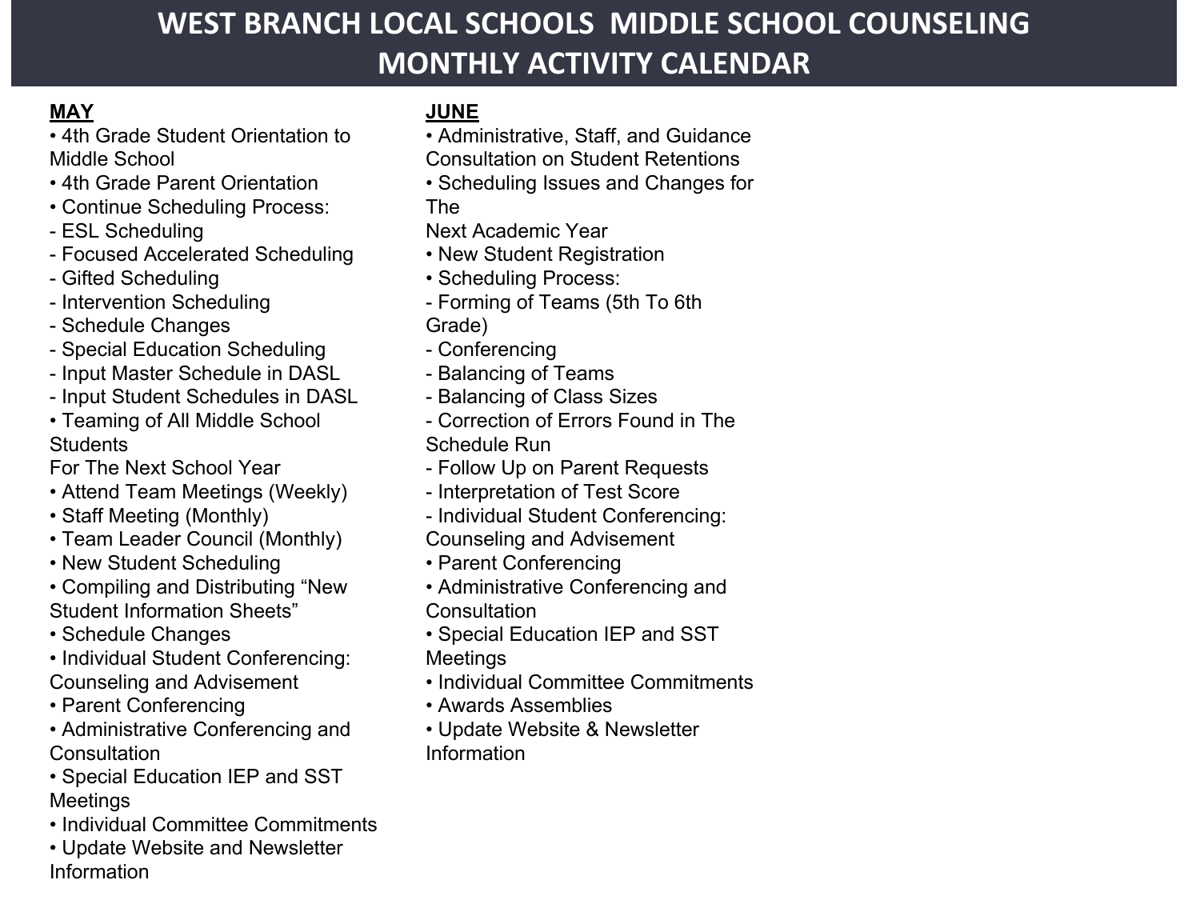# WEST BRANCH LOCAL SCHOOLS MIDDLE SCHOOL COUNSELING MONTHLY ACTIVITY CALENDAR

## MAY

- 4th Grade Student Orientation to Middle School
- 4th Grade Parent Orientation
- Continue Scheduling Process:
  - ESL Scheduling
  - Focused Accelerated Scheduling
  - Gifted Scheduling
  - Intervention Scheduling
  - Schedule Changes
  - Special Education Scheduling
  - Input Master Schedule in DASL
  - Input Student Schedules in DASL
- Teaming of All Middle School Students For The Next School Year
- Attend Team Meetings (Weekly)
- Staff Meeting (Monthly)
- Team Leader Council (Monthly)
- New Student Scheduling
- Compiling and Distributing "New Student Information Sheets"
- Schedule Changes
- Individual Student Conferencing: Counseling and Advisement
- Parent Conferencing
- Administrative Conferencing and Consultation
- Special Education IEP and SST Meetings
- Individual Committee Commitments
- Update Website and Newsletter Information

## JUNE

- Administrative, Staff, and Guidance Consultation on Student Retentions
- Scheduling Issues and Changes for The Next Academic Year
- New Student Registration
- Scheduling Process:
  - Forming of Teams (5th To 6th Grade)
  - Conferencing
  - Balancing of Teams
  - Balancing of Class Sizes
  - Correction of Errors Found in The Schedule Run
  - Follow Up on Parent Requests
  - Interpretation of Test Score
  - Individual Student Conferencing: Counseling and Advisement
- Parent Conferencing
- Administrative Conferencing and Consultation
- Special Education IEP and SST Meetings
- Individual Committee Commitments
- Awards Assemblies
- Update Website & Newsletter Information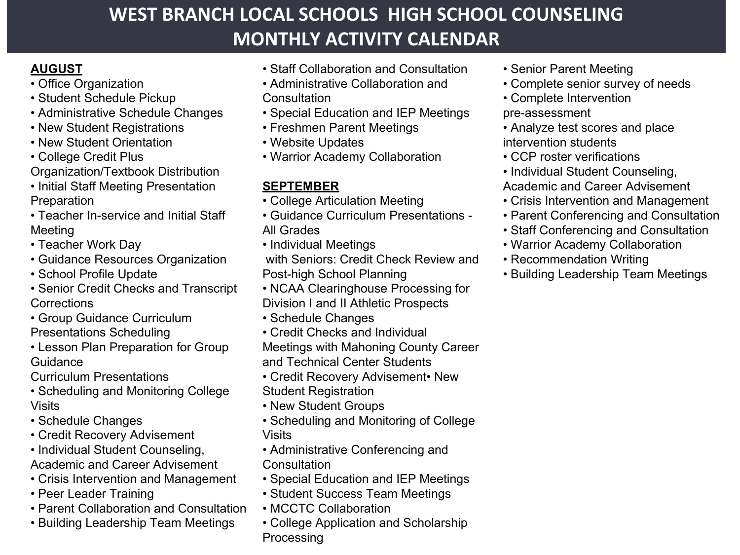# WEST BRANCH LOCAL SCHOOLS HIGH SCHOOL COUNSELING MONTHLY ACTIVITY CALENDAR

**AUGUST**

- Office Organization
- Student Schedule Pickup
- Administrative Schedule Changes
- New Student Registrations
- New Student Orientation
- College Credit Plus Organization/Textbook Distribution
- Initial Staff Meeting Presentation Preparation
- Teacher In-service and Initial Staff Meeting
- Teacher Work Day
- Guidance Resources Organization
- School Profile Update
- Senior Credit Checks and Transcript Corrections
- Group Guidance Curriculum Presentations Scheduling
- Lesson Plan Preparation for Group Guidance Curriculum Presentations
- Scheduling and Monitoring College Visits
- Schedule Changes
- Credit Recovery Advisement
- Individual Student Counseling, Academic and Career Advisement
- Crisis Intervention and Management
- Peer Leader Training
- Parent Collaboration and Consultation
- Building Leadership Team Meetings
- Staff Collaboration and Consultation
- Administrative Collaboration and Consultation
- Special Education and IEP Meetings
- Freshmen Parent Meetings
- Website Updates
- Warrior Academy Collaboration

**SEPTEMBER**

- College Articulation Meeting
- Guidance Curriculum Presentations - All Grades
- Individual Meetings with Seniors: Credit Check Review and Post-high School Planning
- NCAA Clearinghouse Processing for Division I and II Athletic Prospects
- Schedule Changes
- Credit Checks and Individual Meetings with Mahoning County Career and Technical Center Students
- Credit Recovery Advisement• New Student Registration
- New Student Groups
- Scheduling and Monitoring of College Visits
- Administrative Conferencing and Consultation
- Special Education and IEP Meetings
- Student Success Team Meetings
- MCCTC Collaboration
- College Application and Scholarship Processing
- Senior Parent Meeting
- Complete senior survey of needs
- Complete Intervention pre-assessment
- Analyze test scores and place intervention students
- CCP roster verifications
- Individual Student Counseling, Academic and Career Advisement
- Crisis Intervention and Management
- Parent Conferencing and Consultation
- Staff Conferencing and Consultation
- Warrior Academy Collaboration
- Recommendation Writing
- Building Leadership Team Meetings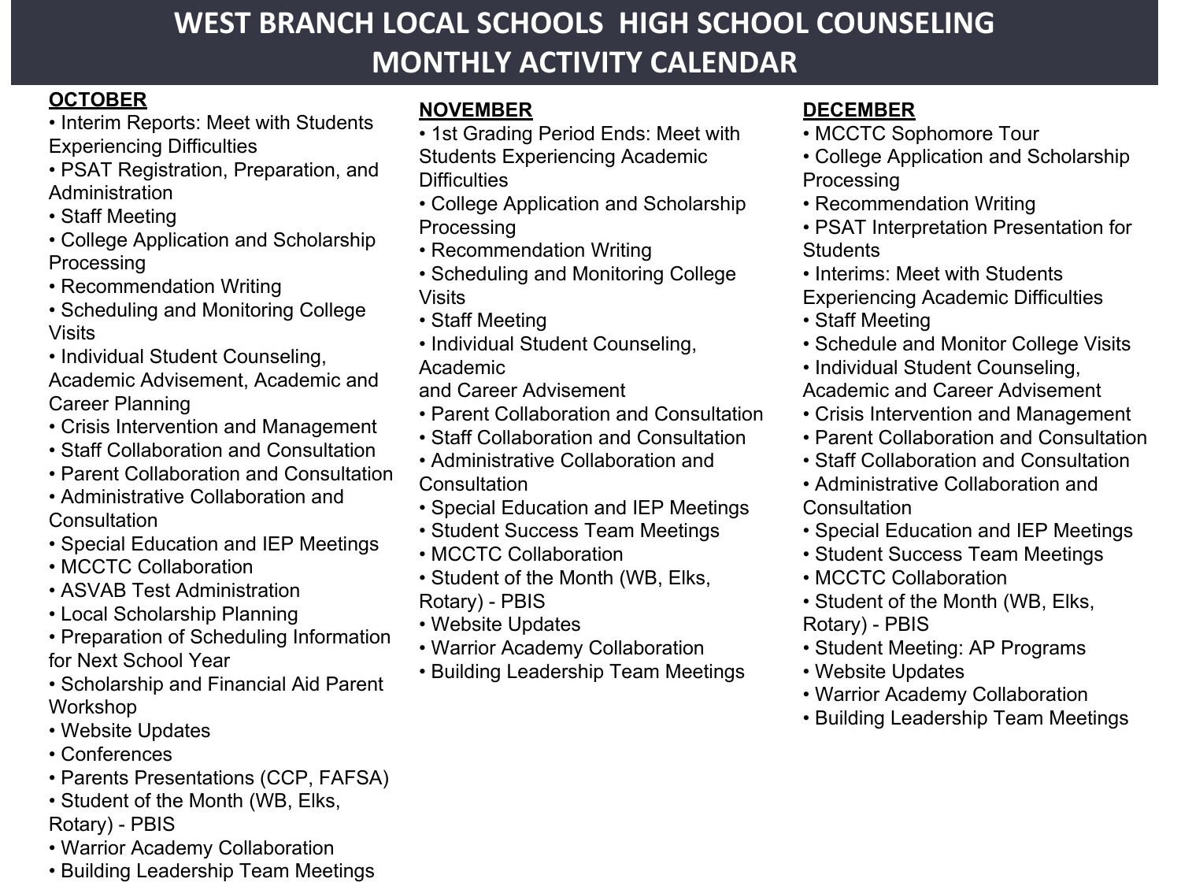# WEST BRANCH LOCAL SCHOOLS HIGH SCHOOL COUNSELING MONTHLY ACTIVITY CALENDAR

**OCTOBER**

- Interim Reports: Meet with Students Experiencing Difficulties
- PSAT Registration, Preparation, and Administration
- Staff Meeting
- College Application and Scholarship Processing
- Recommendation Writing
- Scheduling and Monitoring College Visits
- Individual Student Counseling, Academic Advisement, Academic and Career Planning
- Crisis Intervention and Management
- Staff Collaboration and Consultation
- Parent Collaboration and Consultation
- Administrative Collaboration and Consultation
- Special Education and IEP Meetings
- MCCTC Collaboration
- ASVAB Test Administration
- Local Scholarship Planning
- Preparation of Scheduling Information for Next School Year
- Scholarship and Financial Aid Parent Workshop
- Website Updates
- Conferences
- Parents Presentations (CCP, FAFSA)
- Student of the Month (WB, Elks, Rotary) - PBIS
- Warrior Academy Collaboration
- Building Leadership Team Meetings

**NOVEMBER**

- 1st Grading Period Ends: Meet with Students Experiencing Academic Difficulties
- College Application and Scholarship Processing
- Recommendation Writing
- Scheduling and Monitoring College Visits
- Staff Meeting
- Individual Student Counseling, Academic and Career Advisement
- Parent Collaboration and Consultation
- Staff Collaboration and Consultation
- Administrative Collaboration and Consultation
- Special Education and IEP Meetings
- Student Success Team Meetings
- MCCTC Collaboration
- Student of the Month (WB, Elks, Rotary) - PBIS
- Website Updates
- Warrior Academy Collaboration
- Building Leadership Team Meetings

**DECEMBER**

- MCCTC Sophomore Tour
- College Application and Scholarship Processing
- Recommendation Writing
- PSAT Interpretation Presentation for Students
- Interims: Meet with Students Experiencing Academic Difficulties
- Staff Meeting
- Schedule and Monitor College Visits
- Individual Student Counseling, Academic and Career Advisement
- Crisis Intervention and Management
- Parent Collaboration and Consultation
- Staff Collaboration and Consultation
- Administrative Collaboration and Consultation
- Special Education and IEP Meetings
- Student Success Team Meetings
- MCCTC Collaboration
- Student of the Month (WB, Elks, Rotary) - PBIS
- Student Meeting: AP Programs
- Website Updates
- Warrior Academy Collaboration
- Building Leadership Team Meetings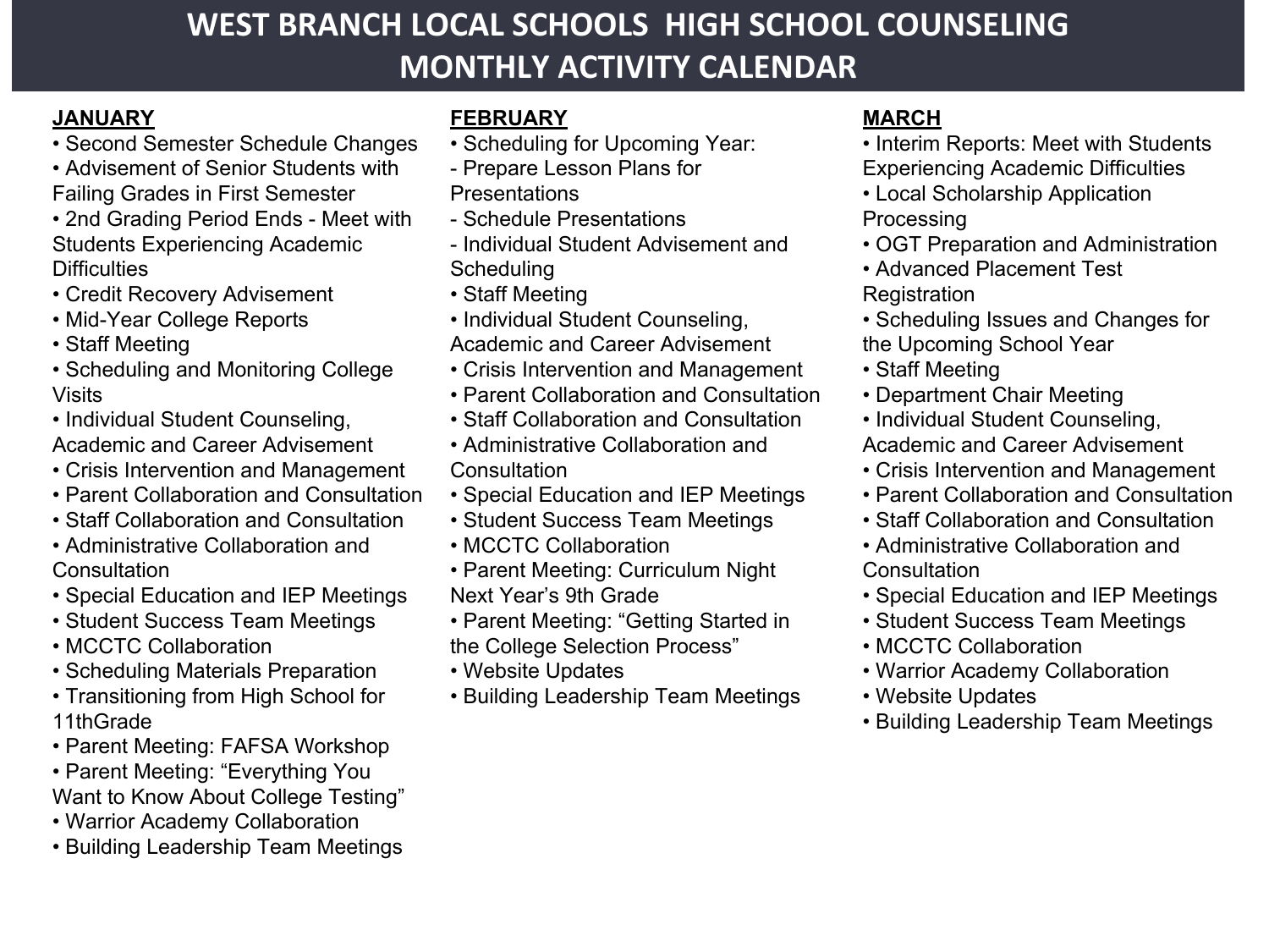# WEST BRANCH LOCAL SCHOOLS HIGH SCHOOL COUNSELING MONTHLY ACTIVITY CALENDAR

**JANUARY**

- Second Semester Schedule Changes
- Advisement of Senior Students with Failing Grades in First Semester
- 2nd Grading Period Ends - Meet with Students Experiencing Academic Difficulties
- Credit Recovery Advisement
- Mid-Year College Reports
- Staff Meeting
- Scheduling and Monitoring College Visits
- Individual Student Counseling, Academic and Career Advisement
- Crisis Intervention and Management
- Parent Collaboration and Consultation
- Staff Collaboration and Consultation
- Administrative Collaboration and Consultation
- Special Education and IEP Meetings
- Student Success Team Meetings
- MCCTC Collaboration
- Scheduling Materials Preparation
- Transitioning from High School for 11thGrade
- Parent Meeting: FAFSA Workshop
- Parent Meeting: "Everything You Want to Know About College Testing"
- Warrior Academy Collaboration
- Building Leadership Team Meetings

**FEBRUARY**

- Scheduling for Upcoming Year:
  - Prepare Lesson Plans for Presentations
  - Schedule Presentations
  - Individual Student Advisement and Scheduling
- Staff Meeting
- Individual Student Counseling, Academic and Career Advisement
- Crisis Intervention and Management
- Parent Collaboration and Consultation
- Staff Collaboration and Consultation
- Administrative Collaboration and Consultation
- Special Education and IEP Meetings
- Student Success Team Meetings
- MCCTC Collaboration
- Parent Meeting: Curriculum Night Next Year's 9th Grade
- Parent Meeting: "Getting Started in the College Selection Process"
- Website Updates
- Building Leadership Team Meetings

**MARCH**

- Interim Reports: Meet with Students Experiencing Academic Difficulties
- Local Scholarship Application Processing
- OGT Preparation and Administration
- Advanced Placement Test Registration
- Scheduling Issues and Changes for the Upcoming School Year
- Staff Meeting
- Department Chair Meeting
- Individual Student Counseling, Academic and Career Advisement
- Crisis Intervention and Management
- Parent Collaboration and Consultation
- Staff Collaboration and Consultation
- Administrative Collaboration and Consultation
- Special Education and IEP Meetings
- Student Success Team Meetings
- MCCTC Collaboration
- Warrior Academy Collaboration
- Website Updates
- Building Leadership Team Meetings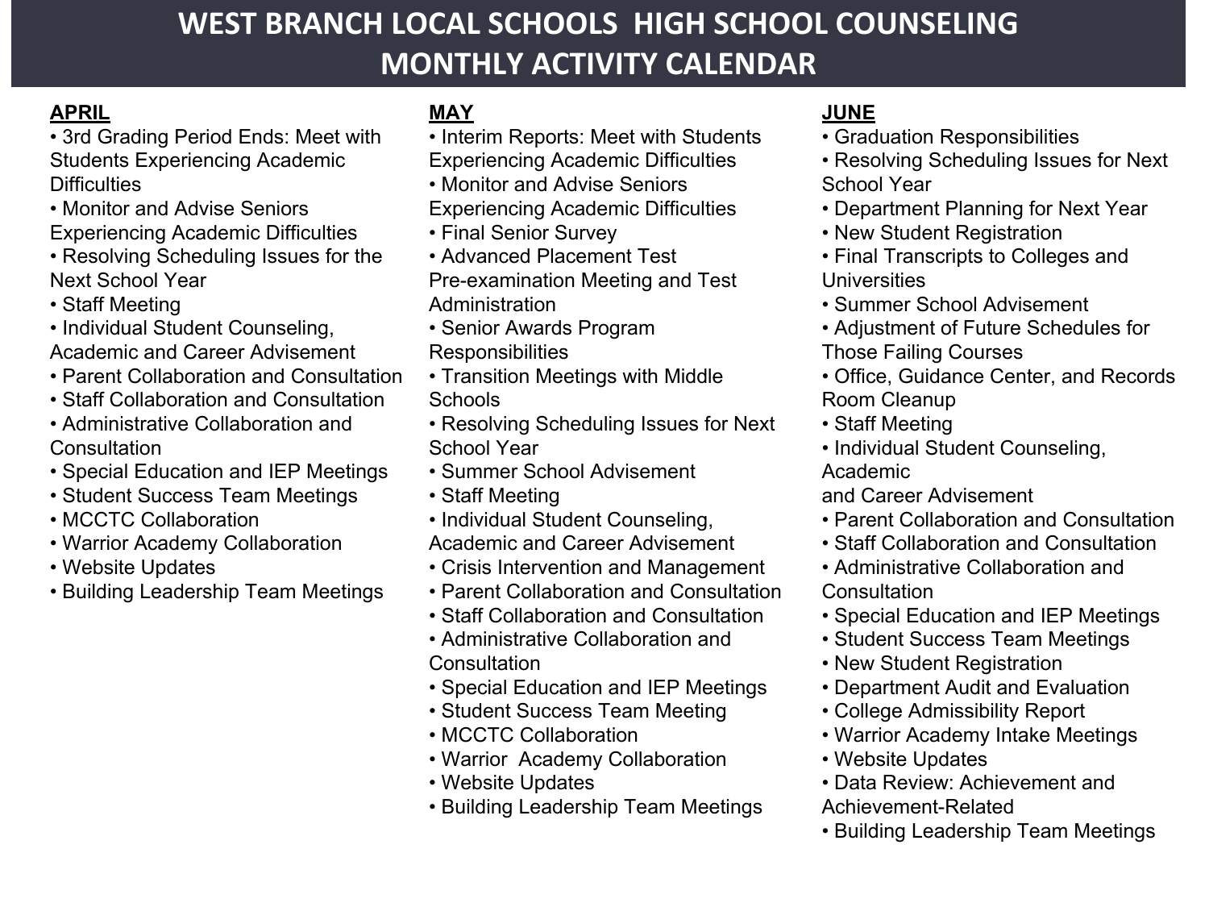# WEST BRANCH LOCAL SCHOOLS HIGH SCHOOL COUNSELING MONTHLY ACTIVITY CALENDAR

## APRIL

- 3rd Grading Period Ends: Meet with Students Experiencing Academic Difficulties
- Monitor and Advise Seniors Experiencing Academic Difficulties
- Resolving Scheduling Issues for the Next School Year
- Staff Meeting
- Individual Student Counseling, Academic and Career Advisement
- Parent Collaboration and Consultation
- Staff Collaboration and Consultation
- Administrative Collaboration and Consultation
- Special Education and IEP Meetings
- Student Success Team Meetings
- MCCTC Collaboration
- Warrior Academy Collaboration
- Website Updates
- Building Leadership Team Meetings

## MAY

- Interim Reports: Meet with Students Experiencing Academic Difficulties
- Monitor and Advise Seniors Experiencing Academic Difficulties
- Final Senior Survey
- Advanced Placement Test Pre-examination Meeting and Test Administration
- Senior Awards Program Responsibilities
- Transition Meetings with Middle Schools
- Resolving Scheduling Issues for Next School Year
- Summer School Advisement
- Staff Meeting
- Individual Student Counseling, Academic and Career Advisement
- Crisis Intervention and Management
- Parent Collaboration and Consultation
- Staff Collaboration and Consultation
- Administrative Collaboration and Consultation
- Special Education and IEP Meetings
- Student Success Team Meeting
- MCCTC Collaboration
- Warrior Academy Collaboration
- Website Updates
- Building Leadership Team Meetings

## JUNE

- Graduation Responsibilities
- Resolving Scheduling Issues for Next School Year
- Department Planning for Next Year
- New Student Registration
- Final Transcripts to Colleges and Universities
- Summer School Advisement
- Adjustment of Future Schedules for Those Failing Courses
- Office, Guidance Center, and Records Room Cleanup
- Staff Meeting
- Individual Student Counseling, Academic and Career Advisement
- Parent Collaboration and Consultation
- Staff Collaboration and Consultation
- Administrative Collaboration and Consultation
- Special Education and IEP Meetings
- Student Success Team Meetings
- New Student Registration
- Department Audit and Evaluation
- College Admissibility Report
- Warrior Academy Intake Meetings
- Website Updates
- Data Review: Achievement and Achievement-Related
- Building Leadership Team Meetings